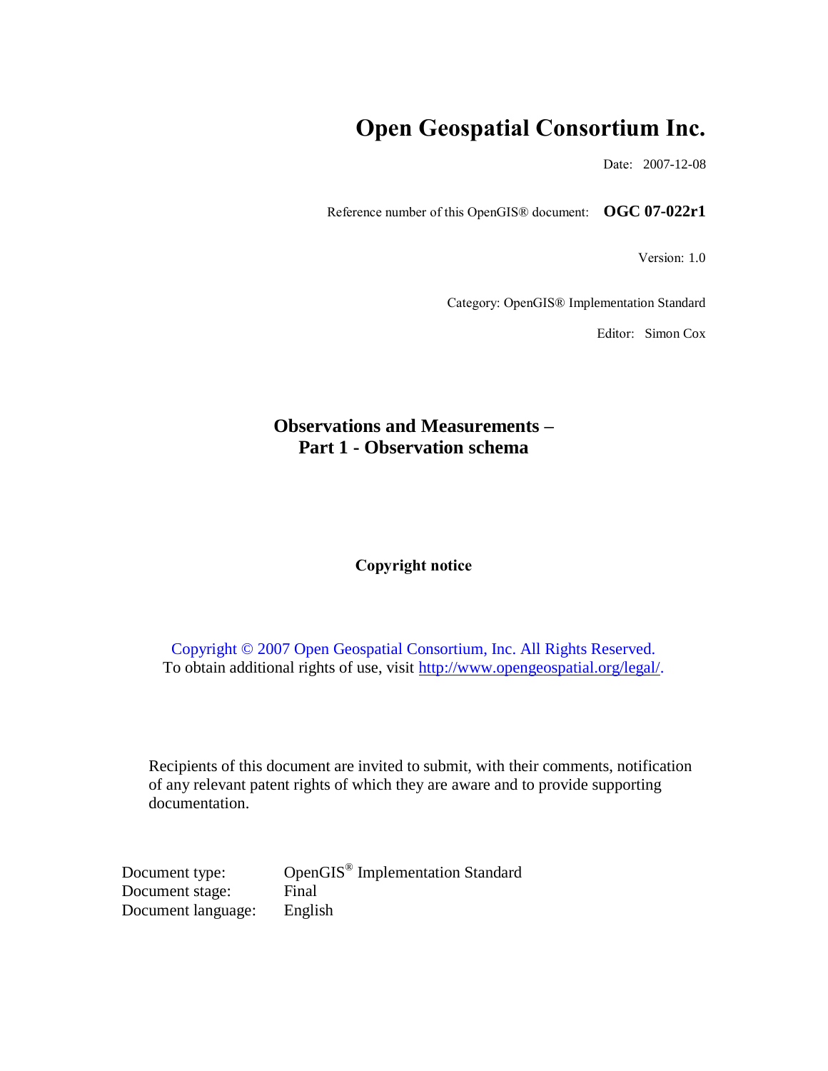# Open Geospatial Consortium Inc.

Date: 2007-12-08

Reference number of this OpenGIS® document: **OGC 07-022r1**

Version: 1.0

Category: OpenGIS® Implementation Standard

Editor: Simon Cox

## Observations and Measurements – Part 1 - Observation schema

### Copyright notice

Copyright © 2007 Open Geospatial Consortium, Inc. All Rights Reserved.
To obtain additional rights of use, visit http://www.opengeospatial.org/legal/.

Recipients of this document are invited to submit, with their comments, notification of any relevant patent rights of which they are aware and to provide supporting documentation.

| | |
|---|---|
| Document type: | OpenGIS® Implementation Standard |
| Document stage: | Final |
| Document language: | English |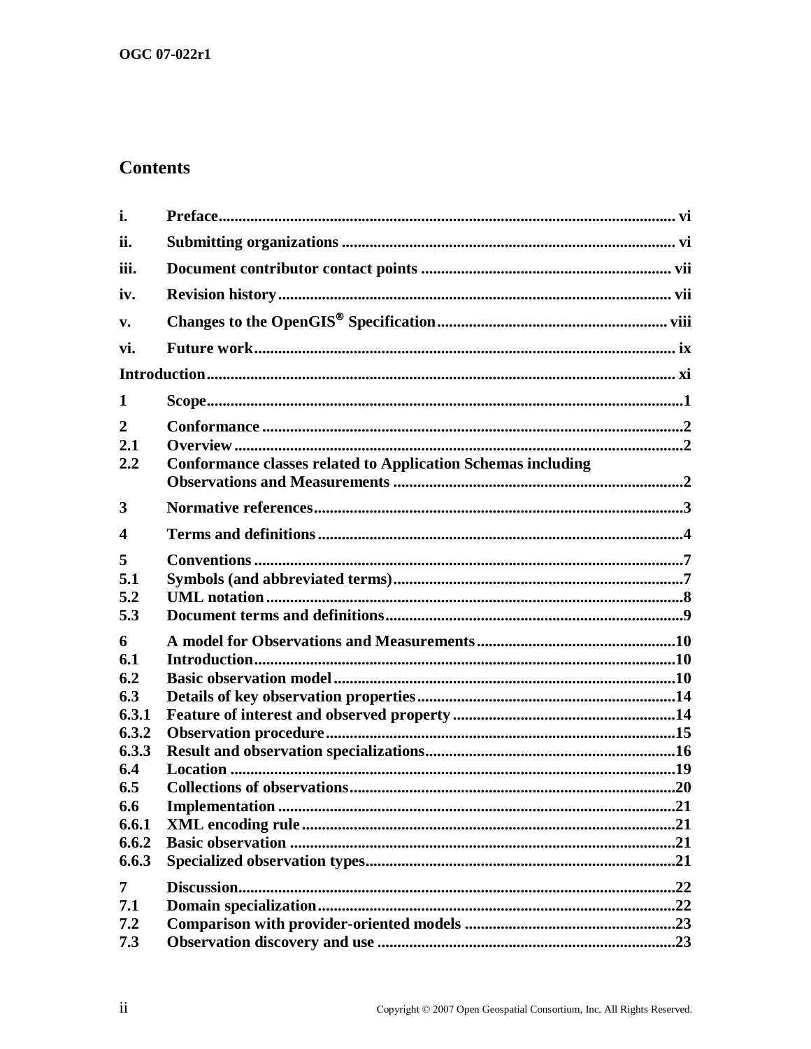## Contents

i. Preface ... vi

ii. Submitting organizations ... vi

iii. Document contributor contact points ... vii

iv. Revision history ... vii

v. Changes to the OpenGIS® Specification ... viii

vi. Future work ... ix

Introduction ... xi

1 Scope ... 1

2 Conformance ... 2
2.1 Overview ... 2
2.2 Conformance classes related to Application Schemas including Observations and Measurements ... 2

3 Normative references ... 3

4 Terms and definitions ... 4

5 Conventions ... 7
5.1 Symbols (and abbreviated terms) ... 7
5.2 UML notation ... 8
5.3 Document terms and definitions ... 9

6 A model for Observations and Measurements ... 10
6.1 Introduction ... 10
6.2 Basic observation model ... 10
6.3 Details of key observation properties ... 14
6.3.1 Feature of interest and observed property ... 14
6.3.2 Observation procedure ... 15
6.3.3 Result and observation specializations ... 16
6.4 Location ... 19
6.5 Collections of observations ... 20
6.6 Implementation ... 21
6.6.1 XML encoding rule ... 21
6.6.2 Basic observation ... 21
6.6.3 Specialized observation types ... 21

7 Discussion ... 22
7.1 Domain specialization ... 22
7.2 Comparison with provider-oriented models ... 23
7.3 Observation discovery and use ... 23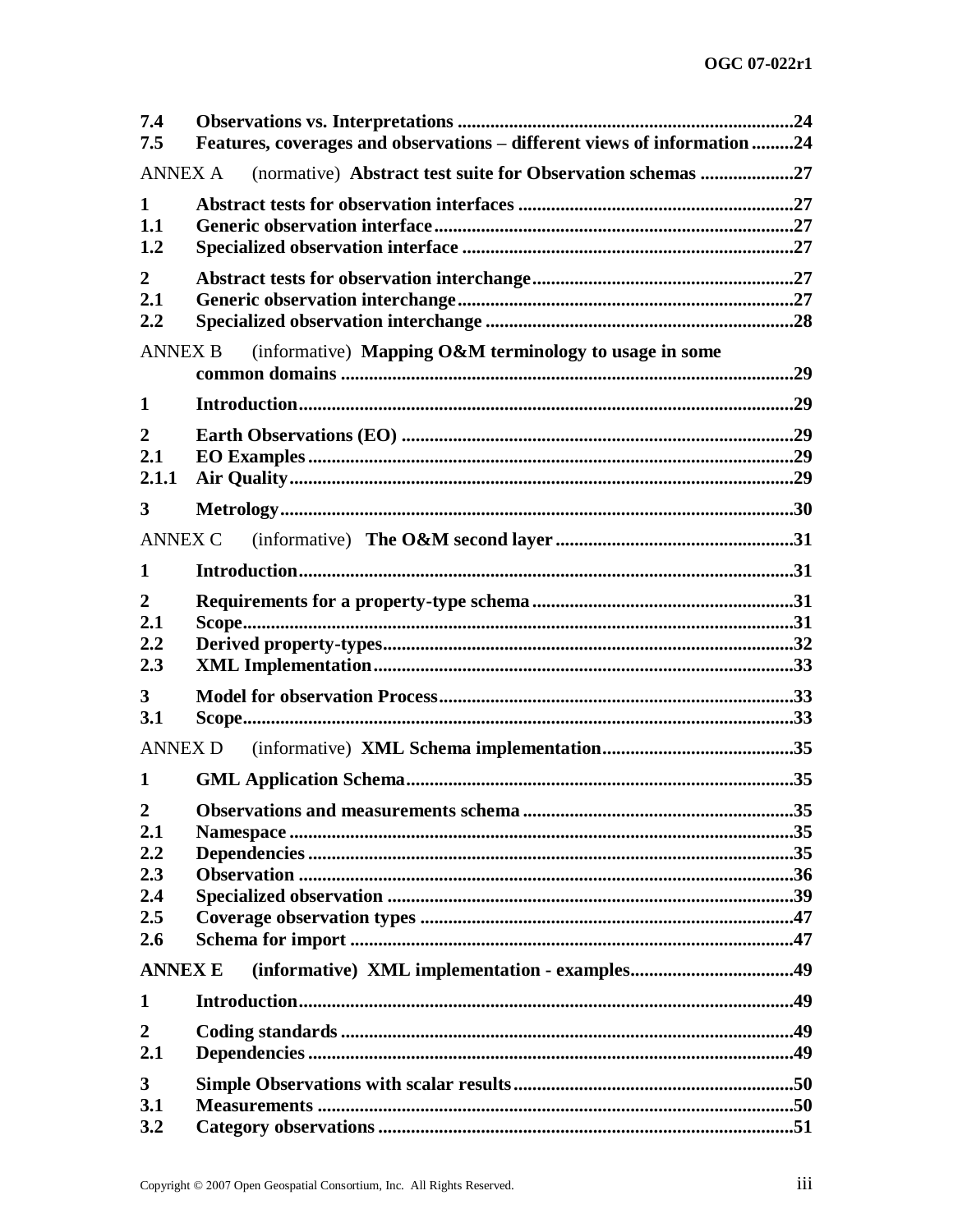7.4 **Observations vs. Interpretations** ......................................................................24
7.5 **Features, coverages and observations – different views of information** .........24

ANNEX A (normative) **Abstract test suite for Observation schemas** ....................27

1 **Abstract tests for observation interfaces** ..........................................................27
1.1 **Generic observation interface** ............................................................................27
1.2 **Specialized observation interface** ......................................................................27

2 **Abstract tests for observation interchange** .......................................................27
2.1 **Generic observation interchange** .......................................................................27
2.2 **Specialized observation interchange** .................................................................28

ANNEX B (informative) **Mapping O&M terminology to usage in some common domains** .................................................................................................29

1 **Introduction** ........................................................................................................29

2 **Earth Observations (EO)** ...................................................................................29
2.1 **EO Examples** .......................................................................................................29
2.1.1 **Air Quality** ..........................................................................................................29

3 **Metrology** .............................................................................................................30

ANNEX C (informative) **The O&M second layer** ..................................................31

1 **Introduction** ........................................................................................................31

2 **Requirements for a property-type schema** .......................................................31
2.1 **Scope** ....................................................................................................................31
2.2 **Derived property-types** .......................................................................................32
2.3 **XML Implementation** .........................................................................................33

3 **Model for observation Process** ...........................................................................33
3.1 **Scope** .....................................................................................................................33

ANNEX D (informative) **XML Schema implementation** ........................................35

1 **GML Application Schema** ..................................................................................35

2 **Observations and measurements schema** .........................................................35
2.1 **Namespace** ...........................................................................................................35
2.2 **Dependencies** .......................................................................................................35
2.3 **Observation** ........................................................................................................36
2.4 **Specialized observation** ......................................................................................39
2.5 **Coverage observation types** ...............................................................................47
2.6 **Schema for import** ..............................................................................................47

**ANNEX E (informative) XML implementation - examples** ...................................49

1 **Introduction** ........................................................................................................49

2 **Coding standards** ................................................................................................49
2.1 **Dependencies** .......................................................................................................49

3 **Simple Observations with scalar results** ............................................................50
3.1 **Measurements** ......................................................................................................50
3.2 **Category observations** ........................................................................................51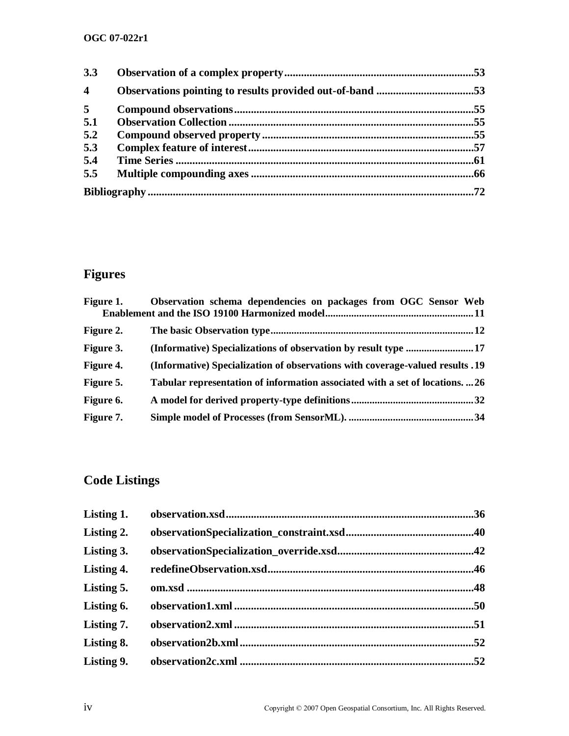| | | |
|---|---|---|
| 3.3 | Observation of a complex property | 53 |
| 4 | Observations pointing to results provided out-of-band | 53 |
| 5 | Compound observations | 55 |
| 5.1 | Observation Collection | 55 |
| 5.2 | Compound observed property | 55 |
| 5.3 | Complex feature of interest | 57 |
| 5.4 | Time Series | 61 |
| 5.5 | Multiple compounding axes | 66 |
| Bibliography | | 72 |

## Figures

| | | |
|---|---|---|
| Figure 1. | Observation schema dependencies on packages from OGC Sensor Web Enablement and the ISO 19100 Harmonized model | 11 |
| Figure 2. | The basic Observation type | 12 |
| Figure 3. | (Informative) Specializations of observation by result type | 17 |
| Figure 4. | (Informative) Specialization of observations with coverage-valued results | 19 |
| Figure 5. | Tabular representation of information associated with a set of locations. | 26 |
| Figure 6. | A model for derived property-type definitions | 32 |
| Figure 7. | Simple model of Processes (from SensorML). | 34 |

## Code Listings

| | | |
|---|---|---|
| Listing 1. | observation.xsd | 36 |
| Listing 2. | observationSpecialization_constraint.xsd | 40 |
| Listing 3. | observationSpecialization_override.xsd | 42 |
| Listing 4. | redefineObservation.xsd | 46 |
| Listing 5. | om.xsd | 48 |
| Listing 6. | observation1.xml | 50 |
| Listing 7. | observation2.xml | 51 |
| Listing 8. | observation2b.xml | 52 |
| Listing 9. | observation2c.xml | 52 |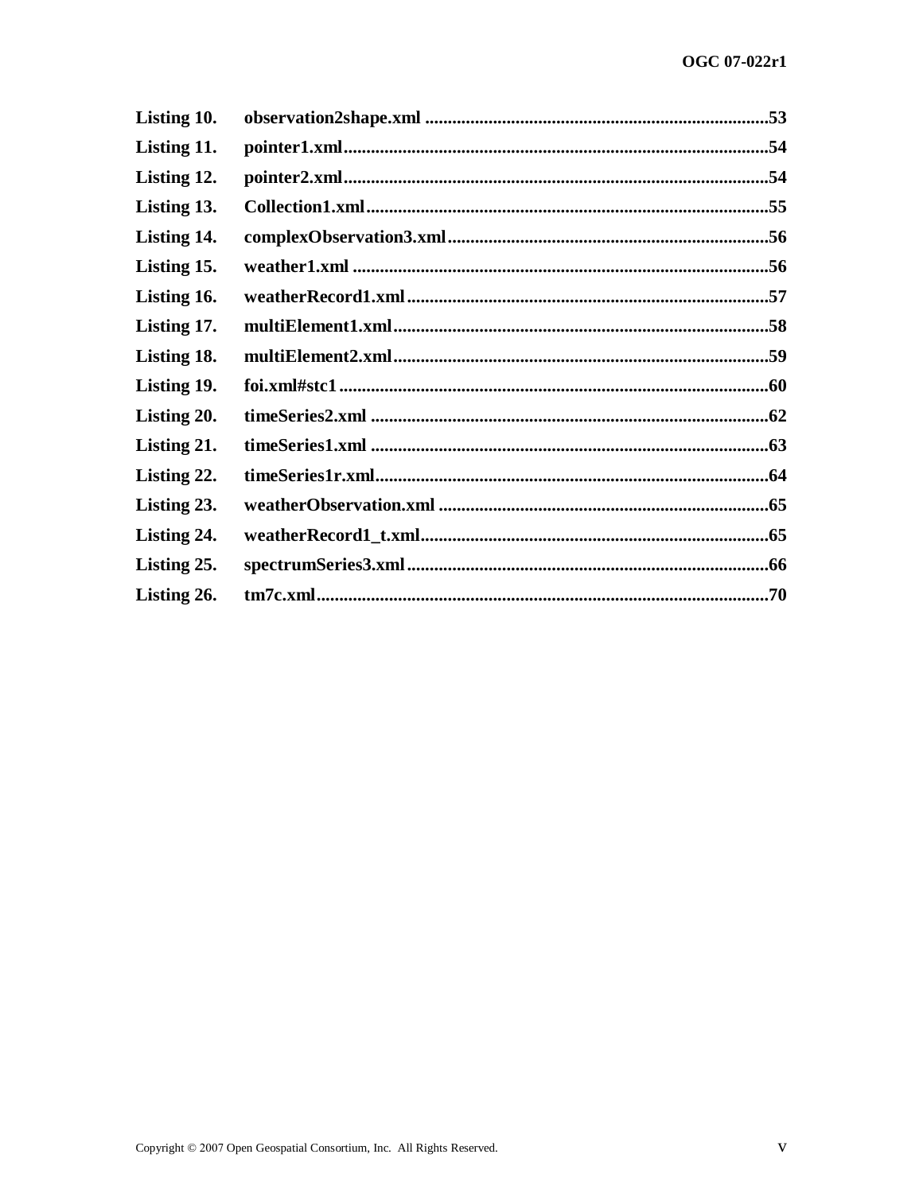**Listing 10. observation2shape.xml ........................................................................53**

**Listing 11. pointer1.xml..............................................................................................54**

**Listing 12. pointer2.xml..............................................................................................54**

**Listing 13. Collection1.xml.........................................................................................55**

**Listing 14. complexObservation3.xml......................................................................56**

**Listing 15. weather1.xml .............................................................................................56**

**Listing 16. weatherRecord1.xml ................................................................................57**

**Listing 17. multiElement1.xml...................................................................................58**

**Listing 18. multiElement2.xml...................................................................................59**

**Listing 19. foi.xml#stc1 ...............................................................................................60**

**Listing 20. timeSeries2.xml ........................................................................................62**

**Listing 21. timeSeries1.xml ........................................................................................63**

**Listing 22. timeSeries1r.xml.......................................................................................64**

**Listing 23. weatherObservation.xml .........................................................................65**

**Listing 24. weatherRecord1_t.xml.............................................................................65**

**Listing 25. spectrumSeries3.xml ................................................................................66**

**Listing 26. tm7c.xml....................................................................................................70**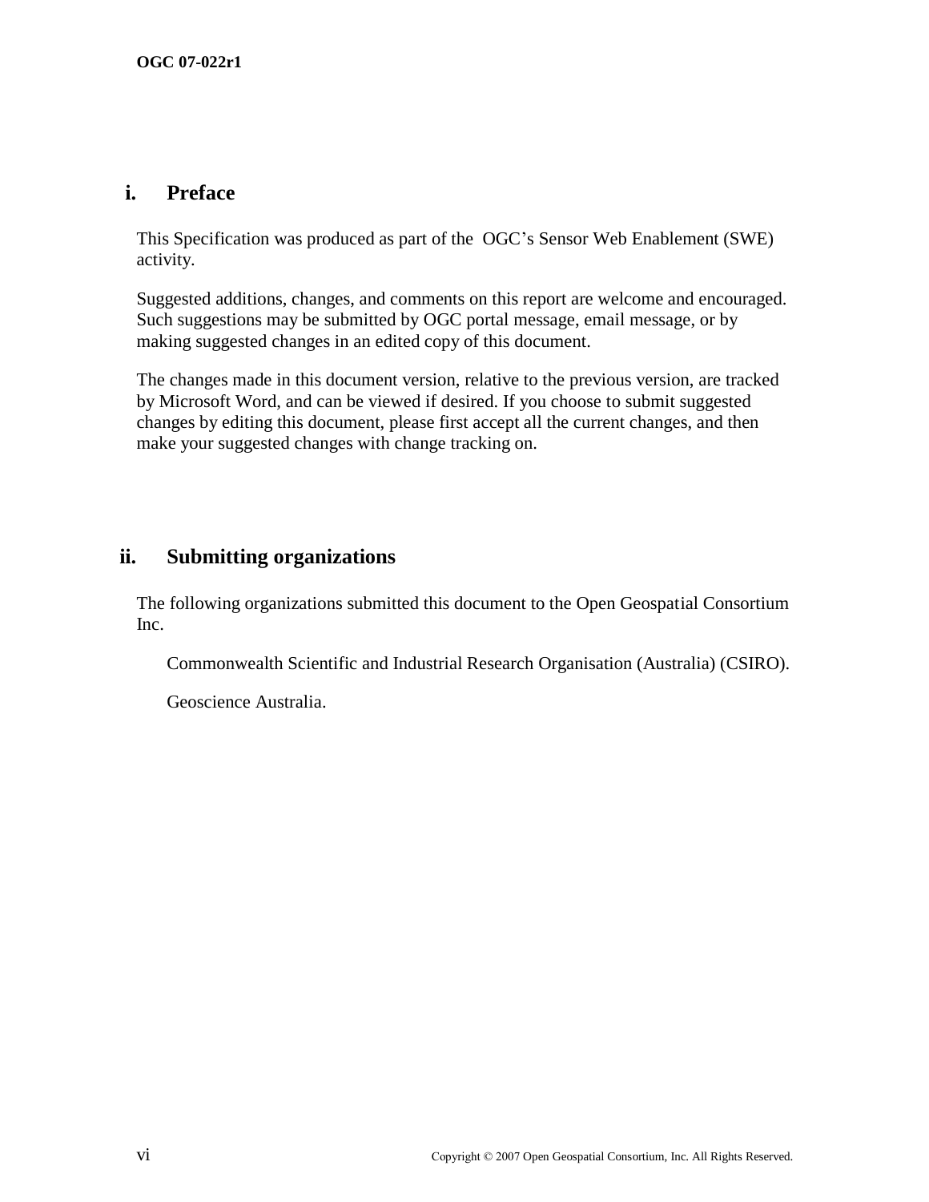## i. Preface

This Specification was produced as part of the OGC's Sensor Web Enablement (SWE) activity.

Suggested additions, changes, and comments on this report are welcome and encouraged. Such suggestions may be submitted by OGC portal message, email message, or by making suggested changes in an edited copy of this document.

The changes made in this document version, relative to the previous version, are tracked by Microsoft Word, and can be viewed if desired. If you choose to submit suggested changes by editing this document, please first accept all the current changes, and then make your suggested changes with change tracking on.

## ii. Submitting organizations

The following organizations submitted this document to the Open Geospatial Consortium Inc.

Commonwealth Scientific and Industrial Research Organisation (Australia) (CSIRO).

Geoscience Australia.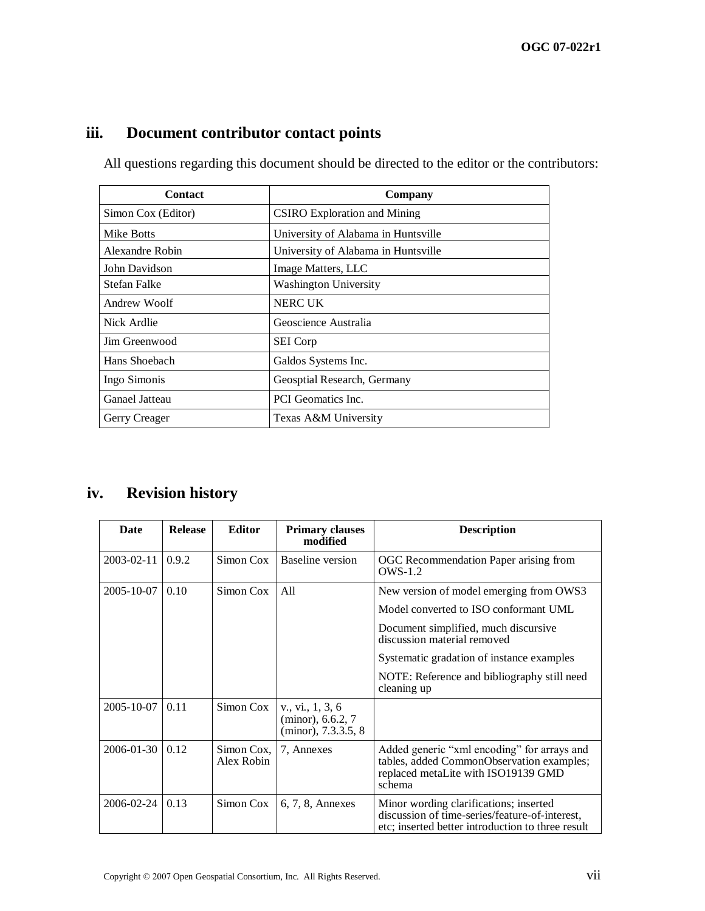## iii. Document contributor contact points

All questions regarding this document should be directed to the editor or the contributors:

| Contact | Company |
|---|---|
| Simon Cox (Editor) | CSIRO Exploration and Mining |
| Mike Botts | University of Alabama in Huntsville |
| Alexandre Robin | University of Alabama in Huntsville |
| John Davidson | Image Matters, LLC |
| Stefan Falke | Washington University |
| Andrew Woolf | NERC UK |
| Nick Ardlie | Geoscience Australia |
| Jim Greenwood | SEI Corp |
| Hans Shoebach | Galdos Systems Inc. |
| Ingo Simonis | Geosptial Research, Germany |
| Ganael Jatteau | PCI Geomatics Inc. |
| Gerry Creager | Texas A&M University |

## iv. Revision history

| Date | Release | Editor | Primary clauses modified | Description |
|---|---|---|---|---|
| 2003-02-11 | 0.9.2 | Simon Cox | Baseline version | OGC Recommendation Paper arising from OWS-1.2 |
| 2005-10-07 | 0.10 | Simon Cox | All | New version of model emerging from OWS3<br>Model converted to ISO conformant UML<br>Document simplified, much discursive discussion material removed<br>Systematic gradation of instance examples<br>NOTE: Reference and bibliography still need cleaning up |
| 2005-10-07 | 0.11 | Simon Cox | v., vi., 1, 3, 6 (minor), 6.6.2, 7 (minor), 7.3.3.5, 8 | |
| 2006-01-30 | 0.12 | Simon Cox, Alex Robin | 7, Annexes | Added generic "xml encoding" for arrays and tables, added CommonObservation examples; replaced metaLite with ISO19139 GMD schema |
| 2006-02-24 | 0.13 | Simon Cox | 6, 7, 8, Annexes | Minor wording clarifications; inserted discussion of time-series/feature-of-interest, etc; inserted better introduction to three result |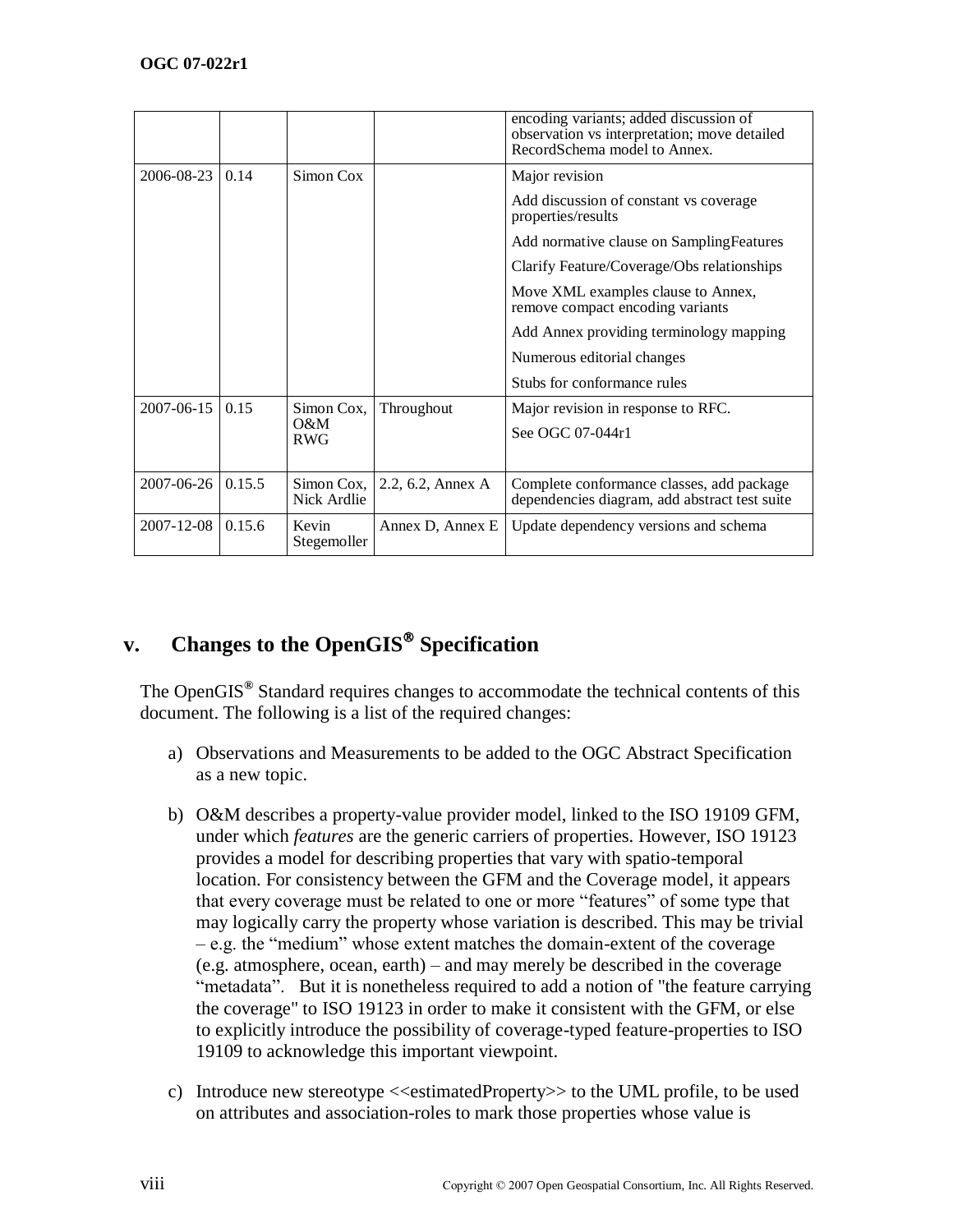| | | | | encoding variants; added discussion of observation vs interpretation; move detailed RecordSchema model to Annex. |
|---|---|---|---|---|
| 2006-08-23 | 0.14 | Simon Cox | | Major revision<br>Add discussion of constant vs coverage properties/results<br>Add normative clause on SamplingFeatures<br>Clarify Feature/Coverage/Obs relationships<br>Move XML examples clause to Annex, remove compact encoding variants<br>Add Annex providing terminology mapping<br>Numerous editorial changes<br>Stubs for conformance rules |
| 2007-06-15 | 0.15 | Simon Cox, O&M RWG | Throughout | Major revision in response to RFC.<br>See OGC 07-044r1 |
| 2007-06-26 | 0.15.5 | Simon Cox, Nick Ardlie | 2.2, 6.2, Annex A | Complete conformance classes, add package dependencies diagram, add abstract test suite |
| 2007-12-08 | 0.15.6 | Kevin Stegemoller | Annex D, Annex E | Update dependency versions and schema |

## v. Changes to the OpenGIS® Specification

The OpenGIS® Standard requires changes to accommodate the technical contents of this document. The following is a list of the required changes:

a) Observations and Measurements to be added to the OGC Abstract Specification as a new topic.

b) O&M describes a property-value provider model, linked to the ISO 19109 GFM, under which *features* are the generic carriers of properties. However, ISO 19123 provides a model for describing properties that vary with spatio-temporal location. For consistency between the GFM and the Coverage model, it appears that every coverage must be related to one or more "features" of some type that may logically carry the property whose variation is described. This may be trivial – e.g. the "medium" whose extent matches the domain-extent of the coverage (e.g. atmosphere, ocean, earth) – and may merely be described in the coverage "metadata". But it is nonetheless required to add a notion of "the feature carrying the coverage" to ISO 19123 in order to make it consistent with the GFM, or else to explicitly introduce the possibility of coverage-typed feature-properties to ISO 19109 to acknowledge this important viewpoint.

c) Introduce new stereotype <<estimatedProperty>> to the UML profile, to be used on attributes and association-roles to mark those properties whose value is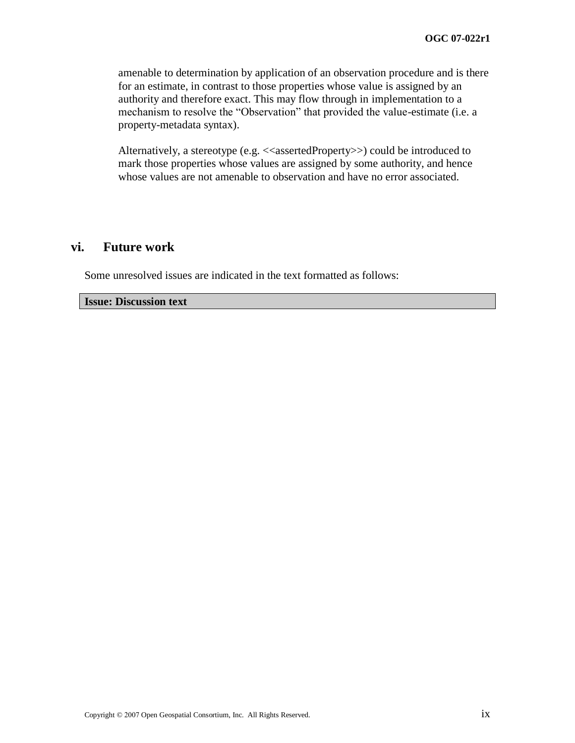amenable to determination by application of an observation procedure and is there for an estimate, in contrast to those properties whose value is assigned by an authority and therefore exact. This may flow through in implementation to a mechanism to resolve the "Observation" that provided the value-estimate (i.e. a property-metadata syntax).

Alternatively, a stereotype (e.g. <<assertedProperty>>) could be introduced to mark those properties whose values are assigned by some authority, and hence whose values are not amenable to observation and have no error associated.

## vi. Future work

Some unresolved issues are indicated in the text formatted as follows:

| **Issue: Discussion text** |
| --- |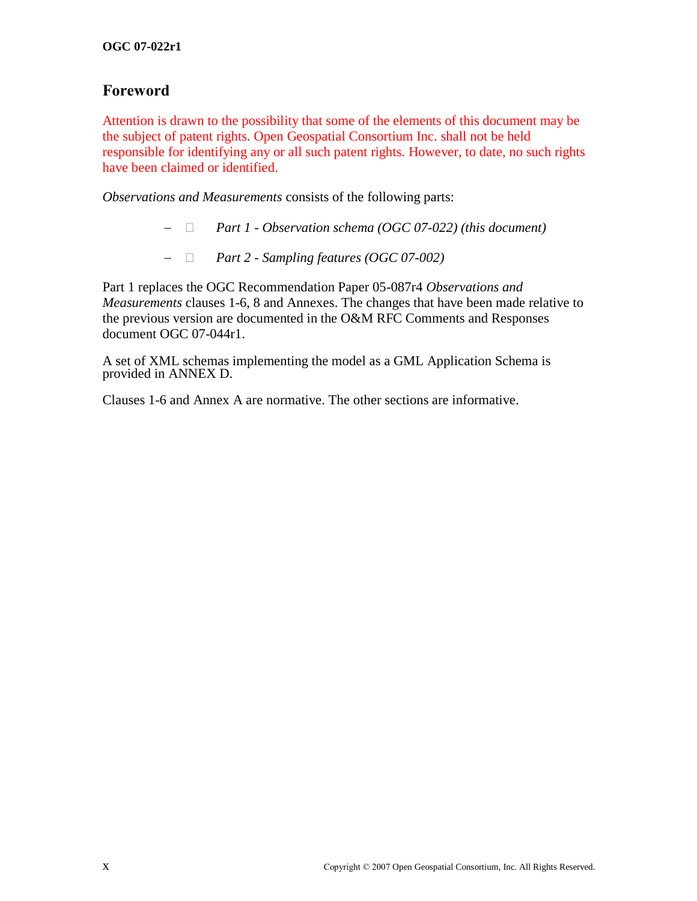## Foreword

Attention is drawn to the possibility that some of the elements of this document may be the subject of patent rights. Open Geospatial Consortium Inc. shall not be held responsible for identifying any or all such patent rights. However, to date, no such rights have been claimed or identified.

*Observations and Measurements* consists of the following parts:

- *Part 1 - Observation schema (OGC 07-022) (this document)*
- *Part 2 - Sampling features (OGC 07-002)*

Part 1 replaces the OGC Recommendation Paper 05-087r4 *Observations and Measurements* clauses 1-6, 8 and Annexes. The changes that have been made relative to the previous version are documented in the O&M RFC Comments and Responses document OGC 07-044r1.

A set of XML schemas implementing the model as a GML Application Schema is provided in ANNEX D.

Clauses 1-6 and Annex A are normative. The other sections are informative.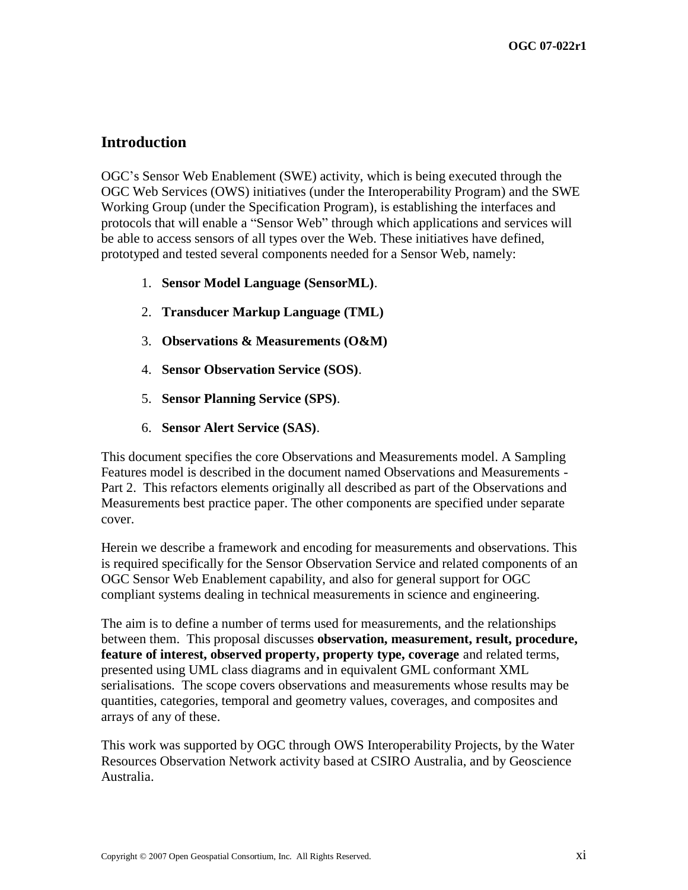## Introduction

OGC's Sensor Web Enablement (SWE) activity, which is being executed through the OGC Web Services (OWS) initiatives (under the Interoperability Program) and the SWE Working Group (under the Specification Program), is establishing the interfaces and protocols that will enable a "Sensor Web" through which applications and services will be able to access sensors of all types over the Web. These initiatives have defined, prototyped and tested several components needed for a Sensor Web, namely:

1. **Sensor Model Language (SensorML)**.
2. **Transducer Markup Language (TML)**
3. **Observations & Measurements (O&M)**
4. **Sensor Observation Service (SOS)**.
5. **Sensor Planning Service (SPS)**.
6. **Sensor Alert Service (SAS)**.

This document specifies the core Observations and Measurements model. A Sampling Features model is described in the document named Observations and Measurements - Part 2. This refactors elements originally all described as part of the Observations and Measurements best practice paper. The other components are specified under separate cover.

Herein we describe a framework and encoding for measurements and observations. This is required specifically for the Sensor Observation Service and related components of an OGC Sensor Web Enablement capability, and also for general support for OGC compliant systems dealing in technical measurements in science and engineering.

The aim is to define a number of terms used for measurements, and the relationships between them. This proposal discusses **observation, measurement, result, procedure, feature of interest, observed property, property type, coverage** and related terms, presented using UML class diagrams and in equivalent GML conformant XML serialisations. The scope covers observations and measurements whose results may be quantities, categories, temporal and geometry values, coverages, and composites and arrays of any of these.

This work was supported by OGC through OWS Interoperability Projects, by the Water Resources Observation Network activity based at CSIRO Australia, and by Geoscience Australia.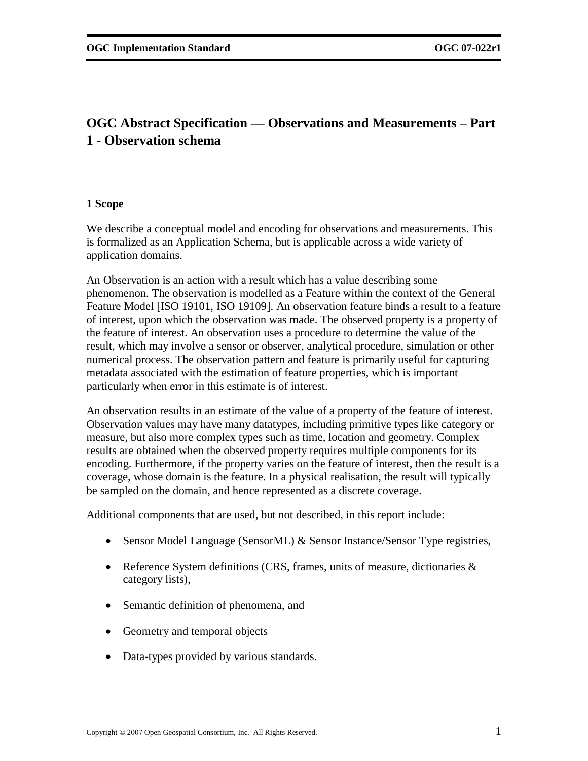# OGC Abstract Specification — Observations and Measurements – Part 1 - Observation schema

## 1 Scope

We describe a conceptual model and encoding for observations and measurements. This is formalized as an Application Schema, but is applicable across a wide variety of application domains.

An Observation is an action with a result which has a value describing some phenomenon. The observation is modelled as a Feature within the context of the General Feature Model [ISO 19101, ISO 19109]. An observation feature binds a result to a feature of interest, upon which the observation was made. The observed property is a property of the feature of interest. An observation uses a procedure to determine the value of the result, which may involve a sensor or observer, analytical procedure, simulation or other numerical process. The observation pattern and feature is primarily useful for capturing metadata associated with the estimation of feature properties, which is important particularly when error in this estimate is of interest.

An observation results in an estimate of the value of a property of the feature of interest. Observation values may have many datatypes, including primitive types like category or measure, but also more complex types such as time, location and geometry. Complex results are obtained when the observed property requires multiple components for its encoding. Furthermore, if the property varies on the feature of interest, then the result is a coverage, whose domain is the feature. In a physical realisation, the result will typically be sampled on the domain, and hence represented as a discrete coverage.

Additional components that are used, but not described, in this report include:

- Sensor Model Language (SensorML) & Sensor Instance/Sensor Type registries,
- Reference System definitions (CRS, frames, units of measure, dictionaries & category lists),
- Semantic definition of phenomena, and
- Geometry and temporal objects
- Data-types provided by various standards.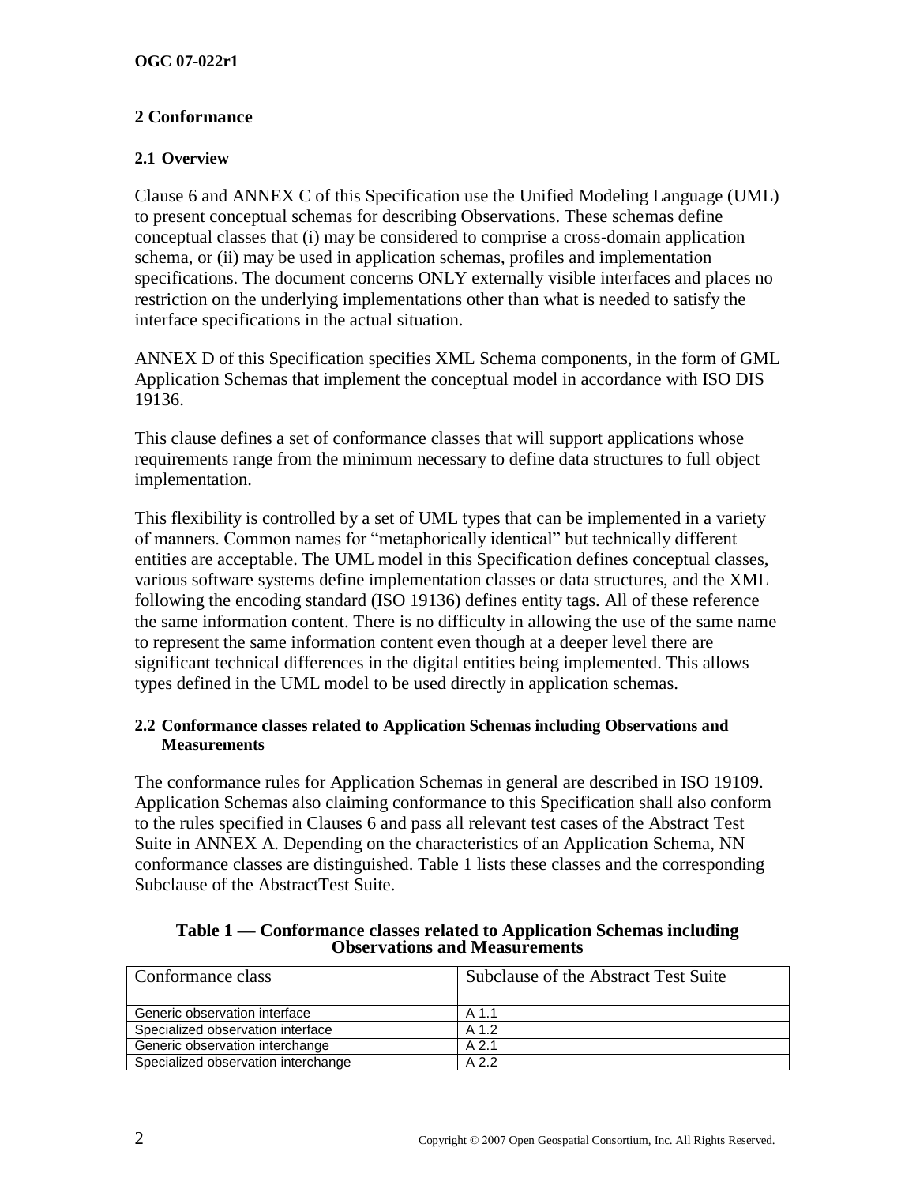## 2 Conformance

### 2.1 Overview

Clause 6 and ANNEX C of this Specification use the Unified Modeling Language (UML) to present conceptual schemas for describing Observations. These schemas define conceptual classes that (i) may be considered to comprise a cross-domain application schema, or (ii) may be used in application schemas, profiles and implementation specifications. The document concerns ONLY externally visible interfaces and places no restriction on the underlying implementations other than what is needed to satisfy the interface specifications in the actual situation.

ANNEX D of this Specification specifies XML Schema components, in the form of GML Application Schemas that implement the conceptual model in accordance with ISO DIS 19136.

This clause defines a set of conformance classes that will support applications whose requirements range from the minimum necessary to define data structures to full object implementation.

This flexibility is controlled by a set of UML types that can be implemented in a variety of manners. Common names for "metaphorically identical" but technically different entities are acceptable. The UML model in this Specification defines conceptual classes, various software systems define implementation classes or data structures, and the XML following the encoding standard (ISO 19136) defines entity tags. All of these reference the same information content. There is no difficulty in allowing the use of the same name to represent the same information content even though at a deeper level there are significant technical differences in the digital entities being implemented. This allows types defined in the UML model to be used directly in application schemas.

### 2.2 Conformance classes related to Application Schemas including Observations and Measurements

The conformance rules for Application Schemas in general are described in ISO 19109. Application Schemas also claiming conformance to this Specification shall also conform to the rules specified in Clauses 6 and pass all relevant test cases of the Abstract Test Suite in ANNEX A. Depending on the characteristics of an Application Schema, NN conformance classes are distinguished. Table 1 lists these classes and the corresponding Subclause of the AbstractTest Suite.

**Table 1 — Conformance classes related to Application Schemas including Observations and Measurements**

| Conformance class | Subclause of the Abstract Test Suite |
|---|---|
| Generic observation interface | A 1.1 |
| Specialized observation interface | A 1.2 |
| Generic observation interchange | A 2.1 |
| Specialized observation interchange | A 2.2 |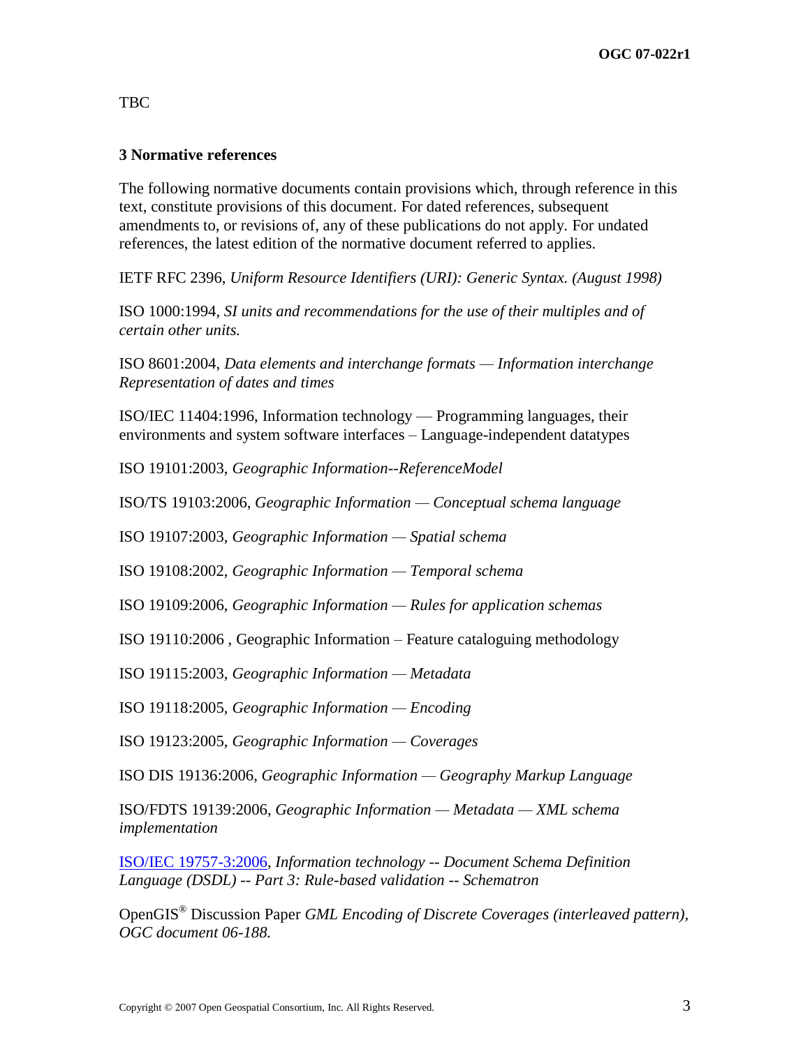TBC

## 3 Normative references

The following normative documents contain provisions which, through reference in this text, constitute provisions of this document. For dated references, subsequent amendments to, or revisions of, any of these publications do not apply. For undated references, the latest edition of the normative document referred to applies.

IETF RFC 2396, *Uniform Resource Identifiers (URI): Generic Syntax. (August 1998)*

ISO 1000:1994, *SI units and recommendations for the use of their multiples and of certain other units.*

ISO 8601:2004, *Data elements and interchange formats — Information interchange Representation of dates and times*

ISO/IEC 11404:1996, Information technology — Programming languages, their environments and system software interfaces – Language-independent datatypes

ISO 19101:2003, *Geographic Information--ReferenceModel*

ISO/TS 19103:2006, *Geographic Information — Conceptual schema language*

ISO 19107:2003, *Geographic Information — Spatial schema*

ISO 19108:2002, *Geographic Information — Temporal schema*

ISO 19109:2006, *Geographic Information — Rules for application schemas*

ISO 19110:2006 , Geographic Information – Feature cataloguing methodology

ISO 19115:2003, *Geographic Information — Metadata*

ISO 19118:2005, *Geographic Information — Encoding*

ISO 19123:2005, *Geographic Information — Coverages*

ISO DIS 19136:2006, *Geographic Information — Geography Markup Language*

ISO/FDTS 19139:2006, *Geographic Information — Metadata — XML schema implementation*

ISO/IEC 19757-3:2006, *Information technology -- Document Schema Definition Language (DSDL) -- Part 3: Rule-based validation -- Schematron*

OpenGIS® Discussion Paper *GML Encoding of Discrete Coverages (interleaved pattern), OGC document 06-188.*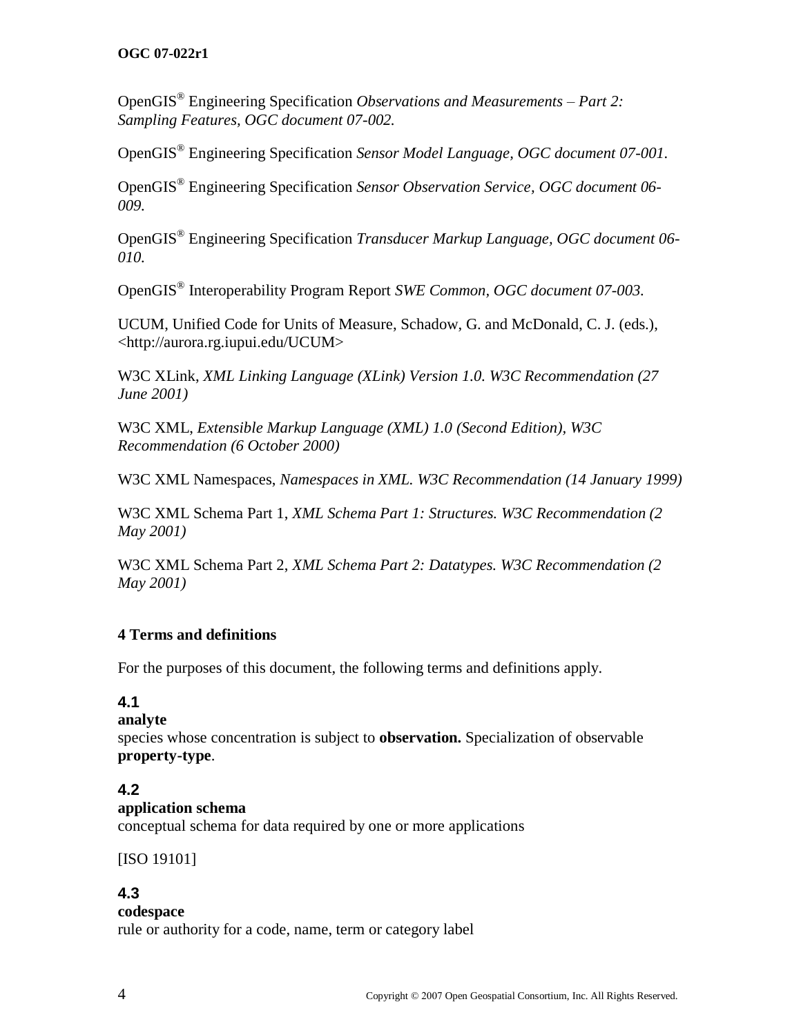OpenGIS® Engineering Specification *Observations and Measurements – Part 2: Sampling Features, OGC document 07-002.*

OpenGIS® Engineering Specification *Sensor Model Language, OGC document 07-001.*

OpenGIS® Engineering Specification *Sensor Observation Service, OGC document 06-009.*

OpenGIS® Engineering Specification *Transducer Markup Language, OGC document 06-010.*

OpenGIS® Interoperability Program Report *SWE Common, OGC document 07-003.*

UCUM, Unified Code for Units of Measure, Schadow, G. and McDonald, C. J. (eds.), <http://aurora.rg.iupui.edu/UCUM>

W3C XLink, *XML Linking Language (XLink) Version 1.0. W3C Recommendation (27 June 2001)*

W3C XML, *Extensible Markup Language (XML) 1.0 (Second Edition), W3C Recommendation (6 October 2000)*

W3C XML Namespaces, *Namespaces in XML. W3C Recommendation (14 January 1999)*

W3C XML Schema Part 1, *XML Schema Part 1: Structures. W3C Recommendation (2 May 2001)*

W3C XML Schema Part 2, *XML Schema Part 2: Datatypes. W3C Recommendation (2 May 2001)*

## 4 Terms and definitions

For the purposes of this document, the following terms and definitions apply.

### 4.1
**analyte**
species whose concentration is subject to **observation.** Specialization of observable **property-type**.

### 4.2
**application schema**
conceptual schema for data required by one or more applications

[ISO 19101]

### 4.3
**codespace**
rule or authority for a code, name, term or category label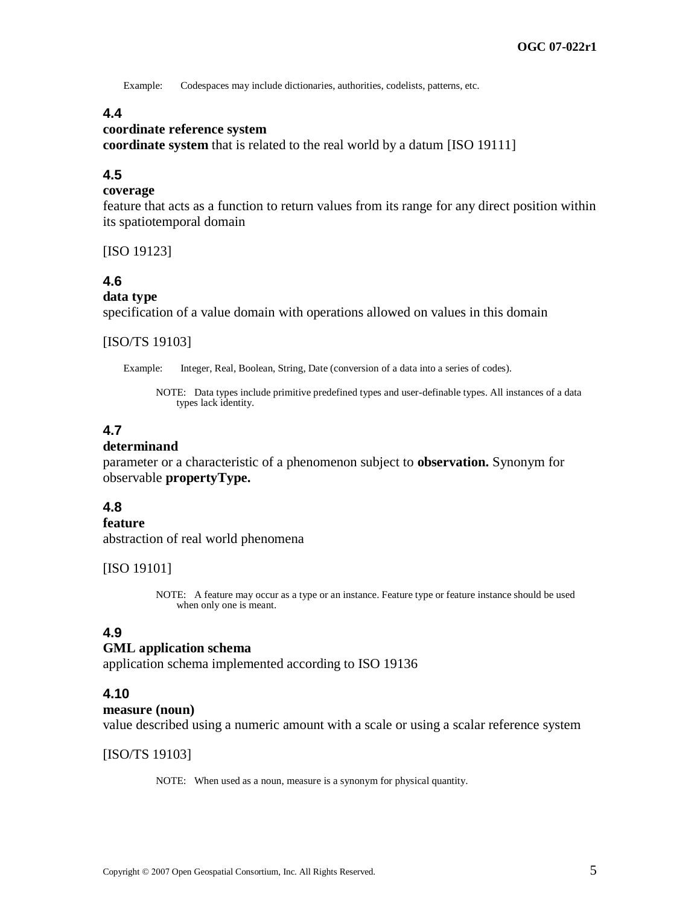Example: Codespaces may include dictionaries, authorities, codelists, patterns, etc.

### 4.4

**coordinate reference system**

**coordinate system** that is related to the real world by a datum [ISO 19111]

### 4.5

**coverage**

feature that acts as a function to return values from its range for any direct position within its spatiotemporal domain

[ISO 19123]

### 4.6

**data type**

specification of a value domain with operations allowed on values in this domain

[ISO/TS 19103]

Example: Integer, Real, Boolean, String, Date (conversion of a data into a series of codes).

NOTE: Data types include primitive predefined types and user-definable types. All instances of a data types lack identity.

### 4.7

**determinand**

parameter or a characteristic of a phenomenon subject to **observation.** Synonym for observable **propertyType.**

### 4.8

**feature**

abstraction of real world phenomena

[ISO 19101]

NOTE: A feature may occur as a type or an instance. Feature type or feature instance should be used when only one is meant.

### 4.9

**GML application schema**

application schema implemented according to ISO 19136

### 4.10

**measure (noun)**

value described using a numeric amount with a scale or using a scalar reference system

[ISO/TS 19103]

NOTE: When used as a noun, measure is a synonym for physical quantity.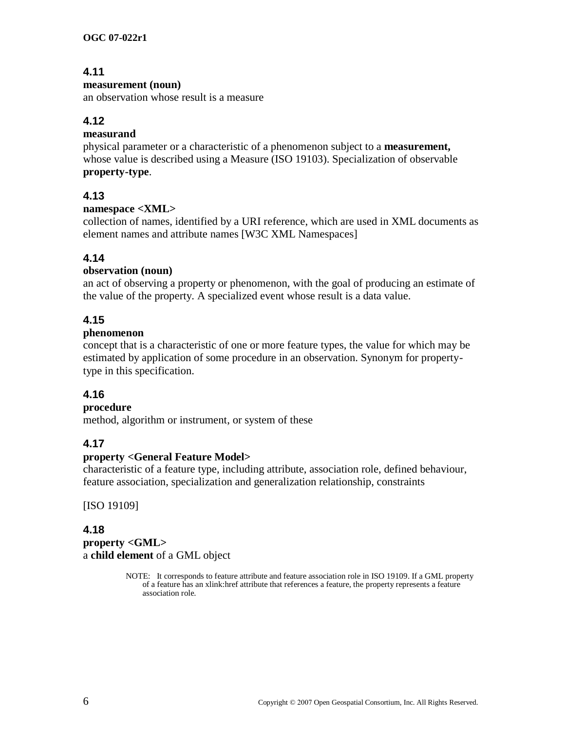### 4.11

**measurement (noun)**

an observation whose result is a measure

### 4.12

**measurand**

physical parameter or a characteristic of a phenomenon subject to a **measurement,** whose value is described using a Measure (ISO 19103). Specialization of observable **property-type**.

### 4.13

**namespace <XML>**

collection of names, identified by a URI reference, which are used in XML documents as element names and attribute names [W3C XML Namespaces]

### 4.14

**observation (noun)**

an act of observing a property or phenomenon, with the goal of producing an estimate of the value of the property. A specialized event whose result is a data value.

### 4.15

**phenomenon**

concept that is a characteristic of one or more feature types, the value for which may be estimated by application of some procedure in an observation. Synonym for property-type in this specification.

### 4.16

**procedure**

method, algorithm or instrument, or system of these

### 4.17

**property <General Feature Model>**

characteristic of a feature type, including attribute, association role, defined behaviour, feature association, specialization and generalization relationship, constraints

[ISO 19109]

### 4.18

**property <GML>**

a **child element** of a GML object

> NOTE: It corresponds to feature attribute and feature association role in ISO 19109. If a GML property of a feature has an xlink:href attribute that references a feature, the property represents a feature association role.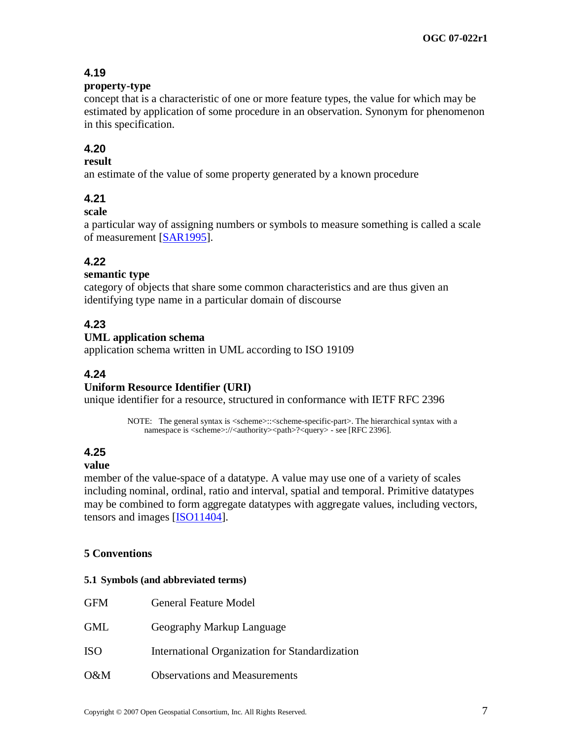### 4.19

**property-type**

concept that is a characteristic of one or more feature types, the value for which may be estimated by application of some procedure in an observation. Synonym for phenomenon in this specification.

### 4.20

**result**

an estimate of the value of some property generated by a known procedure

### 4.21

**scale**

a particular way of assigning numbers or symbols to measure something is called a scale of measurement [SAR1995].

### 4.22

**semantic type**

category of objects that share some common characteristics and are thus given an identifying type name in a particular domain of discourse

### 4.23

**UML application schema**

application schema written in UML according to ISO 19109

### 4.24

**Uniform Resource Identifier (URI)**

unique identifier for a resource, structured in conformance with IETF RFC 2396

> NOTE: The general syntax is <scheme>::<scheme-specific-part>. The hierarchical syntax with a namespace is <scheme>://<authority><path>?<query> - see [RFC 2396].

### 4.25

**value**

member of the value-space of a datatype. A value may use one of a variety of scales including nominal, ordinal, ratio and interval, spatial and temporal. Primitive datatypes may be combined to form aggregate datatypes with aggregate values, including vectors, tensors and images [ISO11404].

## 5 Conventions

### 5.1 Symbols (and abbreviated terms)

| | |
|---|---|
| GFM | General Feature Model |
| GML | Geography Markup Language |
| ISO | International Organization for Standardization |
| O&M | Observations and Measurements |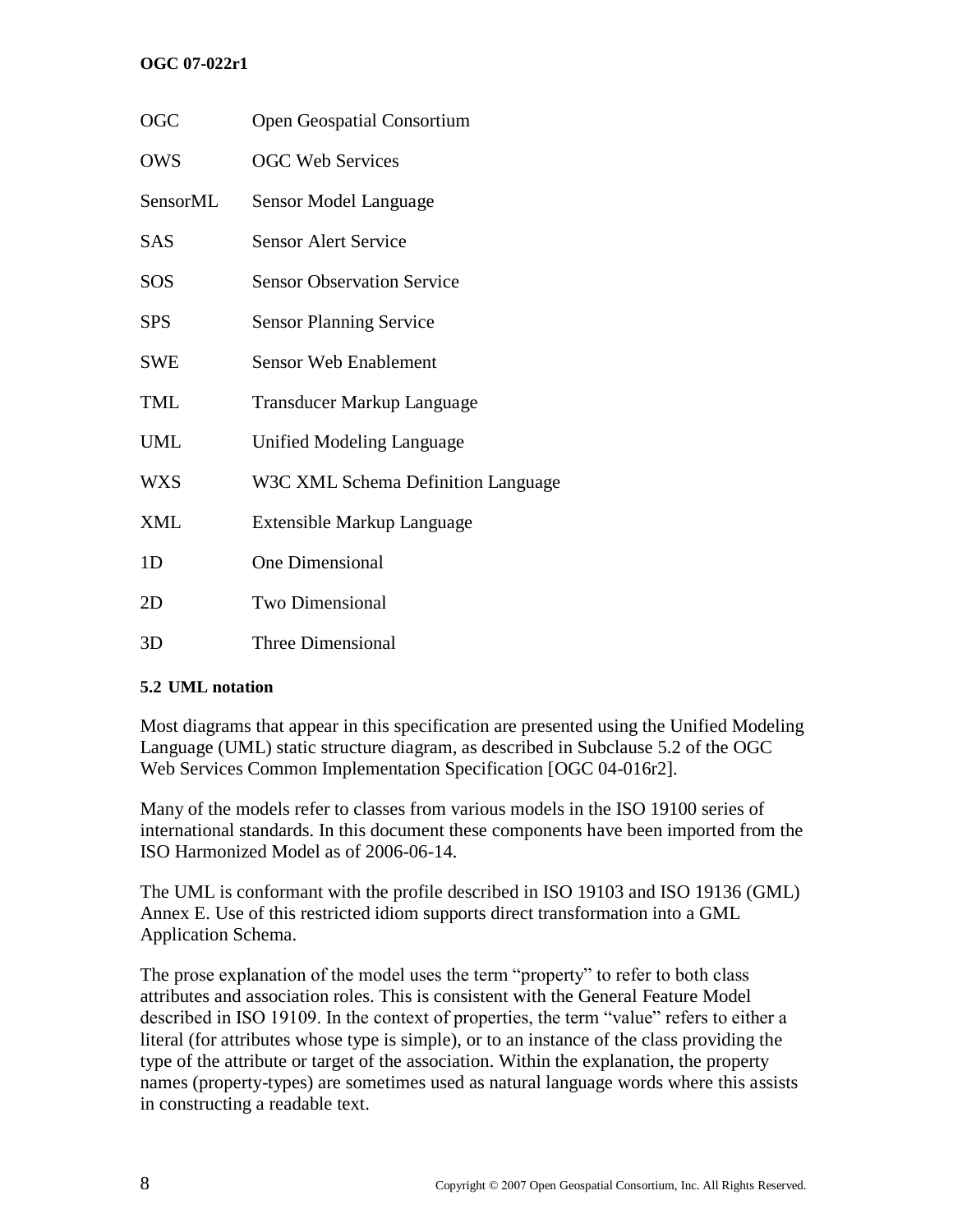| | |
|---|---|
| OGC | Open Geospatial Consortium |
| OWS | OGC Web Services |
| SensorML | Sensor Model Language |
| SAS | Sensor Alert Service |
| SOS | Sensor Observation Service |
| SPS | Sensor Planning Service |
| SWE | Sensor Web Enablement |
| TML | Transducer Markup Language |
| UML | Unified Modeling Language |
| WXS | W3C XML Schema Definition Language |
| XML | Extensible Markup Language |
| 1D | One Dimensional |
| 2D | Two Dimensional |
| 3D | Three Dimensional |

### 5.2 UML notation

Most diagrams that appear in this specification are presented using the Unified Modeling Language (UML) static structure diagram, as described in Subclause 5.2 of the OGC Web Services Common Implementation Specification [OGC 04-016r2].

Many of the models refer to classes from various models in the ISO 19100 series of international standards. In this document these components have been imported from the ISO Harmonized Model as of 2006-06-14.

The UML is conformant with the profile described in ISO 19103 and ISO 19136 (GML) Annex E. Use of this restricted idiom supports direct transformation into a GML Application Schema.

The prose explanation of the model uses the term "property" to refer to both class attributes and association roles. This is consistent with the General Feature Model described in ISO 19109. In the context of properties, the term "value" refers to either a literal (for attributes whose type is simple), or to an instance of the class providing the type of the attribute or target of the association. Within the explanation, the property names (property-types) are sometimes used as natural language words where this assists in constructing a readable text.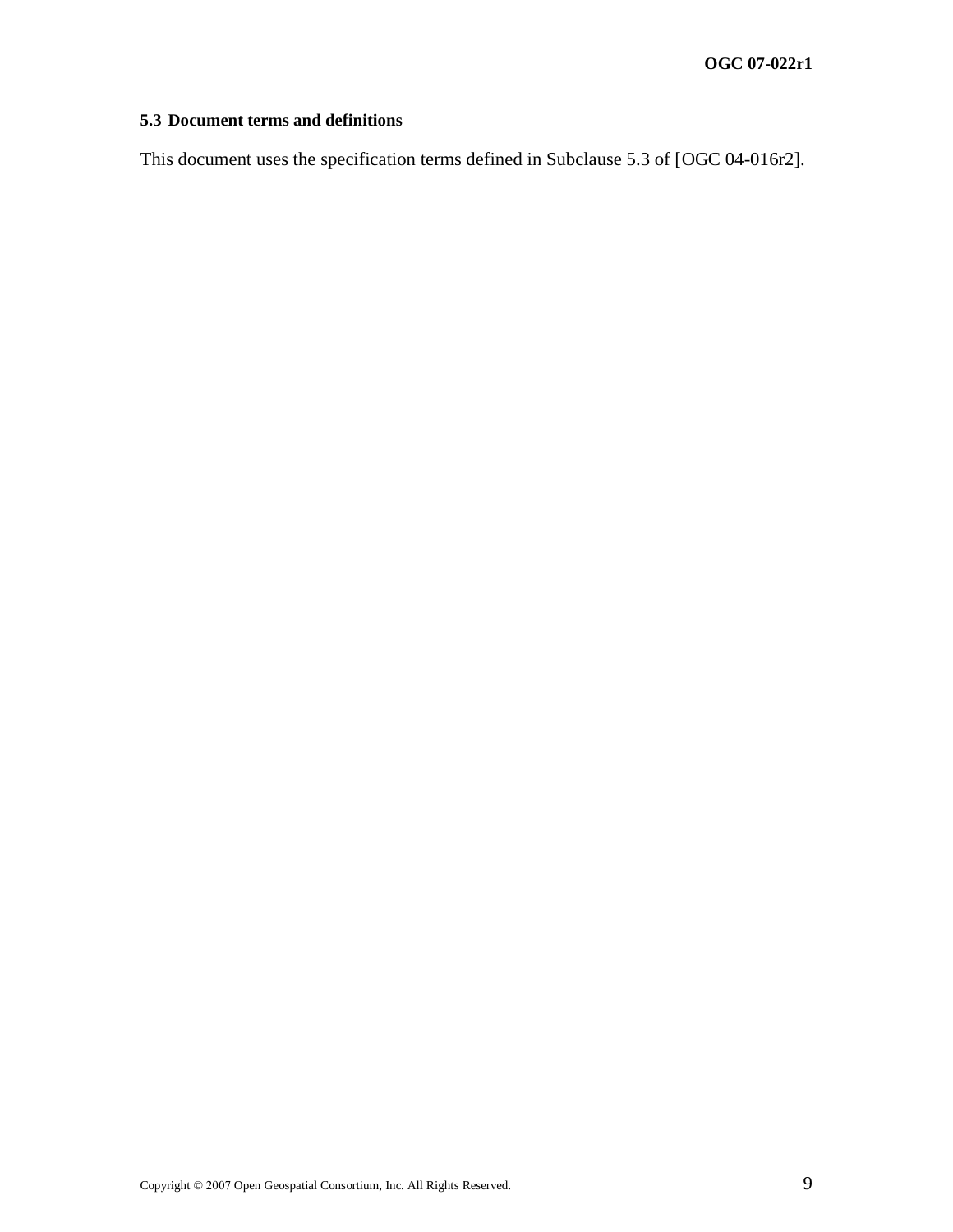### 5.3 Document terms and definitions

This document uses the specification terms defined in Subclause 5.3 of [OGC 04-016r2].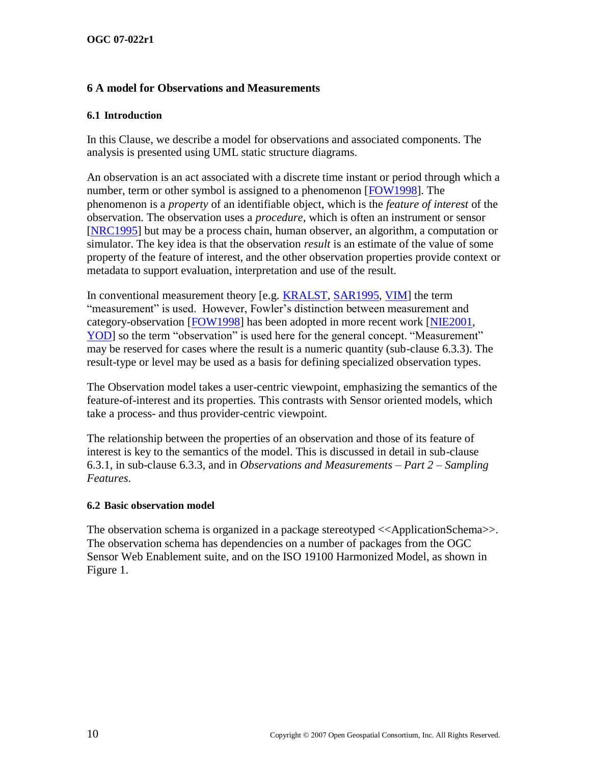## 6 A model for Observations and Measurements

### 6.1 Introduction

In this Clause, we describe a model for observations and associated components. The analysis is presented using UML static structure diagrams.

An observation is an act associated with a discrete time instant or period through which a number, term or other symbol is assigned to a phenomenon [FOW1998]. The phenomenon is a *property* of an identifiable object, which is the *feature of interest* of the observation. The observation uses a *procedure*, which is often an instrument or sensor [NRC1995] but may be a process chain, human observer, an algorithm, a computation or simulator. The key idea is that the observation *result* is an estimate of the value of some property of the feature of interest, and the other observation properties provide context or metadata to support evaluation, interpretation and use of the result.

In conventional measurement theory [e.g. KRALST, SAR1995, VIM] the term "measurement" is used. However, Fowler's distinction between measurement and category-observation [FOW1998] has been adopted in more recent work [NIE2001, YOD] so the term "observation" is used here for the general concept. "Measurement" may be reserved for cases where the result is a numeric quantity (sub-clause 6.3.3). The result-type or level may be used as a basis for defining specialized observation types.

The Observation model takes a user-centric viewpoint, emphasizing the semantics of the feature-of-interest and its properties. This contrasts with Sensor oriented models, which take a process- and thus provider-centric viewpoint.

The relationship between the properties of an observation and those of its feature of interest is key to the semantics of the model. This is discussed in detail in sub-clause 6.3.1, in sub-clause 6.3.3, and in *Observations and Measurements – Part 2 – Sampling Features*.

### 6.2 Basic observation model

The observation schema is organized in a package stereotyped <<ApplicationSchema>>. The observation schema has dependencies on a number of packages from the OGC Sensor Web Enablement suite, and on the ISO 19100 Harmonized Model, as shown in Figure 1.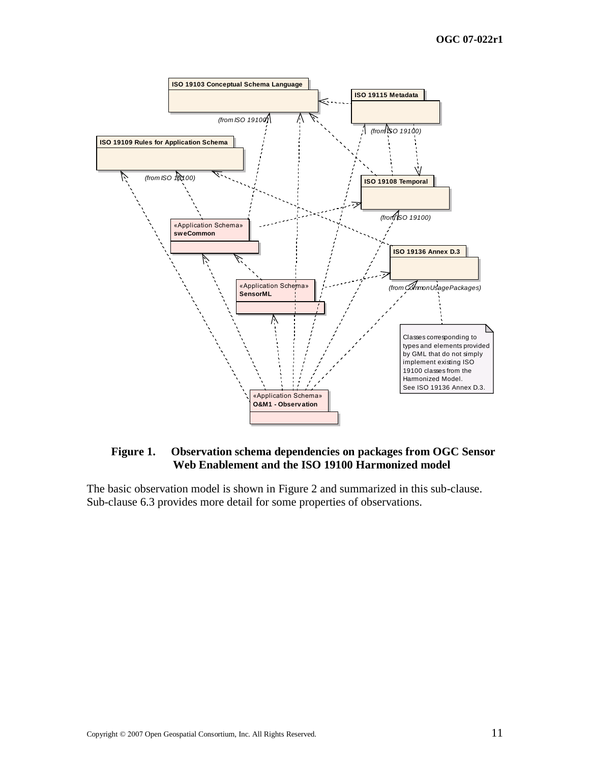**Figure 1. Observation schema dependencies on packages from OGC Sensor Web Enablement and the ISO 19100 Harmonized model**

The basic observation model is shown in Figure 2 and summarized in this sub-clause. Sub-clause 6.3 provides more detail for some properties of observations.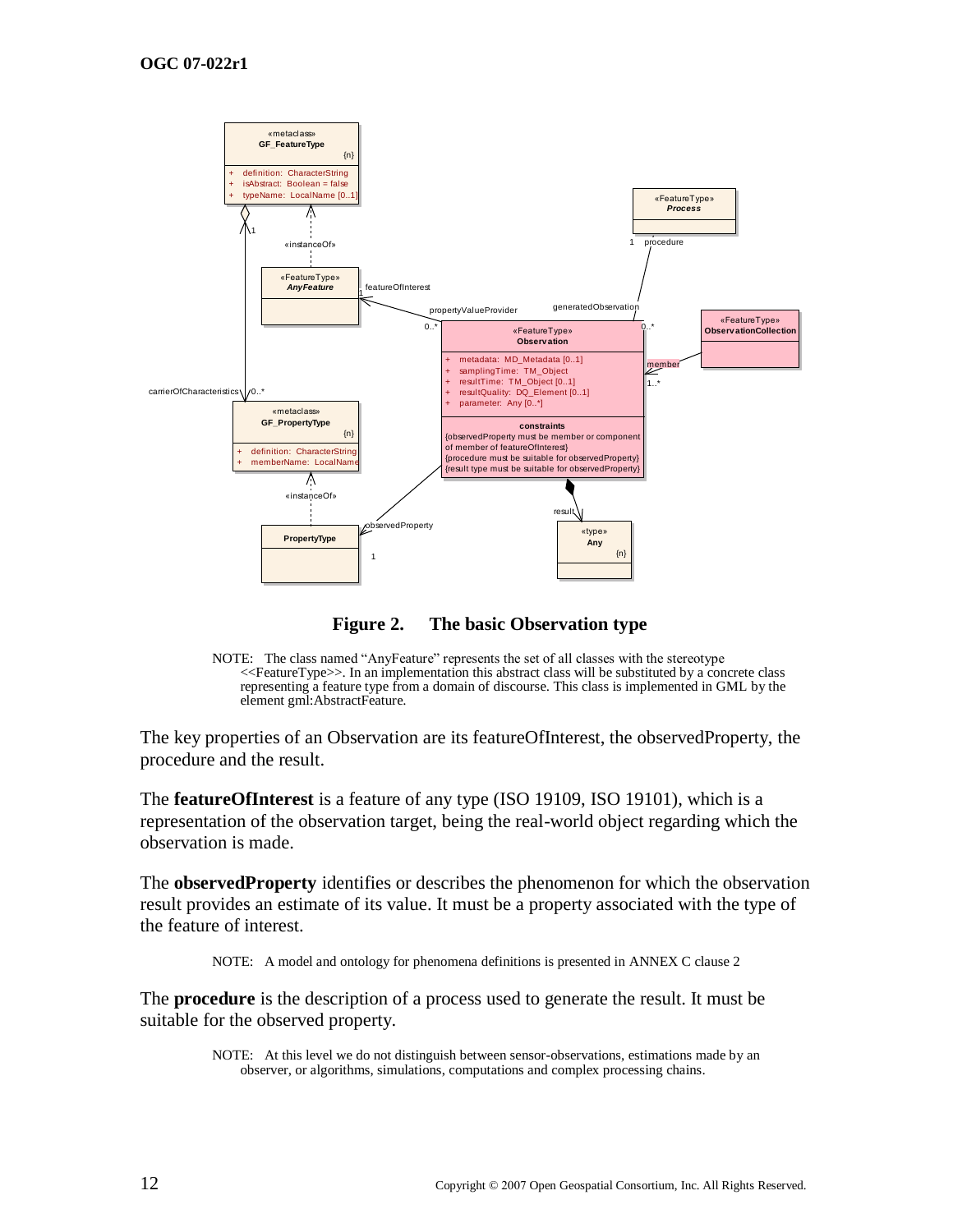**Figure 2. The basic Observation type**

NOTE: The class named "AnyFeature" represents the set of all classes with the stereotype <<FeatureType>>. In an implementation this abstract class will be substituted by a concrete class representing a feature type from a domain of discourse. This class is implemented in GML by the element gml:AbstractFeature.

The key properties of an Observation are its featureOfInterest, the observedProperty, the procedure and the result.

The **featureOfInterest** is a feature of any type (ISO 19109, ISO 19101), which is a representation of the observation target, being the real-world object regarding which the observation is made.

The **observedProperty** identifies or describes the phenomenon for which the observation result provides an estimate of its value. It must be a property associated with the type of the feature of interest.

NOTE: A model and ontology for phenomena definitions is presented in ANNEX C clause 2

The **procedure** is the description of a process used to generate the result. It must be suitable for the observed property.

NOTE: At this level we do not distinguish between sensor-observations, estimations made by an observer, or algorithms, simulations, computations and complex processing chains.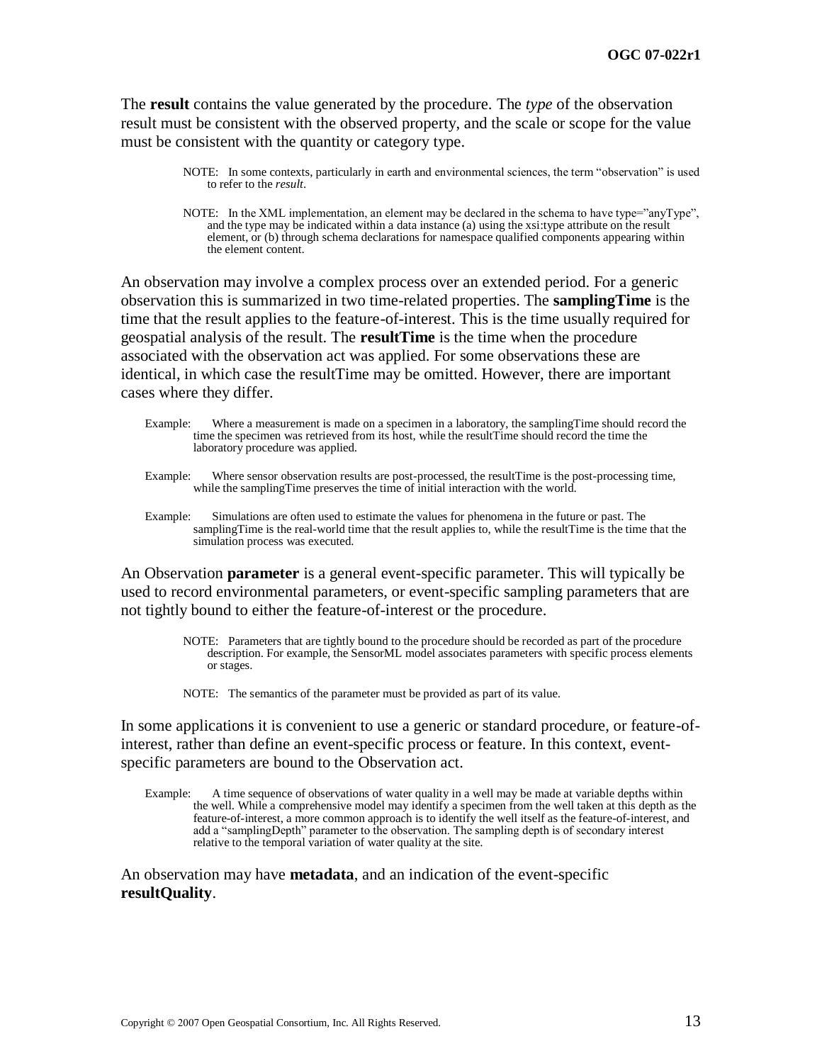The **result** contains the value generated by the procedure. The *type* of the observation result must be consistent with the observed property, and the scale or scope for the value must be consistent with the quantity or category type.

> NOTE: In some contexts, particularly in earth and environmental sciences, the term "observation" is used to refer to the *result*.

> NOTE: In the XML implementation, an element may be declared in the schema to have type="anyType", and the type may be indicated within a data instance (a) using the xsi:type attribute on the result element, or (b) through schema declarations for namespace qualified components appearing within the element content.

An observation may involve a complex process over an extended period. For a generic observation this is summarized in two time-related properties. The **samplingTime** is the time that the result applies to the feature-of-interest. This is the time usually required for geospatial analysis of the result. The **resultTime** is the time when the procedure associated with the observation act was applied. For some observations these are identical, in which case the resultTime may be omitted. However, there are important cases where they differ.

Example: Where a measurement is made on a specimen in a laboratory, the samplingTime should record the time the specimen was retrieved from its host, while the resultTime should record the time the laboratory procedure was applied.

Example: Where sensor observation results are post-processed, the resultTime is the post-processing time, while the samplingTime preserves the time of initial interaction with the world.

Example: Simulations are often used to estimate the values for phenomena in the future or past. The samplingTime is the real-world time that the result applies to, while the resultTime is the time that the simulation process was executed.

An Observation **parameter** is a general event-specific parameter. This will typically be used to record environmental parameters, or event-specific sampling parameters that are not tightly bound to either the feature-of-interest or the procedure.

> NOTE: Parameters that are tightly bound to the procedure should be recorded as part of the procedure description. For example, the SensorML model associates parameters with specific process elements or stages.

> NOTE: The semantics of the parameter must be provided as part of its value.

In some applications it is convenient to use a generic or standard procedure, or feature-of-interest, rather than define an event-specific process or feature. In this context, event-specific parameters are bound to the Observation act.

Example: A time sequence of observations of water quality in a well may be made at variable depths within the well. While a comprehensive model may identify a specimen from the well taken at this depth as the feature-of-interest, a more common approach is to identify the well itself as the feature-of-interest, and add a "samplingDepth" parameter to the observation. The sampling depth is of secondary interest relative to the temporal variation of water quality at the site.

An observation may have **metadata**, and an indication of the event-specific **resultQuality**.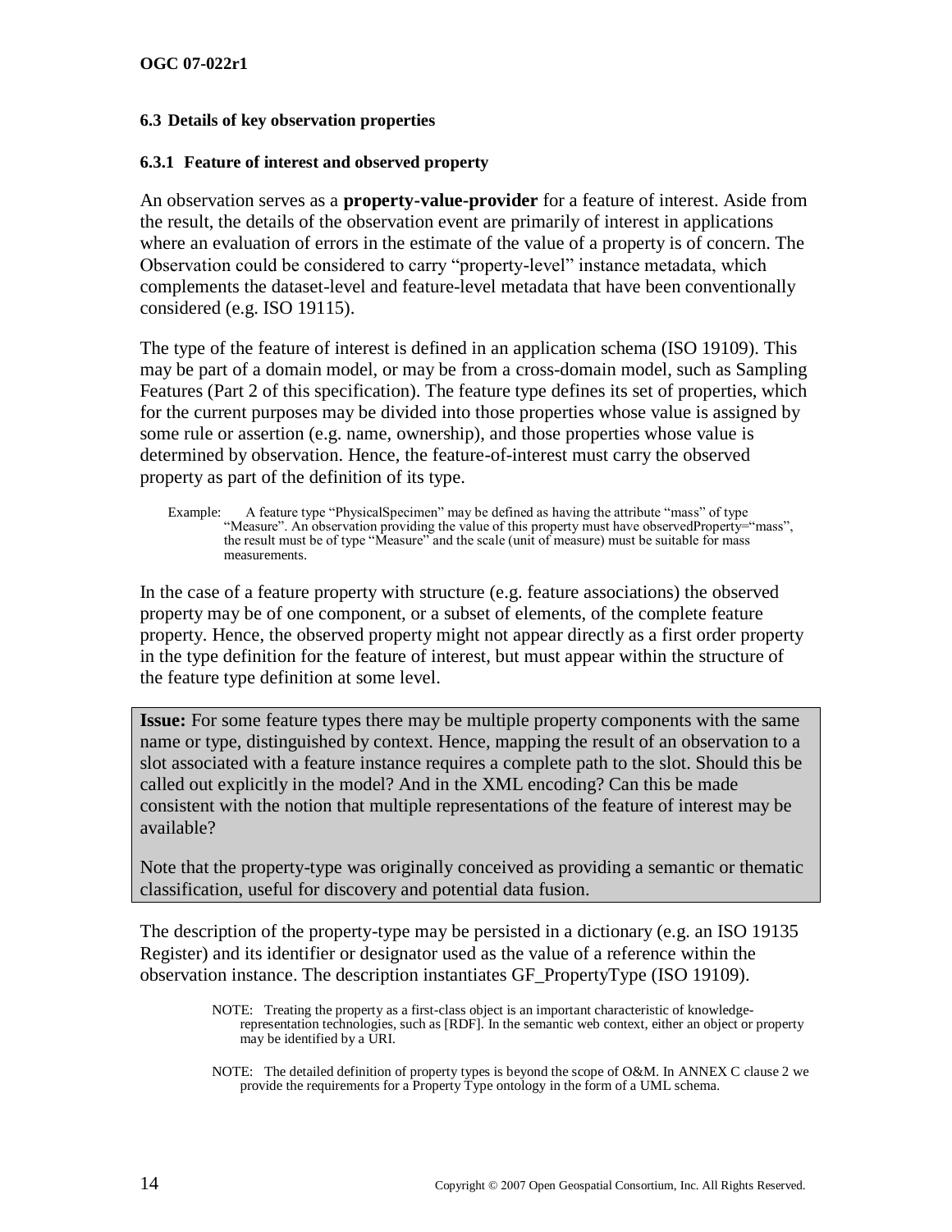### 6.3 Details of key observation properties

#### 6.3.1 Feature of interest and observed property

An observation serves as a **property-value-provider** for a feature of interest. Aside from the result, the details of the observation event are primarily of interest in applications where an evaluation of errors in the estimate of the value of a property is of concern. The Observation could be considered to carry "property-level" instance metadata, which complements the dataset-level and feature-level metadata that have been conventionally considered (e.g. ISO 19115).

The type of the feature of interest is defined in an application schema (ISO 19109). This may be part of a domain model, or may be from a cross-domain model, such as Sampling Features (Part 2 of this specification). The feature type defines its set of properties, which for the current purposes may be divided into those properties whose value is assigned by some rule or assertion (e.g. name, ownership), and those properties whose value is determined by observation. Hence, the feature-of-interest must carry the observed property as part of the definition of its type.

Example: A feature type "PhysicalSpecimen" may be defined as having the attribute "mass" of type "Measure". An observation providing the value of this property must have observedProperty="mass", the result must be of type "Measure" and the scale (unit of measure) must be suitable for mass measurements.

In the case of a feature property with structure (e.g. feature associations) the observed property may be of one component, or a subset of elements, of the complete feature property. Hence, the observed property might not appear directly as a first order property in the type definition for the feature of interest, but must appear within the structure of the feature type definition at some level.

> **Issue:** For some feature types there may be multiple property components with the same name or type, distinguished by context. Hence, mapping the result of an observation to a slot associated with a feature instance requires a complete path to the slot. Should this be called out explicitly in the model? And in the XML encoding? Can this be made consistent with the notion that multiple representations of the feature of interest may be available?
>
> Note that the property-type was originally conceived as providing a semantic or thematic classification, useful for discovery and potential data fusion.

The description of the property-type may be persisted in a dictionary (e.g. an ISO 19135 Register) and its identifier or designator used as the value of a reference within the observation instance. The description instantiates GF_PropertyType (ISO 19109).

NOTE: Treating the property as a first-class object is an important characteristic of knowledge-representation technologies, such as [RDF]. In the semantic web context, either an object or property may be identified by a URI.

NOTE: The detailed definition of property types is beyond the scope of O&M. In ANNEX C clause 2 we provide the requirements for a Property Type ontology in the form of a UML schema.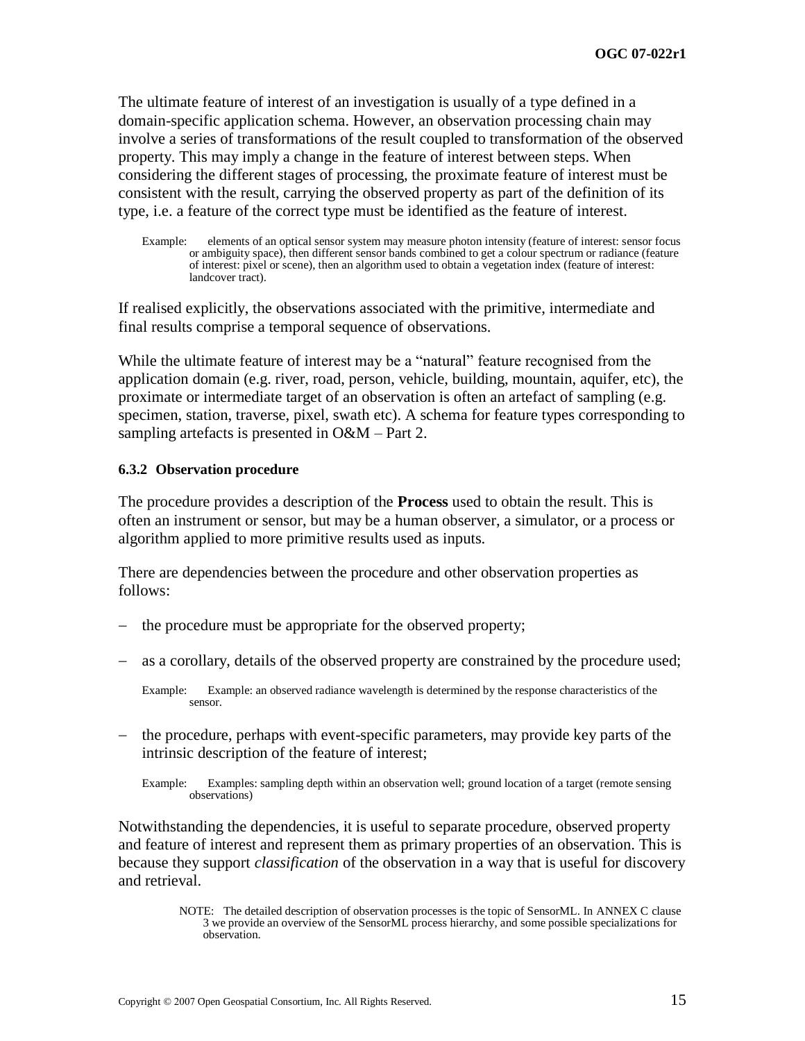The ultimate feature of interest of an investigation is usually of a type defined in a domain-specific application schema. However, an observation processing chain may involve a series of transformations of the result coupled to transformation of the observed property. This may imply a change in the feature of interest between steps. When considering the different stages of processing, the proximate feature of interest must be consistent with the result, carrying the observed property as part of the definition of its type, i.e. a feature of the correct type must be identified as the feature of interest.

Example: elements of an optical sensor system may measure photon intensity (feature of interest: sensor focus or ambiguity space), then different sensor bands combined to get a colour spectrum or radiance (feature of interest: pixel or scene), then an algorithm used to obtain a vegetation index (feature of interest: landcover tract).

If realised explicitly, the observations associated with the primitive, intermediate and final results comprise a temporal sequence of observations.

While the ultimate feature of interest may be a "natural" feature recognised from the application domain (e.g. river, road, person, vehicle, building, mountain, aquifer, etc), the proximate or intermediate target of an observation is often an artefact of sampling (e.g. specimen, station, traverse, pixel, swath etc). A schema for feature types corresponding to sampling artefacts is presented in O&M – Part 2.

#### 6.3.2 Observation procedure

The procedure provides a description of the **Process** used to obtain the result. This is often an instrument or sensor, but may be a human observer, a simulator, or a process or algorithm applied to more primitive results used as inputs.

There are dependencies between the procedure and other observation properties as follows:

- the procedure must be appropriate for the observed property;
- as a corollary, details of the observed property are constrained by the procedure used;

  Example: Example: an observed radiance wavelength is determined by the response characteristics of the sensor.

- the procedure, perhaps with event-specific parameters, may provide key parts of the intrinsic description of the feature of interest;

  Example: Examples: sampling depth within an observation well; ground location of a target (remote sensing observations)

Notwithstanding the dependencies, it is useful to separate procedure, observed property and feature of interest and represent them as primary properties of an observation. This is because they support *classification* of the observation in a way that is useful for discovery and retrieval.

NOTE: The detailed description of observation processes is the topic of SensorML. In ANNEX C clause 3 we provide an overview of the SensorML process hierarchy, and some possible specializations for observation.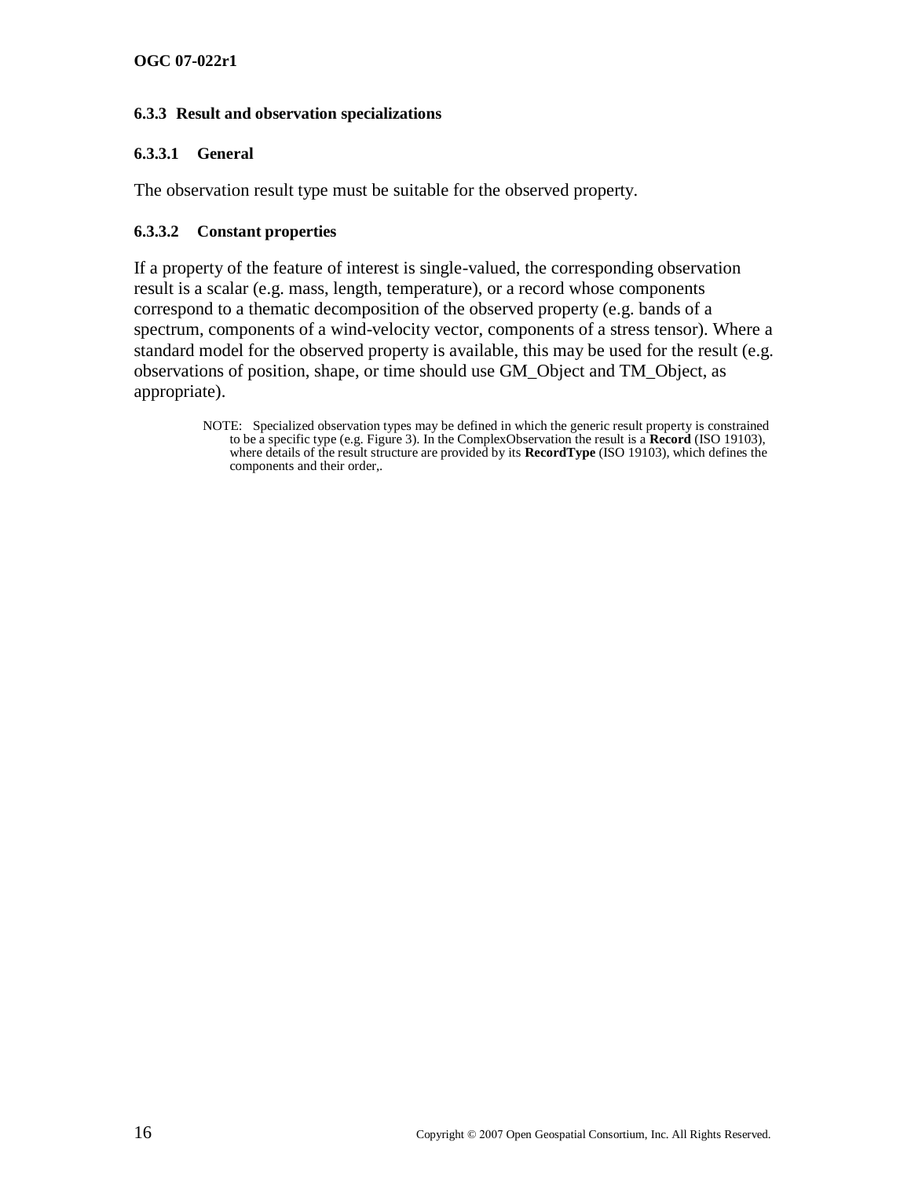### 6.3.3 Result and observation specializations

#### 6.3.3.1 General

The observation result type must be suitable for the observed property.

#### 6.3.3.2 Constant properties

If a property of the feature of interest is single-valued, the corresponding observation result is a scalar (e.g. mass, length, temperature), or a record whose components correspond to a thematic decomposition of the observed property (e.g. bands of a spectrum, components of a wind-velocity vector, components of a stress tensor). Where a standard model for the observed property is available, this may be used for the result (e.g. observations of position, shape, or time should use GM_Object and TM_Object, as appropriate).

> NOTE: Specialized observation types may be defined in which the generic result property is constrained to be a specific type (e.g. Figure 3). In the ComplexObservation the result is a **Record** (ISO 19103), where details of the result structure are provided by its **RecordType** (ISO 19103), which defines the components and their order,.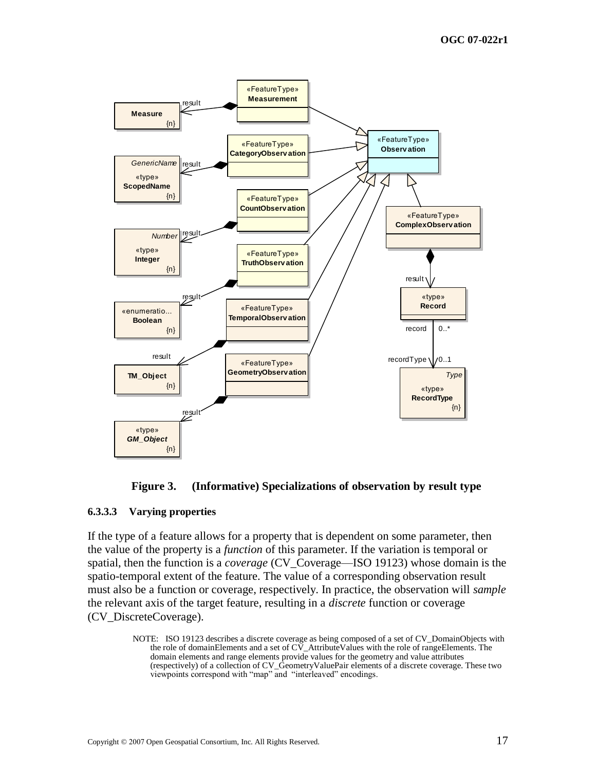**Figure 3. (Informative) Specializations of observation by result type**

#### 6.3.3.3 Varying properties

If the type of a feature allows for a property that is dependent on some parameter, then the value of the property is a *function* of this parameter. If the variation is temporal or spatial, then the function is a *coverage* (CV_Coverage—ISO 19123) whose domain is the spatio-temporal extent of the feature. The value of a corresponding observation result must also be a function or coverage, respectively. In practice, the observation will *sample* the relevant axis of the target feature, resulting in a *discrete* function or coverage (CV_DiscreteCoverage).

NOTE: ISO 19123 describes a discrete coverage as being composed of a set of CV_DomainObjects with the role of domainElements and a set of CV_AttributeValues with the role of rangeElements. The domain elements and range elements provide values for the geometry and value attributes (respectively) of a collection of CV_GeometryValuePair elements of a discrete coverage. These two viewpoints correspond with "map" and "interleaved" encodings.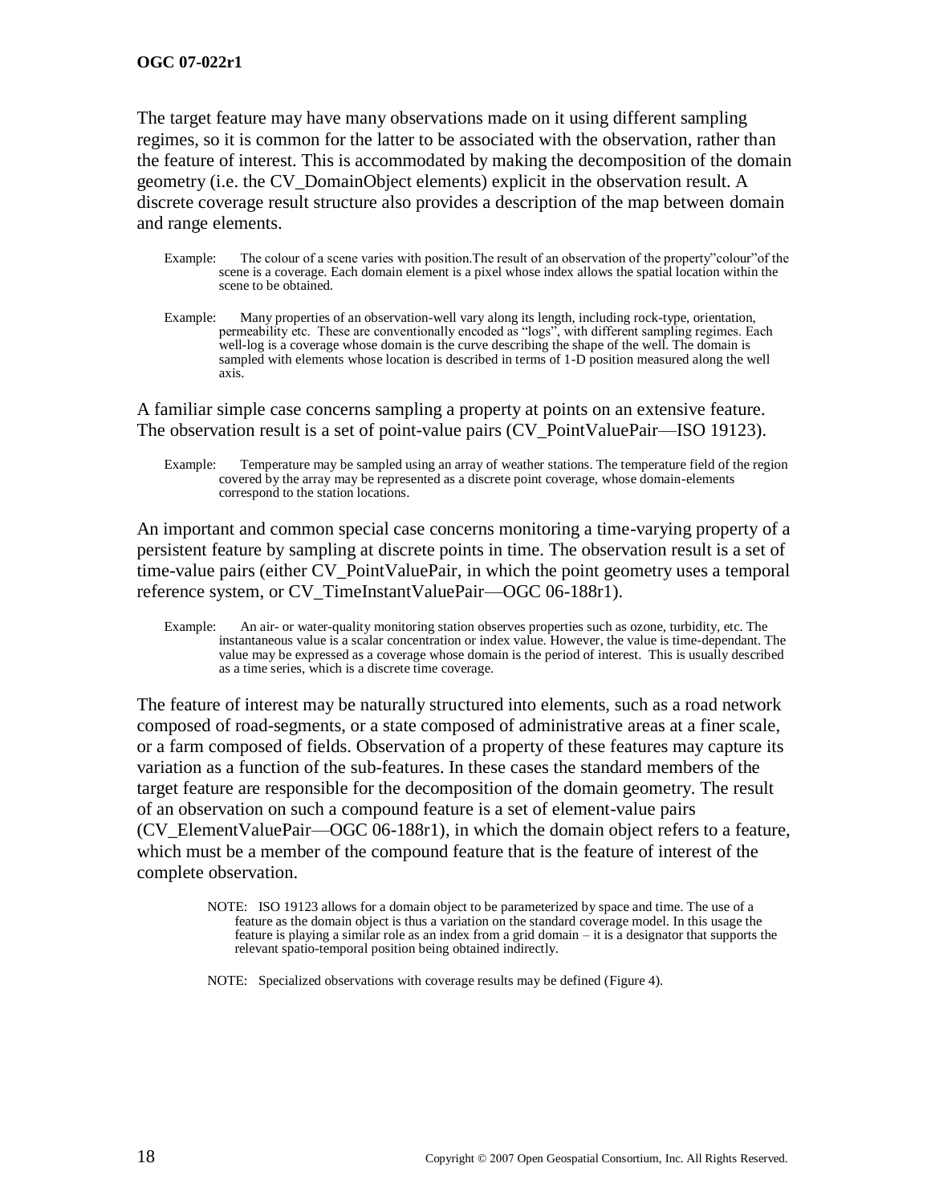The target feature may have many observations made on it using different sampling regimes, so it is common for the latter to be associated with the observation, rather than the feature of interest. This is accommodated by making the decomposition of the domain geometry (i.e. the CV_DomainObject elements) explicit in the observation result. A discrete coverage result structure also provides a description of the map between domain and range elements.

Example: The colour of a scene varies with position.The result of an observation of the property"colour"of the scene is a coverage. Each domain element is a pixel whose index allows the spatial location within the scene to be obtained.

Example: Many properties of an observation-well vary along its length, including rock-type, orientation, permeability etc. These are conventionally encoded as "logs", with different sampling regimes. Each well-log is a coverage whose domain is the curve describing the shape of the well. The domain is sampled with elements whose location is described in terms of 1-D position measured along the well axis.

A familiar simple case concerns sampling a property at points on an extensive feature. The observation result is a set of point-value pairs (CV_PointValuePair—ISO 19123).

Example: Temperature may be sampled using an array of weather stations. The temperature field of the region covered by the array may be represented as a discrete point coverage, whose domain-elements correspond to the station locations.

An important and common special case concerns monitoring a time-varying property of a persistent feature by sampling at discrete points in time. The observation result is a set of time-value pairs (either CV_PointValuePair, in which the point geometry uses a temporal reference system, or CV_TimeInstantValuePair—OGC 06-188r1).

Example: An air- or water-quality monitoring station observes properties such as ozone, turbidity, etc. The instantaneous value is a scalar concentration or index value. However, the value is time-dependant. The value may be expressed as a coverage whose domain is the period of interest. This is usually described as a time series, which is a discrete time coverage.

The feature of interest may be naturally structured into elements, such as a road network composed of road-segments, or a state composed of administrative areas at a finer scale, or a farm composed of fields. Observation of a property of these features may capture its variation as a function of the sub-features. In these cases the standard members of the target feature are responsible for the decomposition of the domain geometry. The result of an observation on such a compound feature is a set of element-value pairs (CV_ElementValuePair—OGC 06-188r1), in which the domain object refers to a feature, which must be a member of the compound feature that is the feature of interest of the complete observation.

NOTE: ISO 19123 allows for a domain object to be parameterized by space and time. The use of a feature as the domain object is thus a variation on the standard coverage model. In this usage the feature is playing a similar role as an index from a grid domain – it is a designator that supports the relevant spatio-temporal position being obtained indirectly.

NOTE: Specialized observations with coverage results may be defined (Figure 4).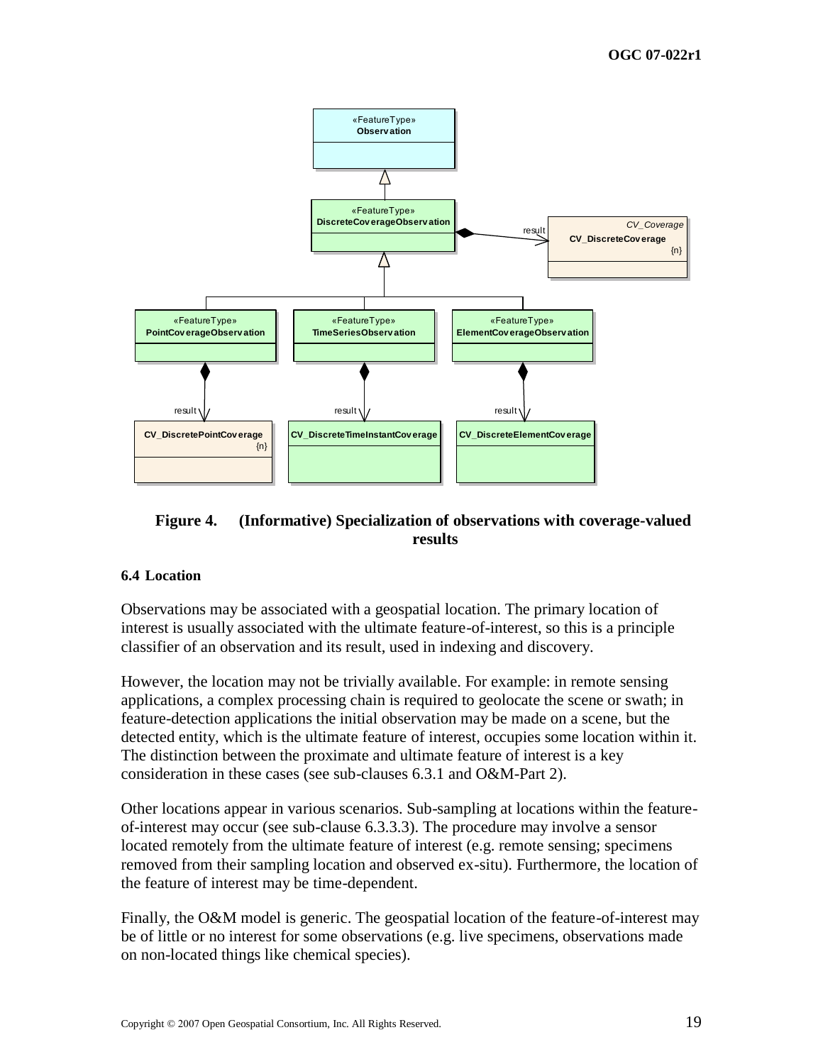**Figure 4. (Informative) Specialization of observations with coverage-valued results**

### 6.4 Location

Observations may be associated with a geospatial location. The primary location of interest is usually associated with the ultimate feature-of-interest, so this is a principle classifier of an observation and its result, used in indexing and discovery.

However, the location may not be trivially available. For example: in remote sensing applications, a complex processing chain is required to geolocate the scene or swath; in feature-detection applications the initial observation may be made on a scene, but the detected entity, which is the ultimate feature of interest, occupies some location within it. The distinction between the proximate and ultimate feature of interest is a key consideration in these cases (see sub-clauses 6.3.1 and O&M-Part 2).

Other locations appear in various scenarios. Sub-sampling at locations within the feature-of-interest may occur (see sub-clause 6.3.3.3). The procedure may involve a sensor located remotely from the ultimate feature of interest (e.g. remote sensing; specimens removed from their sampling location and observed ex-situ). Furthermore, the location of the feature of interest may be time-dependent.

Finally, the O&M model is generic. The geospatial location of the feature-of-interest may be of little or no interest for some observations (e.g. live specimens, observations made on non-located things like chemical species).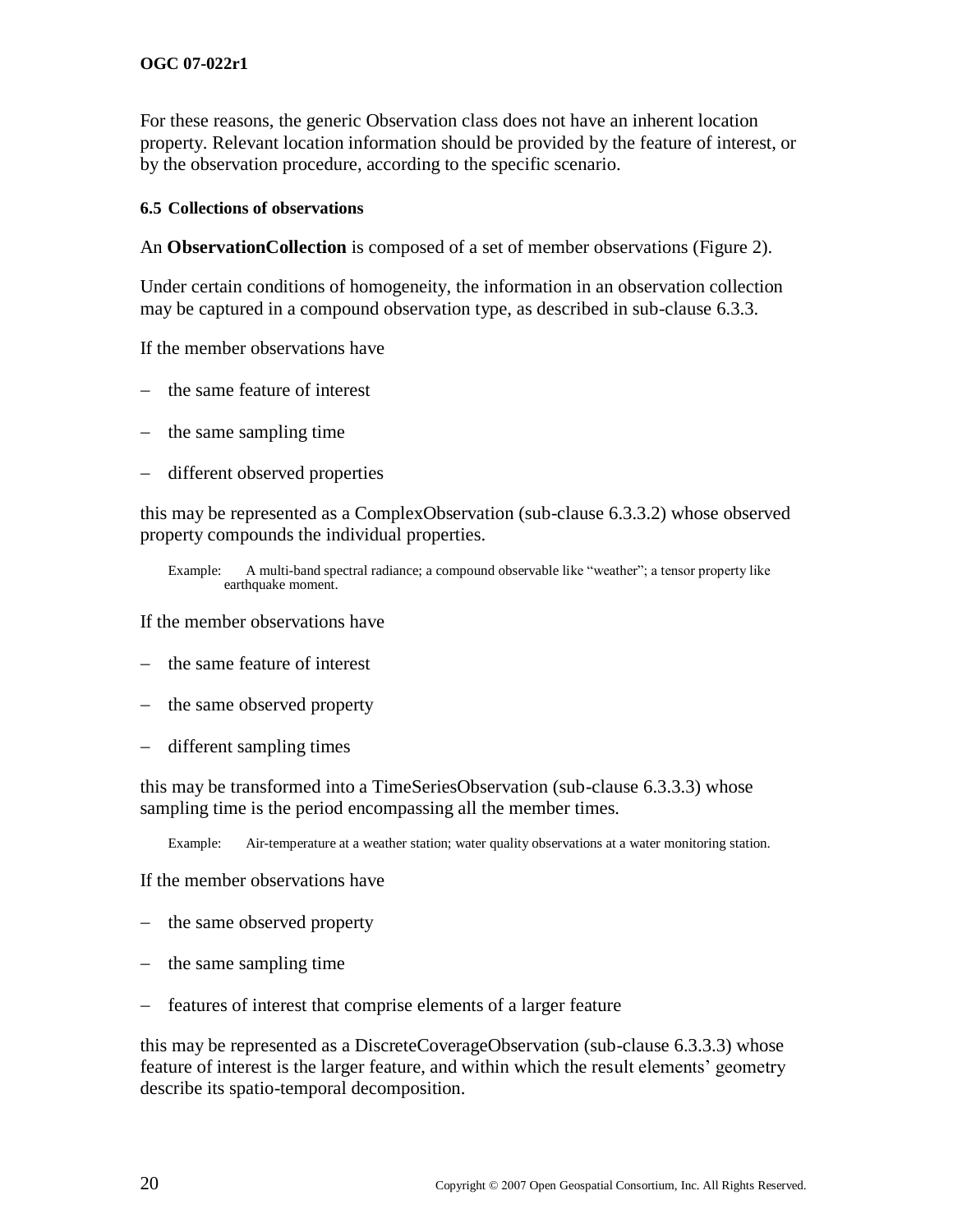For these reasons, the generic Observation class does not have an inherent location property. Relevant location information should be provided by the feature of interest, or by the observation procedure, according to the specific scenario.

### 6.5 Collections of observations

An **ObservationCollection** is composed of a set of member observations (Figure 2).

Under certain conditions of homogeneity, the information in an observation collection may be captured in a compound observation type, as described in sub-clause 6.3.3.

If the member observations have

- the same feature of interest
- the same sampling time
- different observed properties

this may be represented as a ComplexObservation (sub-clause 6.3.3.2) whose observed property compounds the individual properties.

> Example: A multi-band spectral radiance; a compound observable like "weather"; a tensor property like earthquake moment.

If the member observations have

- the same feature of interest
- the same observed property
- different sampling times

this may be transformed into a TimeSeriesObservation (sub-clause 6.3.3.3) whose sampling time is the period encompassing all the member times.

> Example: Air-temperature at a weather station; water quality observations at a water monitoring station.

If the member observations have

- the same observed property
- the same sampling time
- features of interest that comprise elements of a larger feature

this may be represented as a DiscreteCoverageObservation (sub-clause 6.3.3.3) whose feature of interest is the larger feature, and within which the result elements' geometry describe its spatio-temporal decomposition.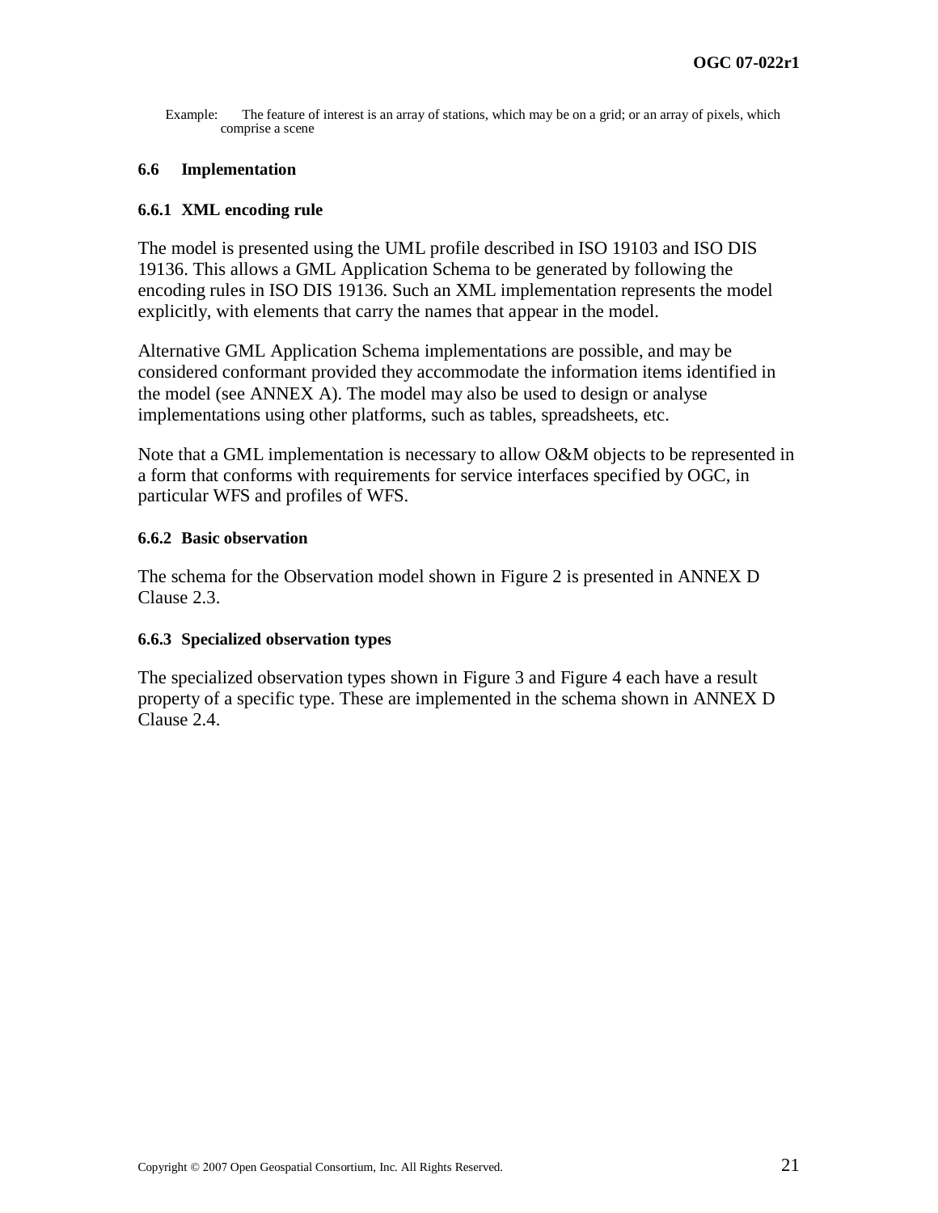Example: The feature of interest is an array of stations, which may be on a grid; or an array of pixels, which comprise a scene

## 6.6 Implementation

### 6.6.1 XML encoding rule

The model is presented using the UML profile described in ISO 19103 and ISO DIS 19136. This allows a GML Application Schema to be generated by following the encoding rules in ISO DIS 19136. Such an XML implementation represents the model explicitly, with elements that carry the names that appear in the model.

Alternative GML Application Schema implementations are possible, and may be considered conformant provided they accommodate the information items identified in the model (see ANNEX A). The model may also be used to design or analyse implementations using other platforms, such as tables, spreadsheets, etc.

Note that a GML implementation is necessary to allow O&M objects to be represented in a form that conforms with requirements for service interfaces specified by OGC, in particular WFS and profiles of WFS.

### 6.6.2 Basic observation

The schema for the Observation model shown in Figure 2 is presented in ANNEX D Clause 2.3.

### 6.6.3 Specialized observation types

The specialized observation types shown in Figure 3 and Figure 4 each have a result property of a specific type. These are implemented in the schema shown in ANNEX D Clause 2.4.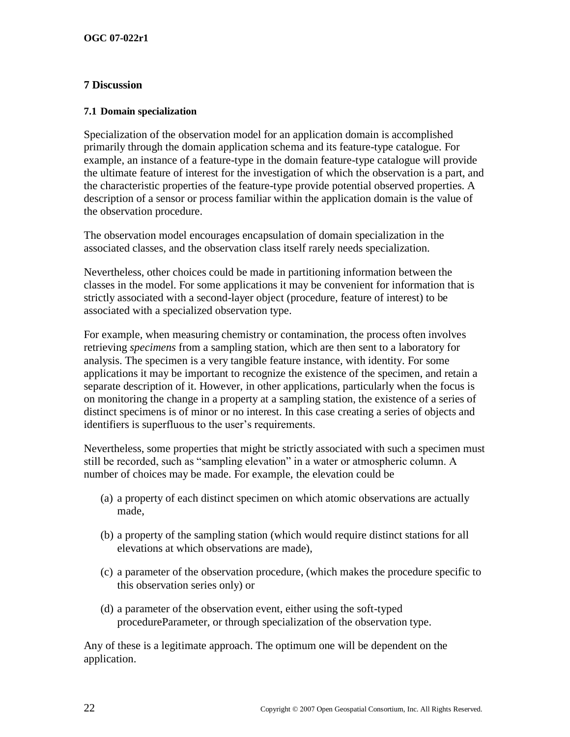## 7 Discussion

### 7.1 Domain specialization

Specialization of the observation model for an application domain is accomplished primarily through the domain application schema and its feature-type catalogue. For example, an instance of a feature-type in the domain feature-type catalogue will provide the ultimate feature of interest for the investigation of which the observation is a part, and the characteristic properties of the feature-type provide potential observed properties. A description of a sensor or process familiar within the application domain is the value of the observation procedure.

The observation model encourages encapsulation of domain specialization in the associated classes, and the observation class itself rarely needs specialization.

Nevertheless, other choices could be made in partitioning information between the classes in the model. For some applications it may be convenient for information that is strictly associated with a second-layer object (procedure, feature of interest) to be associated with a specialized observation type.

For example, when measuring chemistry or contamination, the process often involves retrieving *specimens* from a sampling station, which are then sent to a laboratory for analysis. The specimen is a very tangible feature instance, with identity. For some applications it may be important to recognize the existence of the specimen, and retain a separate description of it. However, in other applications, particularly when the focus is on monitoring the change in a property at a sampling station, the existence of a series of distinct specimens is of minor or no interest. In this case creating a series of objects and identifiers is superfluous to the user's requirements.

Nevertheless, some properties that might be strictly associated with such a specimen must still be recorded, such as "sampling elevation" in a water or atmospheric column. A number of choices may be made. For example, the elevation could be

(a) a property of each distinct specimen on which atomic observations are actually made,

(b) a property of the sampling station (which would require distinct stations for all elevations at which observations are made),

(c) a parameter of the observation procedure, (which makes the procedure specific to this observation series only) or

(d) a parameter of the observation event, either using the soft-typed procedureParameter, or through specialization of the observation type.

Any of these is a legitimate approach. The optimum one will be dependent on the application.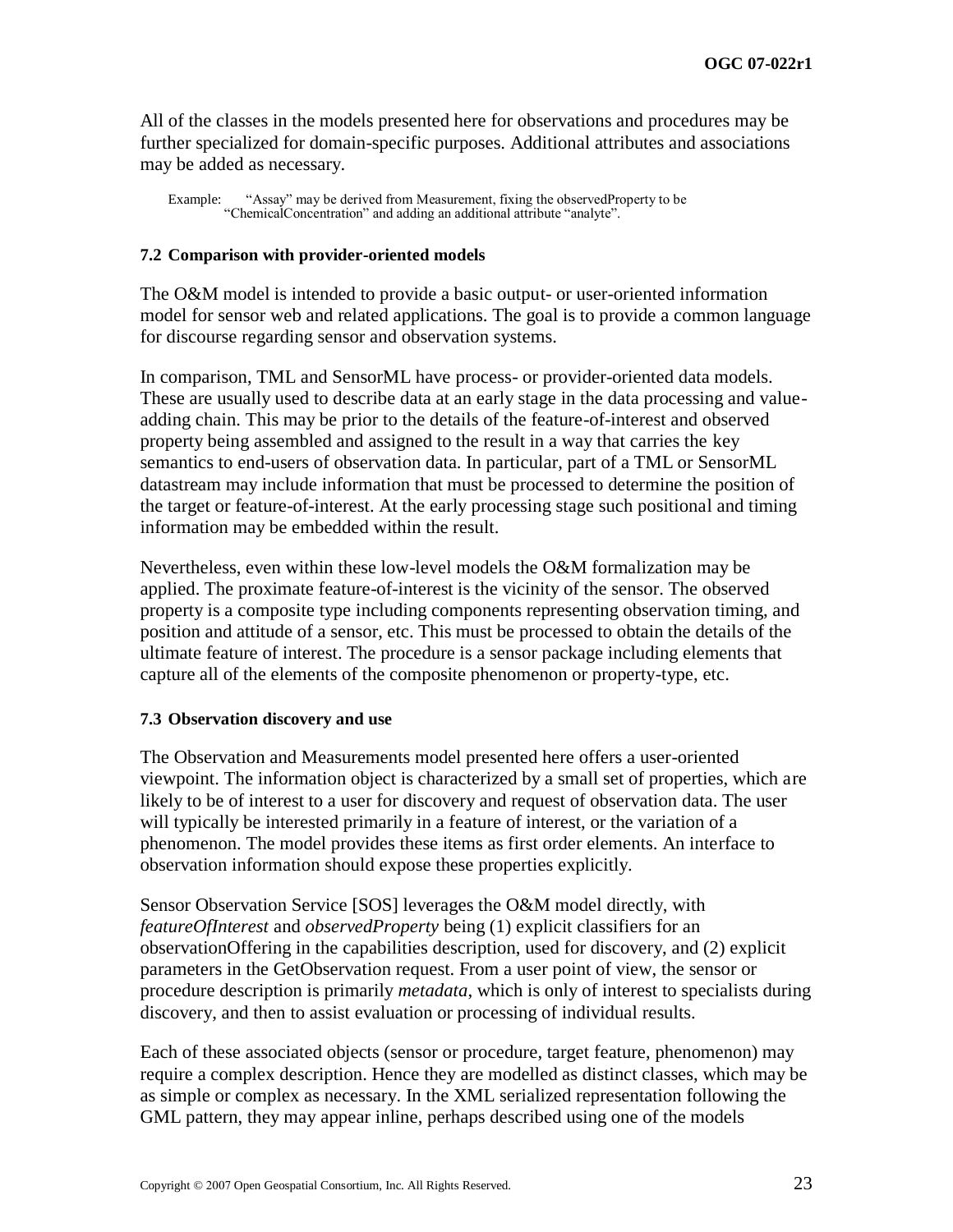All of the classes in the models presented here for observations and procedures may be further specialized for domain-specific purposes. Additional attributes and associations may be added as necessary.

Example: "Assay" may be derived from Measurement, fixing the observedProperty to be "ChemicalConcentration" and adding an additional attribute "analyte".

### 7.2 Comparison with provider-oriented models

The O&M model is intended to provide a basic output- or user-oriented information model for sensor web and related applications. The goal is to provide a common language for discourse regarding sensor and observation systems.

In comparison, TML and SensorML have process- or provider-oriented data models. These are usually used to describe data at an early stage in the data processing and value-adding chain. This may be prior to the details of the feature-of-interest and observed property being assembled and assigned to the result in a way that carries the key semantics to end-users of observation data. In particular, part of a TML or SensorML datastream may include information that must be processed to determine the position of the target or feature-of-interest. At the early processing stage such positional and timing information may be embedded within the result.

Nevertheless, even within these low-level models the O&M formalization may be applied. The proximate feature-of-interest is the vicinity of the sensor. The observed property is a composite type including components representing observation timing, and position and attitude of a sensor, etc. This must be processed to obtain the details of the ultimate feature of interest. The procedure is a sensor package including elements that capture all of the elements of the composite phenomenon or property-type, etc.

### 7.3 Observation discovery and use

The Observation and Measurements model presented here offers a user-oriented viewpoint. The information object is characterized by a small set of properties, which are likely to be of interest to a user for discovery and request of observation data. The user will typically be interested primarily in a feature of interest, or the variation of a phenomenon. The model provides these items as first order elements. An interface to observation information should expose these properties explicitly.

Sensor Observation Service [SOS] leverages the O&M model directly, with *featureOfInterest* and *observedProperty* being (1) explicit classifiers for an observationOffering in the capabilities description, used for discovery, and (2) explicit parameters in the GetObservation request. From a user point of view, the sensor or procedure description is primarily *metadata*, which is only of interest to specialists during discovery, and then to assist evaluation or processing of individual results.

Each of these associated objects (sensor or procedure, target feature, phenomenon) may require a complex description. Hence they are modelled as distinct classes, which may be as simple or complex as necessary. In the XML serialized representation following the GML pattern, they may appear inline, perhaps described using one of the models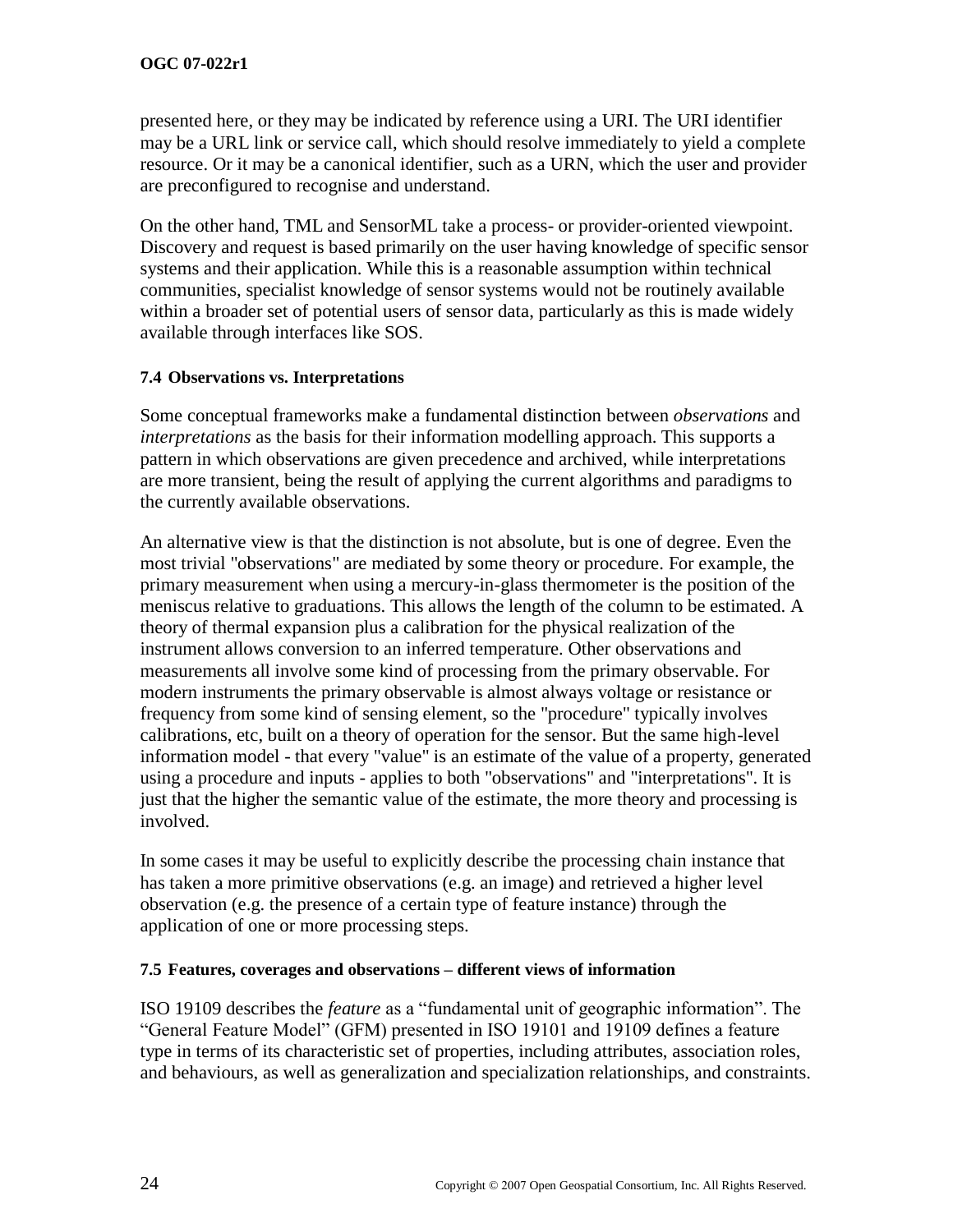presented here, or they may be indicated by reference using a URI. The URI identifier may be a URL link or service call, which should resolve immediately to yield a complete resource. Or it may be a canonical identifier, such as a URN, which the user and provider are preconfigured to recognise and understand.

On the other hand, TML and SensorML take a process- or provider-oriented viewpoint. Discovery and request is based primarily on the user having knowledge of specific sensor systems and their application. While this is a reasonable assumption within technical communities, specialist knowledge of sensor systems would not be routinely available within a broader set of potential users of sensor data, particularly as this is made widely available through interfaces like SOS.

### 7.4 Observations vs. Interpretations

Some conceptual frameworks make a fundamental distinction between *observations* and *interpretations* as the basis for their information modelling approach. This supports a pattern in which observations are given precedence and archived, while interpretations are more transient, being the result of applying the current algorithms and paradigms to the currently available observations.

An alternative view is that the distinction is not absolute, but is one of degree. Even the most trivial "observations" are mediated by some theory or procedure. For example, the primary measurement when using a mercury-in-glass thermometer is the position of the meniscus relative to graduations. This allows the length of the column to be estimated. A theory of thermal expansion plus a calibration for the physical realization of the instrument allows conversion to an inferred temperature. Other observations and measurements all involve some kind of processing from the primary observable. For modern instruments the primary observable is almost always voltage or resistance or frequency from some kind of sensing element, so the "procedure" typically involves calibrations, etc, built on a theory of operation for the sensor. But the same high-level information model - that every "value" is an estimate of the value of a property, generated using a procedure and inputs - applies to both "observations" and "interpretations". It is just that the higher the semantic value of the estimate, the more theory and processing is involved.

In some cases it may be useful to explicitly describe the processing chain instance that has taken a more primitive observations (e.g. an image) and retrieved a higher level observation (e.g. the presence of a certain type of feature instance) through the application of one or more processing steps.

### 7.5 Features, coverages and observations – different views of information

ISO 19109 describes the *feature* as a "fundamental unit of geographic information". The "General Feature Model" (GFM) presented in ISO 19101 and 19109 defines a feature type in terms of its characteristic set of properties, including attributes, association roles, and behaviours, as well as generalization and specialization relationships, and constraints.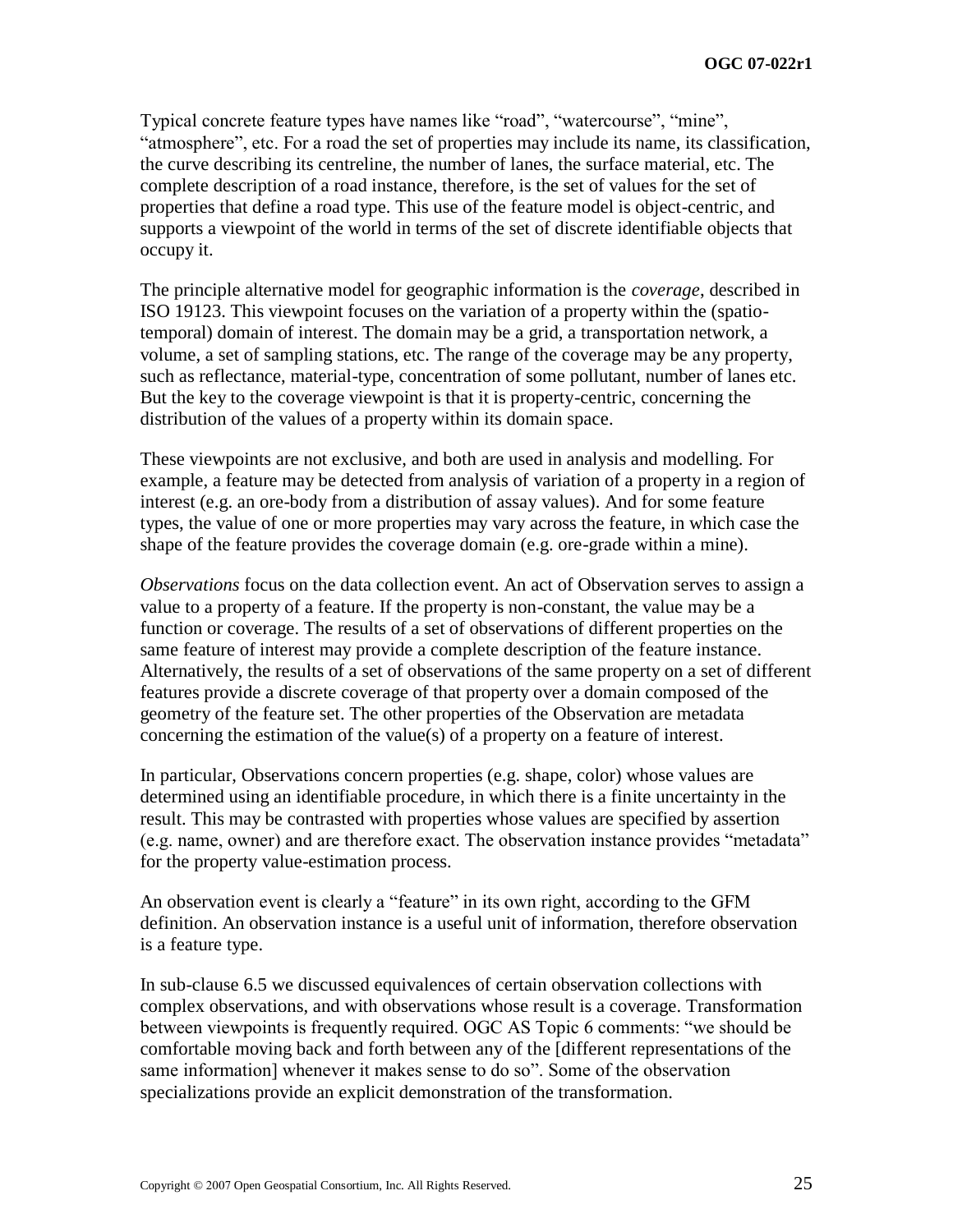Typical concrete feature types have names like “road”, “watercourse”, “mine”, “atmosphere”, etc. For a road the set of properties may include its name, its classification, the curve describing its centreline, the number of lanes, the surface material, etc. The complete description of a road instance, therefore, is the set of values for the set of properties that define a road type. This use of the feature model is object-centric, and supports a viewpoint of the world in terms of the set of discrete identifiable objects that occupy it.

The principle alternative model for geographic information is the *coverage*, described in ISO 19123. This viewpoint focuses on the variation of a property within the (spatio-temporal) domain of interest. The domain may be a grid, a transportation network, a volume, a set of sampling stations, etc. The range of the coverage may be any property, such as reflectance, material-type, concentration of some pollutant, number of lanes etc. But the key to the coverage viewpoint is that it is property-centric, concerning the distribution of the values of a property within its domain space.

These viewpoints are not exclusive, and both are used in analysis and modelling. For example, a feature may be detected from analysis of variation of a property in a region of interest (e.g. an ore-body from a distribution of assay values). And for some feature types, the value of one or more properties may vary across the feature, in which case the shape of the feature provides the coverage domain (e.g. ore-grade within a mine).

*Observations* focus on the data collection event. An act of Observation serves to assign a value to a property of a feature. If the property is non-constant, the value may be a function or coverage. The results of a set of observations of different properties on the same feature of interest may provide a complete description of the feature instance. Alternatively, the results of a set of observations of the same property on a set of different features provide a discrete coverage of that property over a domain composed of the geometry of the feature set. The other properties of the Observation are metadata concerning the estimation of the value(s) of a property on a feature of interest.

In particular, Observations concern properties (e.g. shape, color) whose values are determined using an identifiable procedure, in which there is a finite uncertainty in the result. This may be contrasted with properties whose values are specified by assertion (e.g. name, owner) and are therefore exact. The observation instance provides “metadata” for the property value-estimation process.

An observation event is clearly a “feature” in its own right, according to the GFM definition. An observation instance is a useful unit of information, therefore observation is a feature type.

In sub-clause 6.5 we discussed equivalences of certain observation collections with complex observations, and with observations whose result is a coverage. Transformation between viewpoints is frequently required. OGC AS Topic 6 comments: “we should be comfortable moving back and forth between any of the [different representations of the same information] whenever it makes sense to do so”. Some of the observation specializations provide an explicit demonstration of the transformation.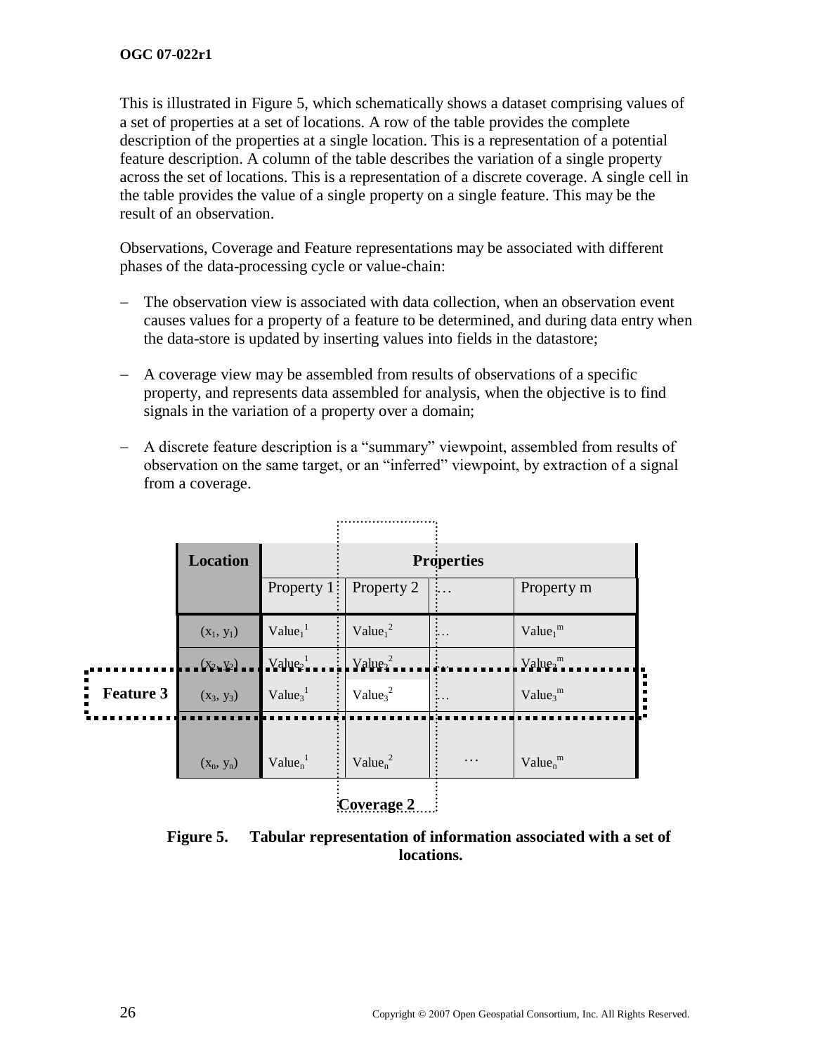This is illustrated in Figure 5, which schematically shows a dataset comprising values of a set of properties at a set of locations. A row of the table provides the complete description of the properties at a single location. This is a representation of a potential feature description. A column of the table describes the variation of a single property across the set of locations. This is a representation of a discrete coverage. A single cell in the table provides the value of a single property on a single feature. This may be the result of an observation.

Observations, Coverage and Feature representations may be associated with different phases of the data-processing cycle or value-chain:

- The observation view is associated with data collection, when an observation event causes values for a property of a feature to be determined, and during data entry when the data-store is updated by inserting values into fields in the datastore;

- A coverage view may be assembled from results of observations of a specific property, and represents data assembled for analysis, when the objective is to find signals in the variation of a property over a domain;

- A discrete feature description is a "summary" viewpoint, assembled from results of observation on the same target, or an "inferred" viewpoint, by extraction of a signal from a coverage.

| | Location | Properties | | | |
|---|---|---|---|---|---|
| | | Property 1 | Property 2 | … | Property m |
| | $(x_1, y_1)$ | $Value_1^1$ | $Value_1^2$ | … | $Value_1^m$ |
| | $(x_2, y_2)$ | $Value_2^1$ | $Value_2^2$ | … | $Value_2^m$ |
| **Feature 3** | $(x_3, y_3)$ | $Value_3^1$ | $Value_3^2$ | … | $Value_3^m$ |
| | $(x_n, y_n)$ | $Value_n^1$ | $Value_n^2$ | … | $Value_n^m$ |
| | | | **Coverage 2** | | |

**Figure 5. Tabular representation of information associated with a set of locations.**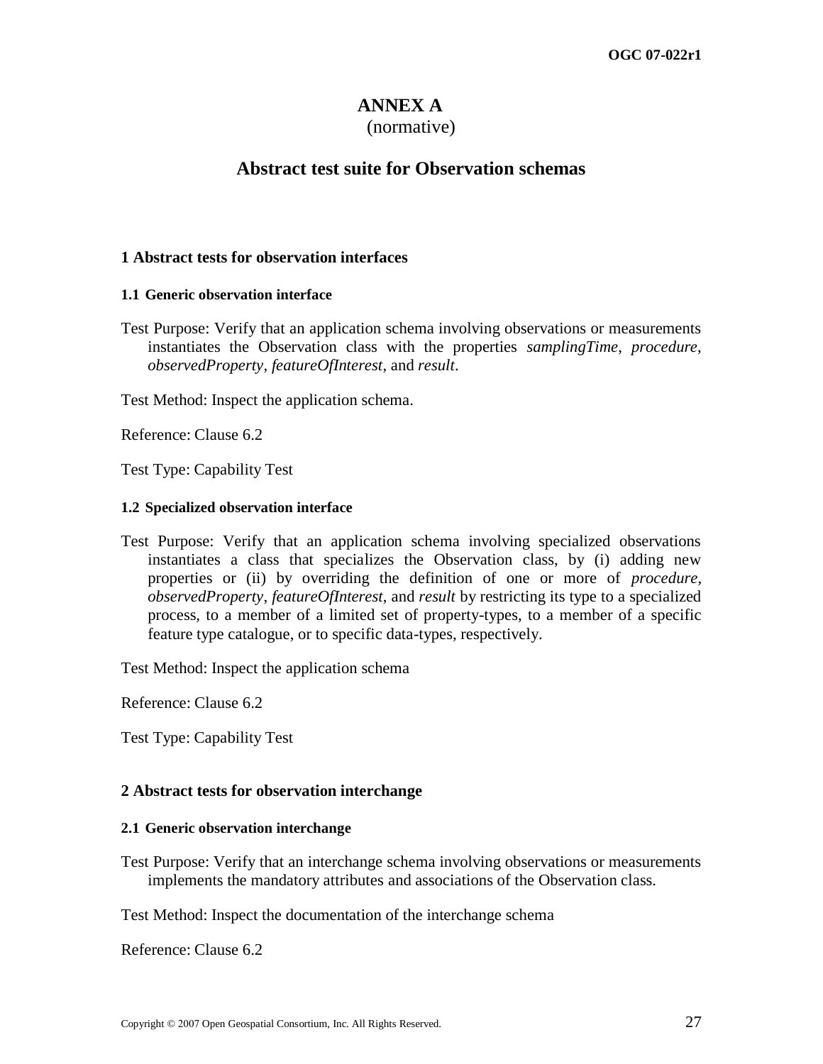# ANNEX A

(normative)

## Abstract test suite for Observation schemas

### 1 Abstract tests for observation interfaces

#### 1.1 Generic observation interface

Test Purpose: Verify that an application schema involving observations or measurements instantiates the Observation class with the properties *samplingTime*, *procedure*, *observedProperty*, *featureOfInterest*, and *result*.

Test Method: Inspect the application schema.

Reference: Clause 6.2

Test Type: Capability Test

#### 1.2 Specialized observation interface

Test Purpose: Verify that an application schema involving specialized observations instantiates a class that specializes the Observation class, by (i) adding new properties or (ii) by overriding the definition of one or more of *procedure*, *observedProperty*, *featureOfInterest*, and *result* by restricting its type to a specialized process, to a member of a limited set of property-types, to a member of a specific feature type catalogue, or to specific data-types, respectively.

Test Method: Inspect the application schema

Reference: Clause 6.2

Test Type: Capability Test

### 2 Abstract tests for observation interchange

#### 2.1 Generic observation interchange

Test Purpose: Verify that an interchange schema involving observations or measurements implements the mandatory attributes and associations of the Observation class.

Test Method: Inspect the documentation of the interchange schema

Reference: Clause 6.2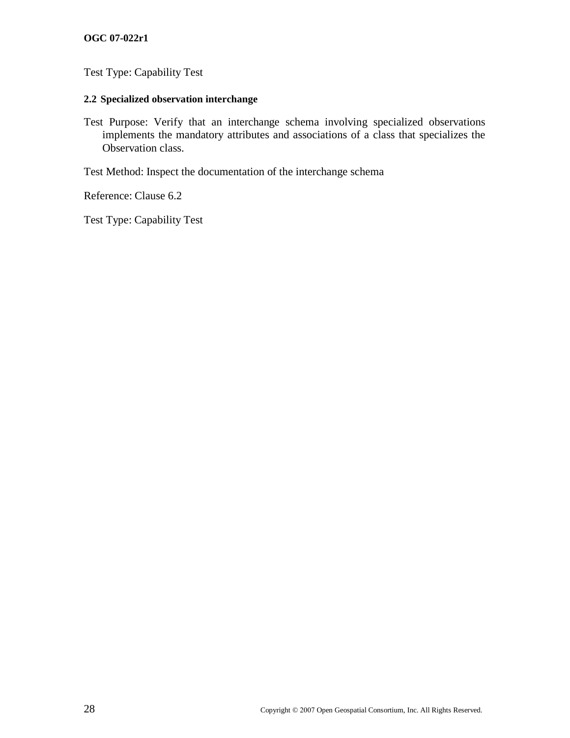Test Type: Capability Test

### 2.2 Specialized observation interchange

Test Purpose: Verify that an interchange schema involving specialized observations implements the mandatory attributes and associations of a class that specializes the Observation class.

Test Method: Inspect the documentation of the interchange schema

Reference: Clause 6.2

Test Type: Capability Test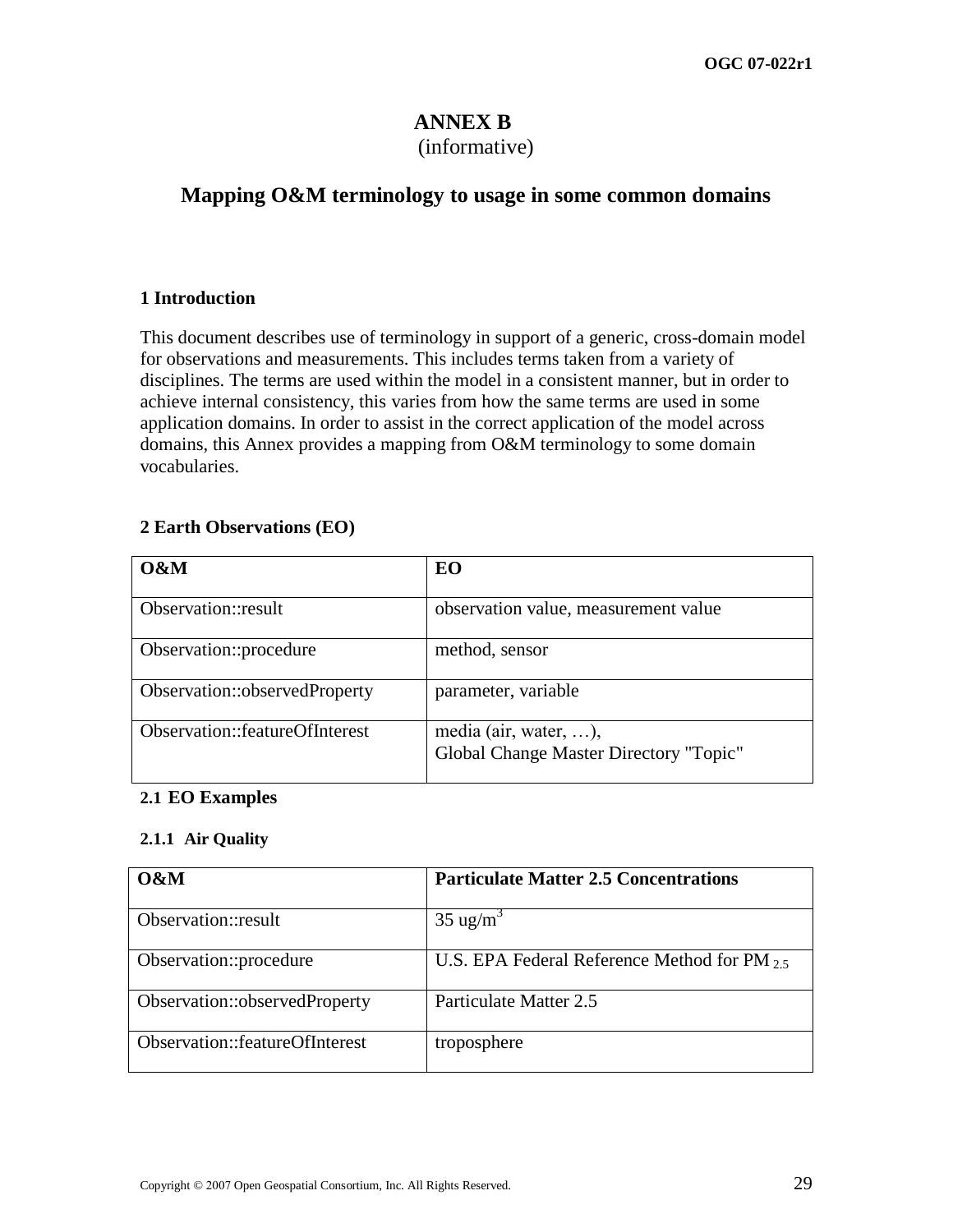# ANNEX B

(informative)

# Mapping O&M terminology to usage in some common domains

## 1 Introduction

This document describes use of terminology in support of a generic, cross-domain model for observations and measurements. This includes terms taken from a variety of disciplines. The terms are used within the model in a consistent manner, but in order to achieve internal consistency, this varies from how the same terms are used in some application domains. In order to assist in the correct application of the model across domains, this Annex provides a mapping from O&M terminology to some domain vocabularies.

## 2 Earth Observations (EO)

| O&M | EO |
|---|---|
| Observation::result | observation value, measurement value |
| Observation::procedure | method, sensor |
| Observation::observedProperty | parameter, variable |
| Observation::featureOfInterest | media (air, water, …), Global Change Master Directory "Topic" |

### 2.1 EO Examples

#### 2.1.1 Air Quality

| O&M | Particulate Matter 2.5 Concentrations |
|---|---|
| Observation::result | 35 ug/m$^3$ |
| Observation::procedure | U.S. EPA Federal Reference Method for PM $_{2.5}$ |
| Observation::observedProperty | Particulate Matter 2.5 |
| Observation::featureOfInterest | troposphere |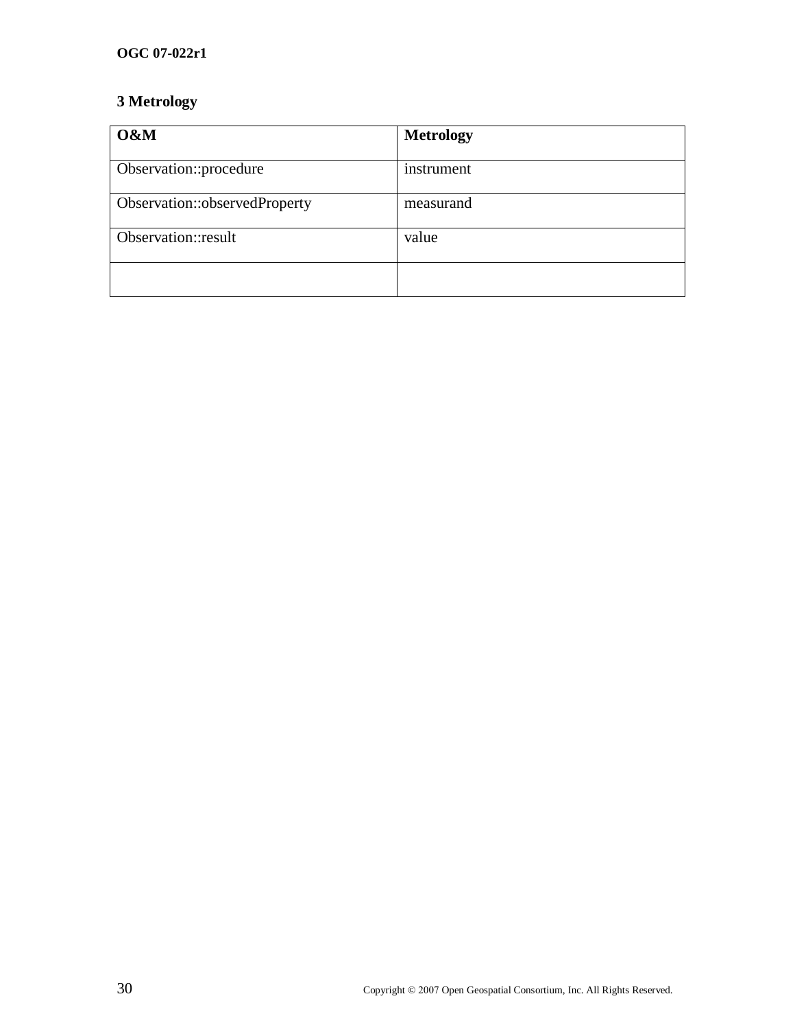## 3 Metrology

| O&M | Metrology |
|---|---|
| Observation::procedure | instrument |
| Observation::observedProperty | measurand |
| Observation::result | value |
| | |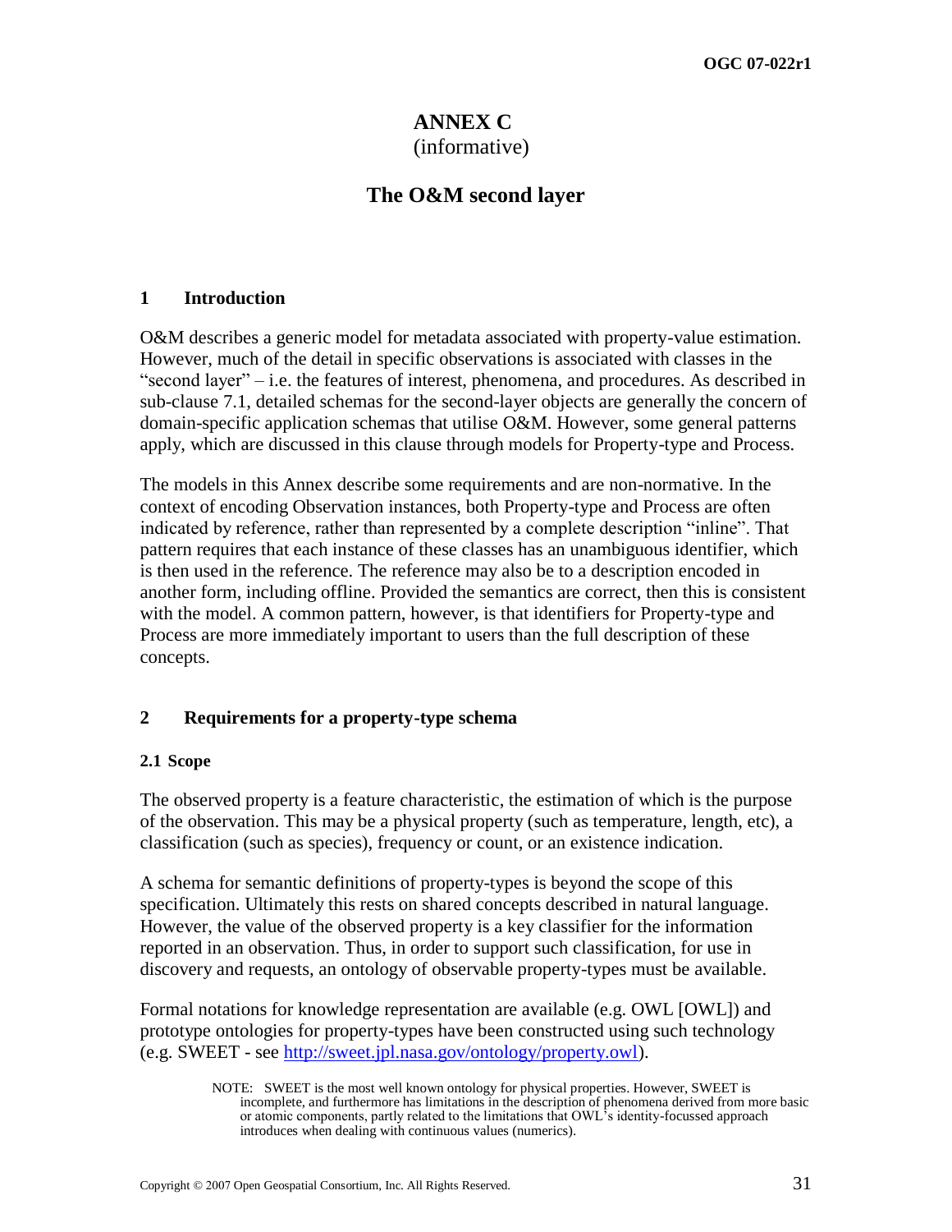# ANNEX C
(informative)

# The O&M second layer

## 1 Introduction

O&M describes a generic model for metadata associated with property-value estimation. However, much of the detail in specific observations is associated with classes in the "second layer" – i.e. the features of interest, phenomena, and procedures. As described in sub-clause 7.1, detailed schemas for the second-layer objects are generally the concern of domain-specific application schemas that utilise O&M. However, some general patterns apply, which are discussed in this clause through models for Property-type and Process.

The models in this Annex describe some requirements and are non-normative. In the context of encoding Observation instances, both Property-type and Process are often indicated by reference, rather than represented by a complete description "inline". That pattern requires that each instance of these classes has an unambiguous identifier, which is then used in the reference. The reference may also be to a description encoded in another form, including offline. Provided the semantics are correct, then this is consistent with the model. A common pattern, however, is that identifiers for Property-type and Process are more immediately important to users than the full description of these concepts.

## 2 Requirements for a property-type schema

### 2.1 Scope

The observed property is a feature characteristic, the estimation of which is the purpose of the observation. This may be a physical property (such as temperature, length, etc), a classification (such as species), frequency or count, or an existence indication.

A schema for semantic definitions of property-types is beyond the scope of this specification. Ultimately this rests on shared concepts described in natural language. However, the value of the observed property is a key classifier for the information reported in an observation. Thus, in order to support such classification, for use in discovery and requests, an ontology of observable property-types must be available.

Formal notations for knowledge representation are available (e.g. OWL [OWL]) and prototype ontologies for property-types have been constructed using such technology (e.g. SWEET - see http://sweet.jpl.nasa.gov/ontology/property.owl).

NOTE: SWEET is the most well known ontology for physical properties. However, SWEET is incomplete, and furthermore has limitations in the description of phenomena derived from more basic or atomic components, partly related to the limitations that OWL's identity-focussed approach introduces when dealing with continuous values (numerics).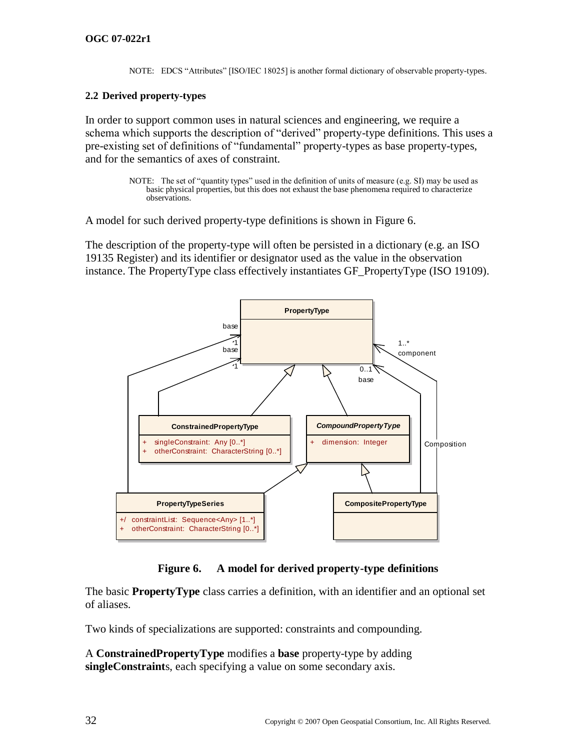NOTE: EDCS "Attributes" [ISO/IEC 18025] is another formal dictionary of observable property-types.

## 2.2 Derived property-types

In order to support common uses in natural sciences and engineering, we require a schema which supports the description of "derived" property-type definitions. This uses a pre-existing set of definitions of "fundamental" property-types as base property-types, and for the semantics of axes of constraint.

NOTE: The set of "quantity types" used in the definition of units of measure (e.g. SI) may be used as basic physical properties, but this does not exhaust the base phenomena required to characterize observations.

A model for such derived property-type definitions is shown in Figure 6.

The description of the property-type will often be persisted in a dictionary (e.g. an ISO 19135 Register) and its identifier or designator used as the value in the observation instance. The PropertyType class effectively instantiates GF_PropertyType (ISO 19109).

**Figure 6. A model for derived property-type definitions**

The basic **PropertyType** class carries a definition, with an identifier and an optional set of aliases.

Two kinds of specializations are supported: constraints and compounding.

A **ConstrainedPropertyType** modifies a **base** property-type by adding **singleConstraint**s, each specifying a value on some secondary axis.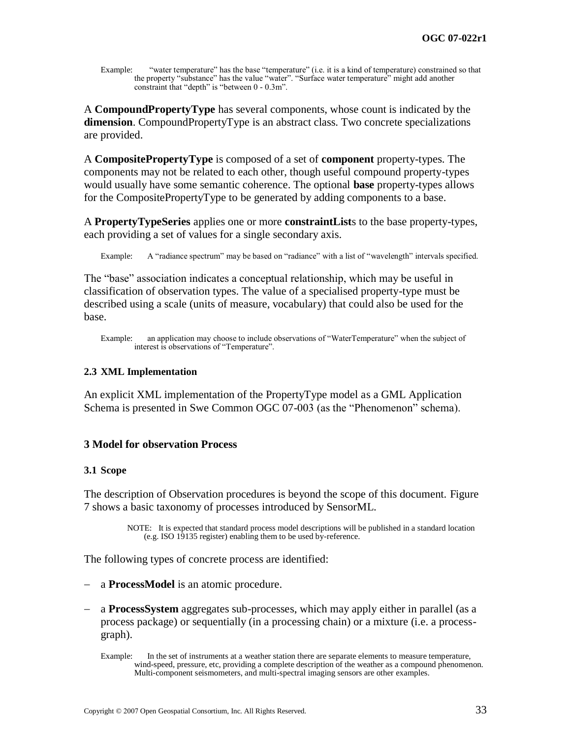Example: "water temperature" has the base "temperature" (i.e. it is a kind of temperature) constrained so that the property "substance" has the value "water". "Surface water temperature" might add another constraint that "depth" is "between 0 - 0.3m".

A **CompoundPropertyType** has several components, whose count is indicated by the **dimension**. CompoundPropertyType is an abstract class. Two concrete specializations are provided.

A **CompositePropertyType** is composed of a set of **component** property-types. The components may not be related to each other, though useful compound property-types would usually have some semantic coherence. The optional **base** property-types allows for the CompositePropertyType to be generated by adding components to a base.

A **PropertyTypeSeries** applies one or more **constraintList**s to the base property-types, each providing a set of values for a single secondary axis.

Example: A "radiance spectrum" may be based on "radiance" with a list of "wavelength" intervals specified.

The "base" association indicates a conceptual relationship, which may be useful in classification of observation types. The value of a specialised property-type must be described using a scale (units of measure, vocabulary) that could also be used for the base.

Example: an application may choose to include observations of "WaterTemperature" when the subject of interest is observations of "Temperature".

### 2.3 XML Implementation

An explicit XML implementation of the PropertyType model as a GML Application Schema is presented in Swe Common OGC 07-003 (as the "Phenomenon" schema).

## 3 Model for observation Process

### 3.1 Scope

The description of Observation procedures is beyond the scope of this document. Figure 7 shows a basic taxonomy of processes introduced by SensorML.

NOTE: It is expected that standard process model descriptions will be published in a standard location (e.g. ISO 19135 register) enabling them to be used by-reference.

The following types of concrete process are identified:

- a **ProcessModel** is an atomic procedure.
- a **ProcessSystem** aggregates sub-processes, which may apply either in parallel (as a process package) or sequentially (in a processing chain) or a mixture (i.e. a process-graph).

Example: In the set of instruments at a weather station there are separate elements to measure temperature, wind-speed, pressure, etc, providing a complete description of the weather as a compound phenomenon. Multi-component seismometers, and multi-spectral imaging sensors are other examples.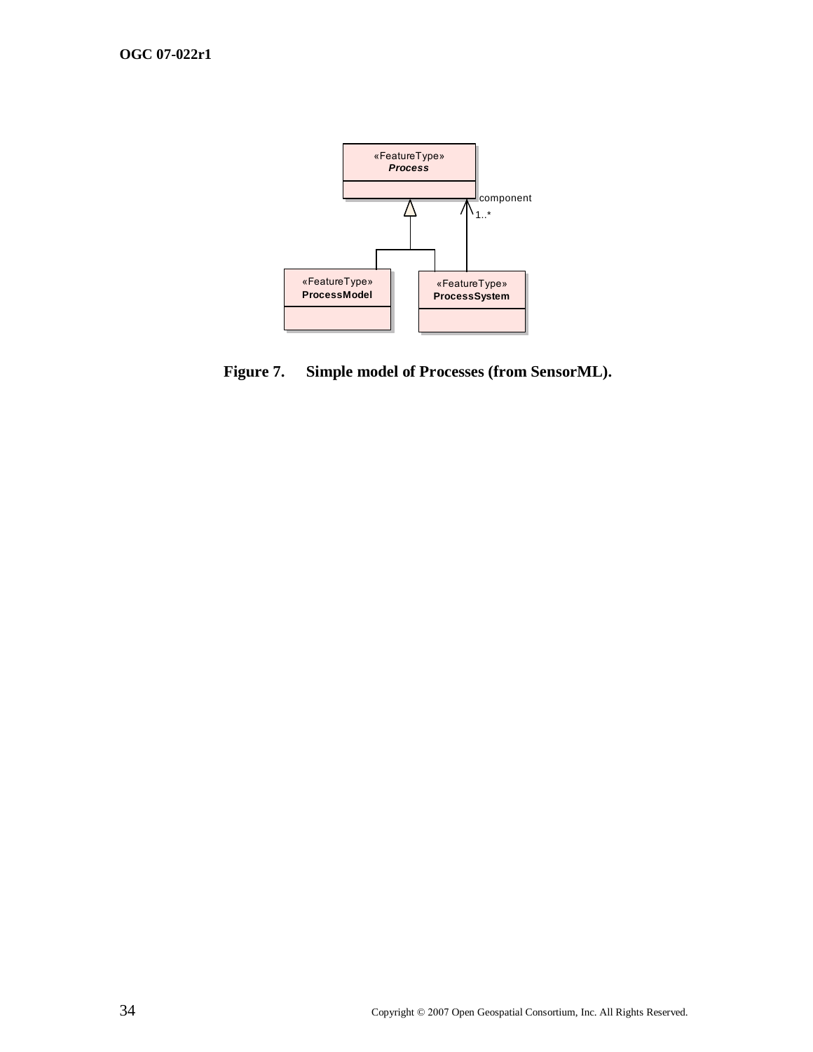Figure 7. Simple model of Processes (from SensorML).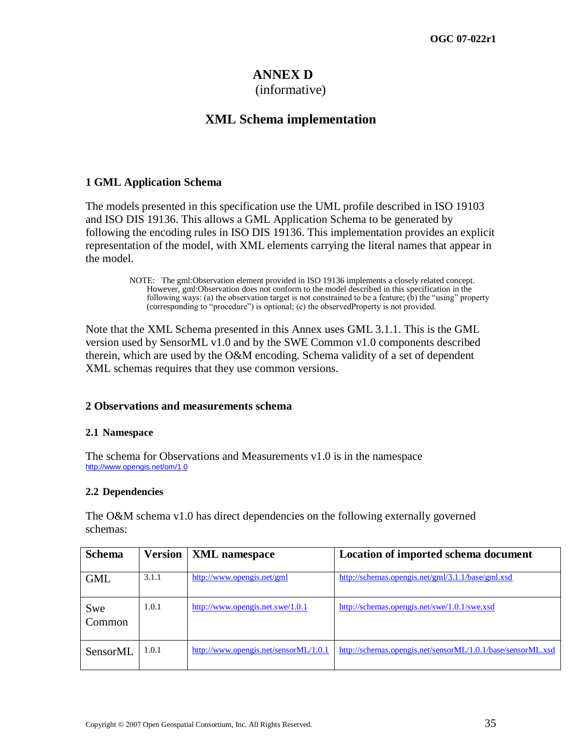# ANNEX D
(informative)

# XML Schema implementation

## 1 GML Application Schema

The models presented in this specification use the UML profile described in ISO 19103 and ISO DIS 19136. This allows a GML Application Schema to be generated by following the encoding rules in ISO DIS 19136. This implementation provides an explicit representation of the model, with XML elements carrying the literal names that appear in the model.

> NOTE: The gml:Observation element provided in ISO 19136 implements a closely related concept. However, gml:Observation does not conform to the model described in this specification in the following ways: (a) the observation target is not constrained to be a feature; (b) the "using" property (corresponding to "procedure") is optional; (c) the observedProperty is not provided.

Note that the XML Schema presented in this Annex uses GML 3.1.1. This is the GML version used by SensorML v1.0 and by the SWE Common v1.0 components described therein, which are used by the O&M encoding. Schema validity of a set of dependent XML schemas requires that they use common versions.

## 2 Observations and measurements schema

### 2.1 Namespace

The schema for Observations and Measurements v1.0 is in the namespace http://www.opengis.net/om/1.0

### 2.2 Dependencies

The O&M schema v1.0 has direct dependencies on the following externally governed schemas:

| Schema | Version | XML namespace | Location of imported schema document |
|---|---|---|---|
| GML | 3.1.1 | http://www.opengis.net/gml | http://schemas.opengis.net/gml/3.1.1/base/gml.xsd |
| Swe Common | 1.0.1 | http://www.opengis.net.swe/1.0.1 | http://schemas.opengis.net/swe/1.0.1/swe.xsd |
| SensorML | 1.0.1 | http://www.opengis.net/sensorML/1.0.1 | http://schemas.opengis.net/sensorML/1.0.1/base/sensorML.xsd |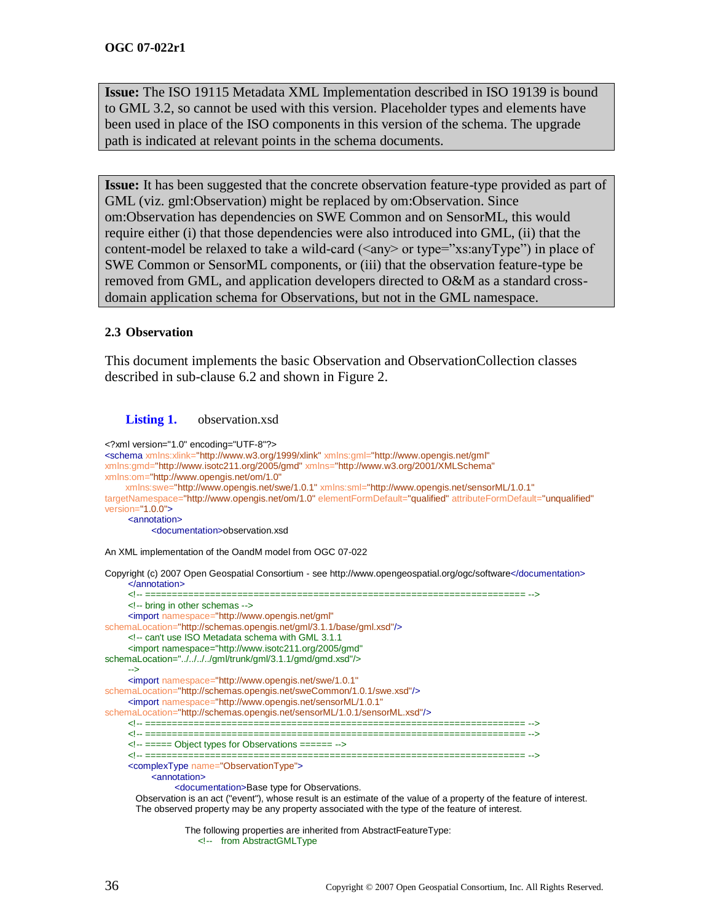> **Issue:** The ISO 19115 Metadata XML Implementation described in ISO 19139 is bound to GML 3.2, so cannot be used with this version. Placeholder types and elements have been used in place of the ISO components in this version of the schema. The upgrade path is indicated at relevant points in the schema documents.

> **Issue:** It has been suggested that the concrete observation feature-type provided as part of GML (viz. gml:Observation) might be replaced by om:Observation. Since om:Observation has dependencies on SWE Common and on SensorML, this would require either (i) that those dependencies were also introduced into GML, (ii) that the content-model be relaxed to take a wild-card (<any> or type="xs:anyType") in place of SWE Common or SensorML components, or (iii) that the observation feature-type be removed from GML, and application developers directed to O&M as a standard cross-domain application schema for Observations, but not in the GML namespace.

### 2.3 Observation

This document implements the basic Observation and ObservationCollection classes described in sub-clause 6.2 and shown in Figure 2.

**Listing 1.** observation.xsd

```
<?xml version="1.0" encoding="UTF-8"?>
<schema xmlns:xlink="http://www.w3.org/1999/xlink" xmlns:gml="http://www.opengis.net/gml"
xmlns:gmd="http://www.isotc211.org/2005/gmd" xmlns="http://www.w3.org/2001/XMLSchema"
xmlns:om="http://www.opengis.net/om/1.0"
      xmlns:swe="http://www.opengis.net/swe/1.0.1" xmlns:sml="http://www.opengis.net/sensorML/1.0.1"
targetNamespace="http://www.opengis.net/om/1.0" elementFormDefault="qualified" attributeFormDefault="unqualified"
version="1.0.0">
      <annotation>
            <documentation>observation.xsd

An XML implementation of the OandM model from OGC 07-022

Copyright (c) 2007 Open Geospatial Consortium - see http://www.opengeospatial.org/ogc/software</documentation>
      </annotation>
      <!-- ====================================================================== -->
      <!-- bring in other schemas -->
      <import namespace="http://www.opengis.net/gml"
schemaLocation="http://schemas.opengis.net/gml/3.1.1/base/gml.xsd"/>
      <!-- can't use ISO Metadata schema with GML 3.1.1
      <import namespace="http://www.isotc211.org/2005/gmd"
schemaLocation="../../../../gml/trunk/gml/3.1.1/gmd/gmd.xsd"/>
      -->
      <import namespace="http://www.opengis.net/swe/1.0.1"
schemaLocation="http://schemas.opengis.net/sweCommon/1.0.1/swe.xsd"/>
      <import namespace="http://www.opengis.net/sensorML/1.0.1"
schemaLocation="http://schemas.opengis.net/sensorML/1.0.1/sensorML.xsd"/>
      <!-- ====================================================================== -->
      <!-- ====================================================================== -->
      <!-- ===== Object types for Observations ====== -->
      <!-- ====================================================================== -->
      <complexType name="ObservationType">
            <annotation>
                  <documentation>Base type for Observations.
         Observation is an act ("event"), whose result is an estimate of the value of a property of the feature of interest.
         The observed property may be any property associated with the type of the feature of interest.

                          The following properties are inherited from AbstractFeatureType:
                              <!--   from AbstractGMLType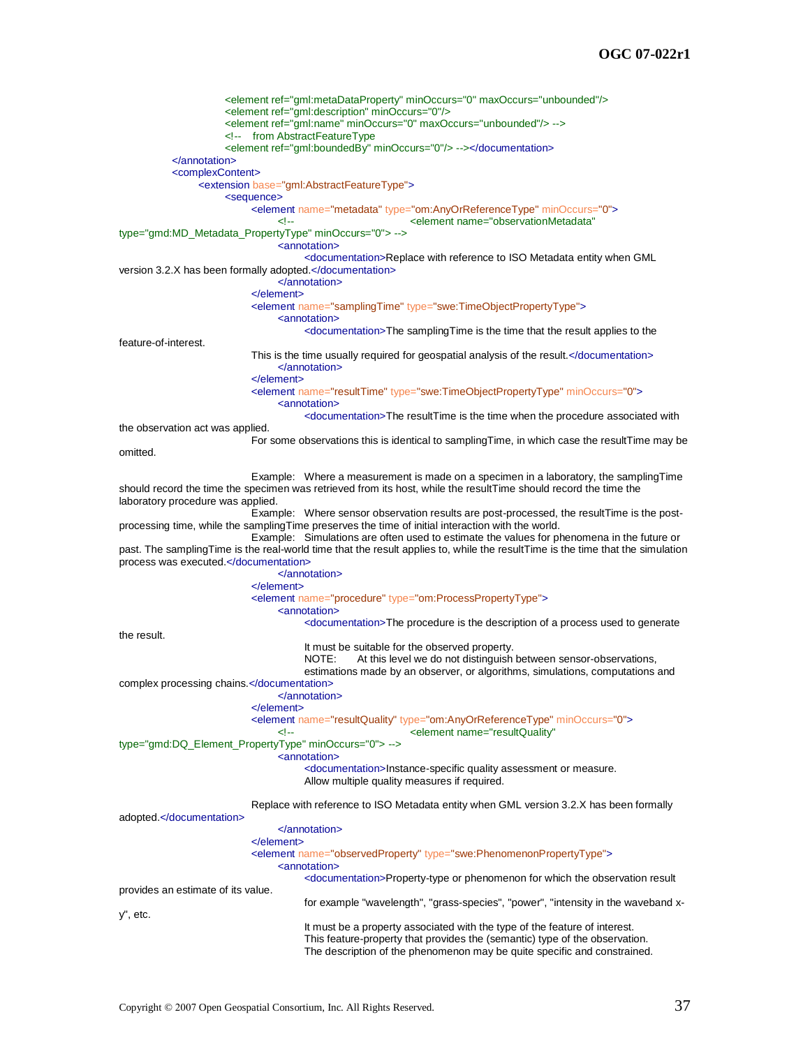```
				<element ref="gml:metaDataProperty" minOccurs="0" maxOccurs="unbounded"/>
				<element ref="gml:description" minOccurs="0"/>
				<element ref="gml:name" minOccurs="0" maxOccurs="unbounded"/> -->
				<!--    from AbstractFeatureType
				<element ref="gml:boundedBy" minOccurs="0"/> --></documentation>
		</annotation>
		<complexContent>
			<extension base="gml:AbstractFeatureType">
				<sequence>
					<element name="metadata" type="om:AnyOrReferenceType" minOccurs="0">
						<!--					<element name="observationMetadata" 
type="gmd:MD_Metadata_PropertyType" minOccurs="0"> -->
						<annotation>
							<documentation>Replace with reference to ISO Metadata entity when GML 
version 3.2.X has been formally adopted.</documentation>
						</annotation>
					</element>
					<element name="samplingTime" type="swe:TimeObjectPropertyType">
						<annotation>
							<documentation>The samplingTime is the time that the result applies to the 
feature-of-interest.
					This is the time usually required for geospatial analysis of the result.</documentation>
						</annotation>
					</element>
					<element name="resultTime" type="swe:TimeObjectPropertyType" minOccurs="0">
						<annotation>
							<documentation>The resultTime is the time when the procedure associated with 
the observation act was applied.
					For some observations this is identical to samplingTime, in which case the resultTime may be 
omitted.

					Example:   Where a measurement is made on a specimen in a laboratory, the samplingTime 
should record the time the specimen was retrieved from its host, while the resultTime should record the time the 
laboratory procedure was applied.
					Example:   Where sensor observation results are post-processed, the resultTime is the post-
processing time, while the samplingTime preserves the time of initial interaction with the world.
					Example:   Simulations are often used to estimate the values for phenomena in the future or 
past. The samplingTime is the real-world time that the result applies to, while the resultTime is the time that the simulation 
process was executed.</documentation>
						</annotation>
					</element>
					<element name="procedure" type="om:ProcessPropertyType">
						<annotation>
							<documentation>The procedure is the description of a process used to generate 
the result.
							It must be suitable for the observed property.
							NOTE:       At this level we do not distinguish between sensor-observations, 
							estimations made by an observer, or algorithms, simulations, computations and 
complex processing chains.</documentation>
						</annotation>
					</element>
					<element name="resultQuality" type="om:AnyOrReferenceType" minOccurs="0">
						<!--					<element name="resultQuality" 
type="gmd:DQ_Element_PropertyType" minOccurs="0"> -->
						<annotation>
							<documentation>Instance-specific quality assessment or measure.
							Allow multiple quality measures if required.

					Replace with reference to ISO Metadata entity when GML version 3.2.X has been formally 
adopted.</documentation>
						</annotation>
					</element>
					<element name="observedProperty" type="swe:PhenomenonPropertyType">
						<annotation>
							<documentation>Property-type or phenomenon for which the observation result 
provides an estimate of its value.
							for example "wavelength", "grass-species", "power", "intensity in the waveband x-
y", etc.
							It must be a property associated with the type of the feature of interest.
							This feature-property that provides the (semantic) type of the observation.
							The description of the phenomenon may be quite specific and constrained.
```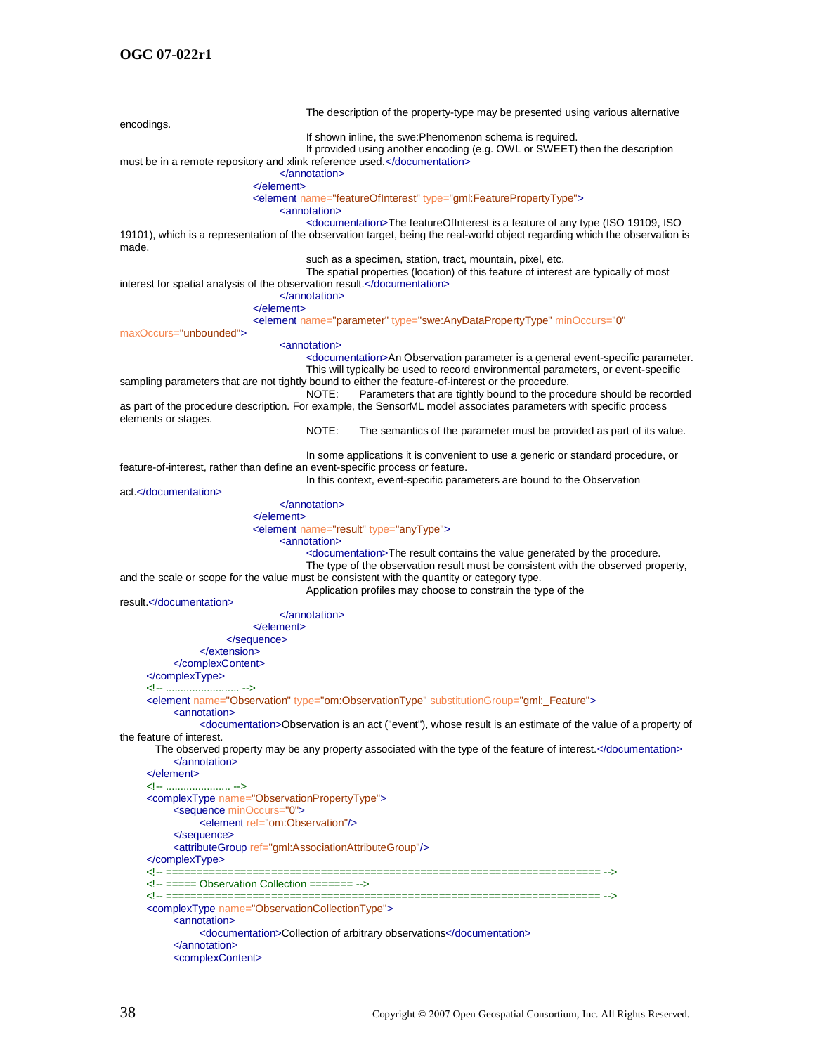```
							The description of the property-type may be presented using various alternative encodings.
							If shown inline, the swe:Phenomenon schema is required.
							If provided using another encoding (e.g. OWL or SWEET) then the description must be in a remote repository and xlink reference used.</documentation>
						</annotation>
					</element>
					<element name="featureOfInterest" type="gml:FeaturePropertyType">
						<annotation>
							<documentation>The featureOfInterest is a feature of any type (ISO 19109, ISO 19101), which is a representation of the observation target, being the real-world object regarding which the observation is made.
							such as a specimen, station, tract, mountain, pixel, etc.
							The spatial properties (location) of this feature of interest are typically of most interest for spatial analysis of the observation result.</documentation>
						</annotation>
					</element>
					<element name="parameter" type="swe:AnyDataPropertyType" minOccurs="0" maxOccurs="unbounded">
						<annotation>
							<documentation>An Observation parameter is a general event-specific parameter.
							This will typically be used to record environmental parameters, or event-specific sampling parameters that are not tightly bound to either the feature-of-interest or the procedure.
							NOTE:	Parameters that are tightly bound to the procedure should be recorded as part of the procedure description. For example, the SensorML model associates parameters with specific process elements or stages.
							NOTE:	The semantics of the parameter must be provided as part of its value.

							In some applications it is convenient to use a generic or standard procedure, or feature-of-interest, rather than define an event-specific process or feature.
							In this context, event-specific parameters are bound to the Observation act.</documentation>
						</annotation>
					</element>
					<element name="result" type="anyType">
						<annotation>
							<documentation>The result contains the value generated by the procedure.
							The type of the observation result must be consistent with the observed property, and the scale or scope for the value must be consistent with the quantity or category type.
							Application profiles may choose to constrain the type of the result.</documentation>
						</annotation>
					</element>
				</sequence>
			</extension>
		</complexContent>
	</complexType>
	<!-- ........................ -->
	<element name="Observation" type="om:ObservationType" substitutionGroup="gml:_Feature">
		<annotation>
			<documentation>Observation is an act ("event"), whose result is an estimate of the value of a property of the feature of interest.
	The observed property may be any property associated with the type of the feature of interest.</documentation>
		</annotation>
	</element>
	<!-- ..................... -->
	<complexType name="ObservationPropertyType">
		<sequence minOccurs="0">
			<element ref="om:Observation"/>
		</sequence>
		<attributeGroup ref="gml:AssociationAttributeGroup"/>
	</complexType>
	<!-- ====================================================================== -->
	<!-- ===== Observation Collection ======= -->
	<!-- ====================================================================== -->
	<complexType name="ObservationCollectionType">
		<annotation>
			<documentation>Collection of arbitrary observations</documentation>
		</annotation>
		<complexContent>
```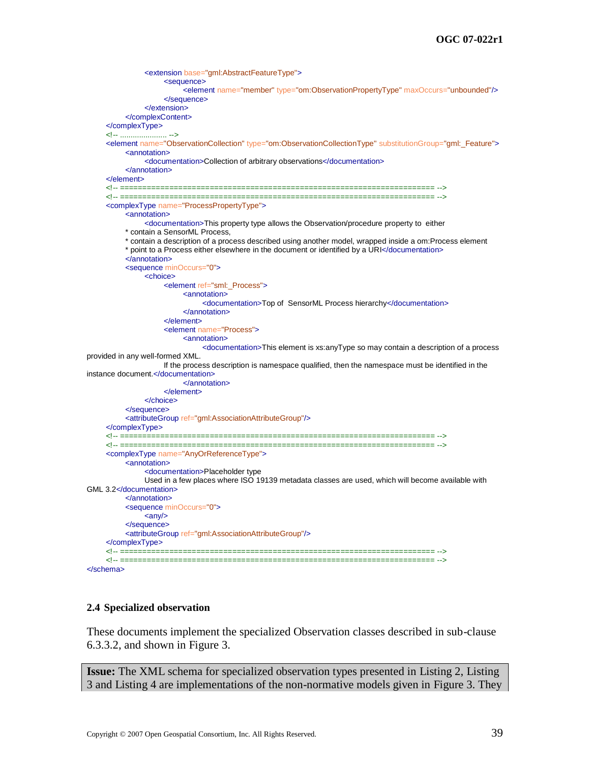```xml
                        <extension base="gml:AbstractFeatureType">
                                <sequence>
                                        <element name="member" type="om:ObservationPropertyType" maxOccurs="unbounded"/>
                                </sequence>
                        </extension>
                </complexContent>
        </complexType>
        <!-- ...................... -->
        <element name="ObservationCollection" type="om:ObservationCollectionType" substitutionGroup="gml:_Feature">
                <annotation>
                        <documentation>Collection of arbitrary observations</documentation>
                </annotation>
        </element>
        <!-- ====================================================================== -->
        <!-- ====================================================================== -->
        <complexType name="ProcessPropertyType">
                <annotation>
                        <documentation>This property type allows the Observation/procedure property to  either
                * contain a SensorML Process,
                * contain a description of a process described using another model, wrapped inside a om:Process element
                * point to a Process either elsewhere in the document or identified by a URI</documentation>
                </annotation>
                <sequence minOccurs="0">
                        <choice>
                                <element ref="sml:_Process">
                                        <annotation>
                                                <documentation>Top of  SensorML Process hierarchy</documentation>
                                        </annotation>
                                </element>
                                <element name="Process">
                                        <annotation>
                                                <documentation>This element is xs:anyType so may contain a description of a process
provided in any well-formed XML.
                                If the process description is namespace qualified, then the namespace must be identified in the
instance document.</documentation>
                                        </annotation>
                                </element>
                        </choice>
                </sequence>
                <attributeGroup ref="gml:AssociationAttributeGroup"/>
        </complexType>
        <!-- ====================================================================== -->
        <!-- ====================================================================== -->
        <complexType name="AnyOrReferenceType">
                <annotation>
                        <documentation>Placeholder type
                        Used in a few places where ISO 19139 metadata classes are used, which will become available with
GML 3.2</documentation>
                </annotation>
                <sequence minOccurs="0">
                        <any/>
                </sequence>
                <attributeGroup ref="gml:AssociationAttributeGroup"/>
        </complexType>
        <!-- ====================================================================== -->
        <!-- ====================================================================== -->
</schema>
```

## 2.4 Specialized observation

These documents implement the specialized Observation classes described in sub-clause 6.3.3.2, and shown in Figure 3.

**Issue:** The XML schema for specialized observation types presented in Listing 2, Listing 3 and Listing 4 are implementations of the non-normative models given in Figure 3. They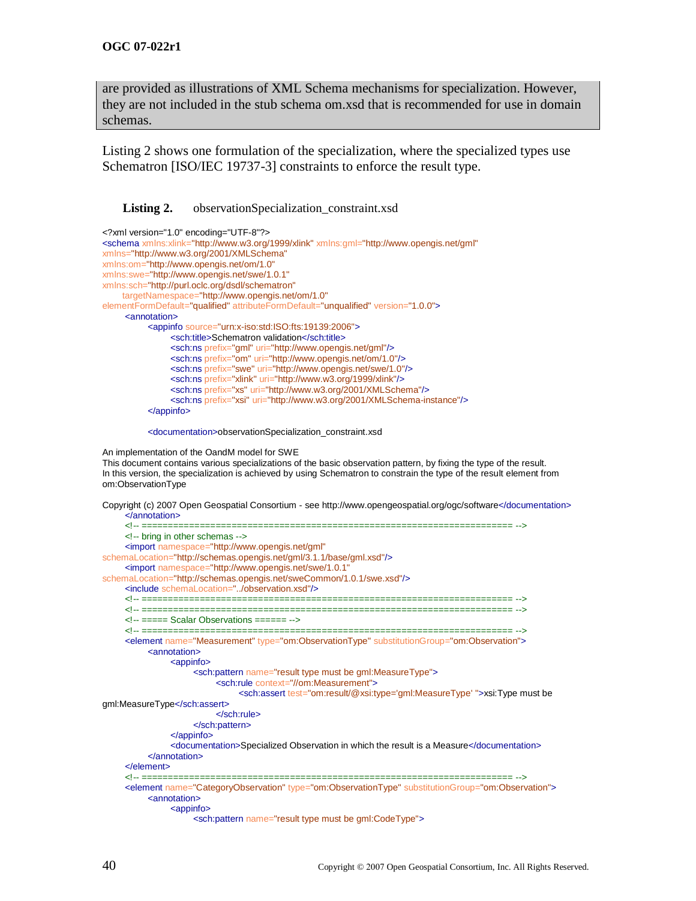are provided as illustrations of XML Schema mechanisms for specialization. However, they are not included in the stub schema om.xsd that is recommended for use in domain schemas.

Listing 2 shows one formulation of the specialization, where the specialized types use Schematron [ISO/IEC 19737-3] constraints to enforce the result type.

**Listing 2.** observationSpecialization_constraint.xsd

```
<?xml version="1.0" encoding="UTF-8"?>
<schema xmlns:xlink="http://www.w3.org/1999/xlink" xmlns:gml="http://www.opengis.net/gml"
xmlns="http://www.w3.org/2001/XMLSchema"
xmlns:om="http://www.opengis.net/om/1.0"
xmlns:swe="http://www.opengis.net/swe/1.0.1"
xmlns:sch="http://purl.oclc.org/dsdl/schematron"
	targetNamespace="http://www.opengis.net/om/1.0"
elementFormDefault="qualified" attributeFormDefault="unqualified" version="1.0.0">
	<annotation>
		<appinfo source="urn:x-iso:std:ISO:fts:19139:2006">
			<sch:title>Schematron validation</sch:title>
			<sch:ns prefix="gml" uri="http://www.opengis.net/gml"/>
			<sch:ns prefix="om" uri="http://www.opengis.net/om/1.0"/>
			<sch:ns prefix="swe" uri="http://www.opengis.net/swe/1.0"/>
			<sch:ns prefix="xlink" uri="http://www.w3.org/1999/xlink"/>
			<sch:ns prefix="xs" uri="http://www.w3.org/2001/XMLSchema"/>
			<sch:ns prefix="xsi" uri="http://www.w3.org/2001/XMLSchema-instance"/>
		</appinfo>

		<documentation>observationSpecialization_constraint.xsd

An implementation of the OandM model for SWE
This document contains various specializations of the basic observation pattern, by fixing the type of the result.
In this version, the specialization is achieved by using Schematron to constrain the type of the result element from
om:ObservationType

Copyright (c) 2007 Open Geospatial Consortium - see http://www.opengeospatial.org/ogc/software</documentation>
	</annotation>
	<!-- ====================================================================== -->
	<!-- bring in other schemas -->
	<import namespace="http://www.opengis.net/gml"
schemaLocation="http://schemas.opengis.net/gml/3.1.1/base/gml.xsd"/>
	<import namespace="http://www.opengis.net/swe/1.0.1"
schemaLocation="http://schemas.opengis.net/sweCommon/1.0.1/swe.xsd"/>
	<include schemaLocation="../observation.xsd"/>
	<!-- ====================================================================== -->
	<!-- ====================================================================== -->
	<!-- ===== Scalar Observations ====== -->
	<!-- ====================================================================== -->
	<element name="Measurement" type="om:ObservationType" substitutionGroup="om:Observation">
		<annotation>
			<appinfo>
				<sch:pattern name="result type must be gml:MeasureType">
					<sch:rule context="//om:Measurement">
						<sch:assert test="om:result/@xsi:type='gml:MeasureType' ">xsi:Type must be
gml:MeasureType</sch:assert>
					</sch:rule>
				</sch:pattern>
			</appinfo>
			<documentation>Specialized Observation in which the result is a Measure</documentation>
		</annotation>
	</element>
	<!-- ====================================================================== -->
	<element name="CategoryObservation" type="om:ObservationType" substitutionGroup="om:Observation">
		<annotation>
			<appinfo>
				<sch:pattern name="result type must be gml:CodeType">
```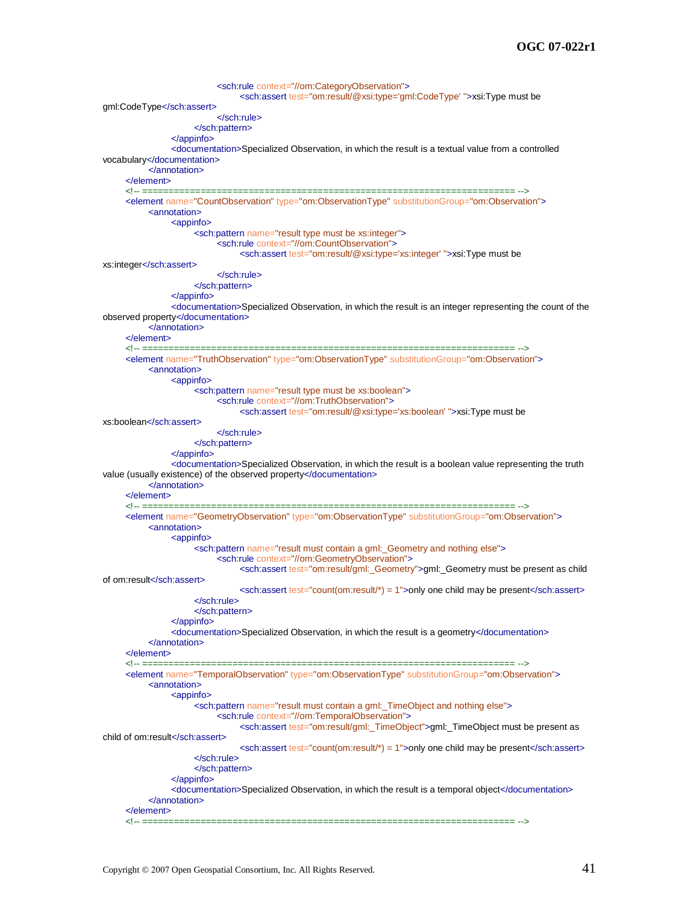```xml
					<sch:rule context="//om:CategoryObservation">
						<sch:assert test="om:result/@xsi:type='gml:CodeType' ">xsi:Type must be 
gml:CodeType</sch:assert>
					</sch:rule>
				</sch:pattern>
			</appinfo>
			<documentation>Specialized Observation, in which the result is a textual value from a controlled 
vocabulary</documentation>
		</annotation>
	</element>
	<!-- ====================================================================== -->
	<element name="CountObservation" type="om:ObservationType" substitutionGroup="om:Observation">
		<annotation>
			<appinfo>
				<sch:pattern name="result type must be xs:integer">
					<sch:rule context="//om:CountObservation">
						<sch:assert test="om:result/@xsi:type='xs:integer' ">xsi:Type must be 
xs:integer</sch:assert>
					</sch:rule>
				</sch:pattern>
			</appinfo>
			<documentation>Specialized Observation, in which the result is an integer representing the count of the 
observed property</documentation>
		</annotation>
	</element>
	<!-- ====================================================================== -->
	<element name="TruthObservation" type="om:ObservationType" substitutionGroup="om:Observation">
		<annotation>
			<appinfo>
				<sch:pattern name="result type must be xs:boolean">
					<sch:rule context="//om:TruthObservation">
						<sch:assert test="om:result/@xsi:type='xs:boolean' ">xsi:Type must be 
xs:boolean</sch:assert>
					</sch:rule>
				</sch:pattern>
			</appinfo>
			<documentation>Specialized Observation, in which the result is a boolean value representing the truth 
value (usually existence) of the observed property</documentation>
		</annotation>
	</element>
	<!-- ====================================================================== -->
	<element name="GeometryObservation" type="om:ObservationType" substitutionGroup="om:Observation">
		<annotation>
			<appinfo>
				<sch:pattern name="result must contain a gml:_Geometry and nothing else">
					<sch:rule context="//om:GeometryObservation">
						<sch:assert test="om:result/gml:_Geometry">gml:_Geometry must be present as child 
of om:result</sch:assert>
						<sch:assert test="count(om:result/*) = 1">only one child may be present</sch:assert>
				</sch:rule>
				</sch:pattern>
			</appinfo>
			<documentation>Specialized Observation, in which the result is a geometry</documentation>
		</annotation>
	</element>
	<!-- ====================================================================== -->
	<element name="TemporalObservation" type="om:ObservationType" substitutionGroup="om:Observation">
		<annotation>
			<appinfo>
				<sch:pattern name="result must contain a gml:_TimeObject and nothing else">
					<sch:rule context="//om:TemporalObservation">
						<sch:assert test="om:result/gml:_TimeObject">gml:_TimeObject must be present as 
child of om:result</sch:assert>
						<sch:assert test="count(om:result/*) = 1">only one child may be present</sch:assert>
				</sch:rule>
				</sch:pattern>
			</appinfo>
			<documentation>Specialized Observation, in which the result is a temporal object</documentation>
		</annotation>
	</element>
	<!-- ====================================================================== -->
```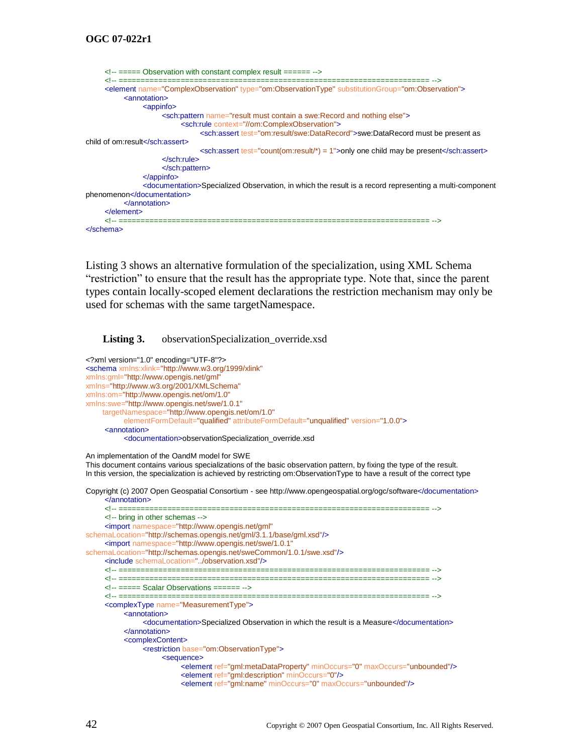```xml
	<!-- ===== Observation with constant complex result ====== -->
	<!-- ====================================================================== -->
	<element name="ComplexObservation" type="om:ObservationType" substitutionGroup="om:Observation">
		<annotation>
			<appinfo>
				<sch:pattern name="result must contain a swe:Record and nothing else">
					<sch:rule context="//om:ComplexObservation">
						<sch:assert test="om:result/swe:DataRecord">swe:DataRecord must be present as
child of om:result</sch:assert>
						<sch:assert test="count(om:result/*) = 1">only one child may be present</sch:assert>
					</sch:rule>
				</sch:pattern>
			</appinfo>
			<documentation>Specialized Observation, in which the result is a record representing a multi-component
phenomenon</documentation>
		</annotation>
	</element>
	<!-- ====================================================================== -->
</schema>
```

Listing 3 shows an alternative formulation of the specialization, using XML Schema "restriction" to ensure that the result has the appropriate type. Note that, since the parent types contain locally-scoped element declarations the restriction mechanism may only be used for schemas with the same targetNamespace.

**Listing 3.** observationSpecialization_override.xsd

```xml
<?xml version="1.0" encoding="UTF-8"?>
<schema xmlns:xlink="http://www.w3.org/1999/xlink"
xmlns:gml="http://www.opengis.net/gml"
xmlns="http://www.w3.org/2001/XMLSchema"
xmlns:om="http://www.opengis.net/om/1.0"
xmlns:swe="http://www.opengis.net/swe/1.0.1"
	targetNamespace="http://www.opengis.net/om/1.0"
		elementFormDefault="qualified" attributeFormDefault="unqualified" version="1.0.0">
	<annotation>
		<documentation>observationSpecialization_override.xsd

An implementation of the OandM model for SWE
This document contains various specializations of the basic observation pattern, by fixing the type of the result.
In this version, the specialization is achieved by restricting om:ObservationType to have a result of the correct type

Copyright (c) 2007 Open Geospatial Consortium - see http://www.opengeospatial.org/ogc/software</documentation>
	</annotation>
	<!-- ====================================================================== -->
	<!-- bring in other schemas -->
	<import namespace="http://www.opengis.net/gml"
schemaLocation="http://schemas.opengis.net/gml/3.1.1/base/gml.xsd"/>
	<import namespace="http://www.opengis.net/swe/1.0.1"
schemaLocation="http://schemas.opengis.net/sweCommon/1.0.1/swe.xsd"/>
	<include schemaLocation="../observation.xsd"/>
	<!-- ====================================================================== -->
	<!-- ====================================================================== -->
	<!-- ===== Scalar Observations ====== -->
	<!-- ====================================================================== -->
	<complexType name="MeasurementType">
		<annotation>
			<documentation>Specialized Observation in which the result is a Measure</documentation>
		</annotation>
		<complexContent>
			<restriction base="om:ObservationType">
				<sequence>
					<element ref="gml:metaDataProperty" minOccurs="0" maxOccurs="unbounded"/>
					<element ref="gml:description" minOccurs="0"/>
					<element ref="gml:name" minOccurs="0" maxOccurs="unbounded"/>
```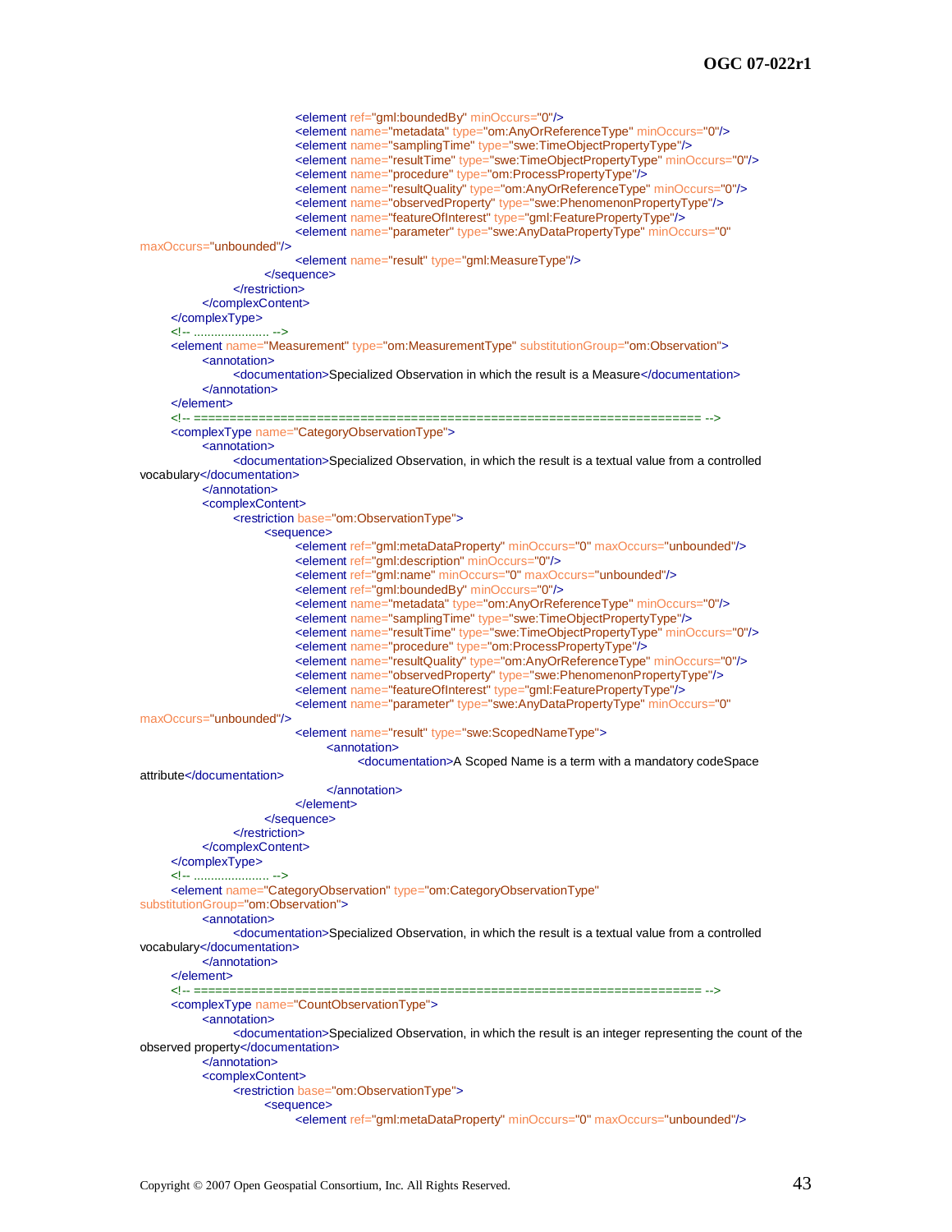```xml
					<element ref="gml:boundedBy" minOccurs="0"/>
					<element name="metadata" type="om:AnyOrReferenceType" minOccurs="0"/>
					<element name="samplingTime" type="swe:TimeObjectPropertyType"/>
					<element name="resultTime" type="swe:TimeObjectPropertyType" minOccurs="0"/>
					<element name="procedure" type="om:ProcessPropertyType"/>
					<element name="resultQuality" type="om:AnyOrReferenceType" minOccurs="0"/>
					<element name="observedProperty" type="swe:PhenomenonPropertyType"/>
					<element name="featureOfInterest" type="gml:FeaturePropertyType"/>
					<element name="parameter" type="swe:AnyDataPropertyType" minOccurs="0"
maxOccurs="unbounded"/>
					<element name="result" type="gml:MeasureType"/>
				</sequence>
			</restriction>
		</complexContent>
	</complexType>
	<!-- ...................... -->
	<element name="Measurement" type="om:MeasurementType" substitutionGroup="om:Observation">
		<annotation>
			<documentation>Specialized Observation in which the result is a Measure</documentation>
		</annotation>
	</element>
	<!-- ==================================================================== -->
	<complexType name="CategoryObservationType">
		<annotation>
			<documentation>Specialized Observation, in which the result is a textual value from a controlled
vocabulary</documentation>
		</annotation>
		<complexContent>
			<restriction base="om:ObservationType">
				<sequence>
					<element ref="gml:metaDataProperty" minOccurs="0" maxOccurs="unbounded"/>
					<element ref="gml:description" minOccurs="0"/>
					<element ref="gml:name" minOccurs="0" maxOccurs="unbounded"/>
					<element ref="gml:boundedBy" minOccurs="0"/>
					<element name="metadata" type="om:AnyOrReferenceType" minOccurs="0"/>
					<element name="samplingTime" type="swe:TimeObjectPropertyType"/>
					<element name="resultTime" type="swe:TimeObjectPropertyType" minOccurs="0"/>
					<element name="procedure" type="om:ProcessPropertyType"/>
					<element name="resultQuality" type="om:AnyOrReferenceType" minOccurs="0"/>
					<element name="observedProperty" type="swe:PhenomenonPropertyType"/>
					<element name="featureOfInterest" type="gml:FeaturePropertyType"/>
					<element name="parameter" type="swe:AnyDataPropertyType" minOccurs="0"
maxOccurs="unbounded"/>
					<element name="result" type="swe:ScopedNameType">
						<annotation>
							<documentation>A Scoped Name is a term with a mandatory codeSpace
attribute</documentation>
						</annotation>
					</element>
				</sequence>
			</restriction>
		</complexContent>
	</complexType>
	<!-- ...................... -->
	<element name="CategoryObservation" type="om:CategoryObservationType"
substitutionGroup="om:Observation">
		<annotation>
			<documentation>Specialized Observation, in which the result is a textual value from a controlled
vocabulary</documentation>
		</annotation>
	</element>
	<!-- ==================================================================== -->
	<complexType name="CountObservationType">
		<annotation>
			<documentation>Specialized Observation, in which the result is an integer representing the count of the
observed property</documentation>
		</annotation>
		<complexContent>
			<restriction base="om:ObservationType">
				<sequence>
					<element ref="gml:metaDataProperty" minOccurs="0" maxOccurs="unbounded"/>
```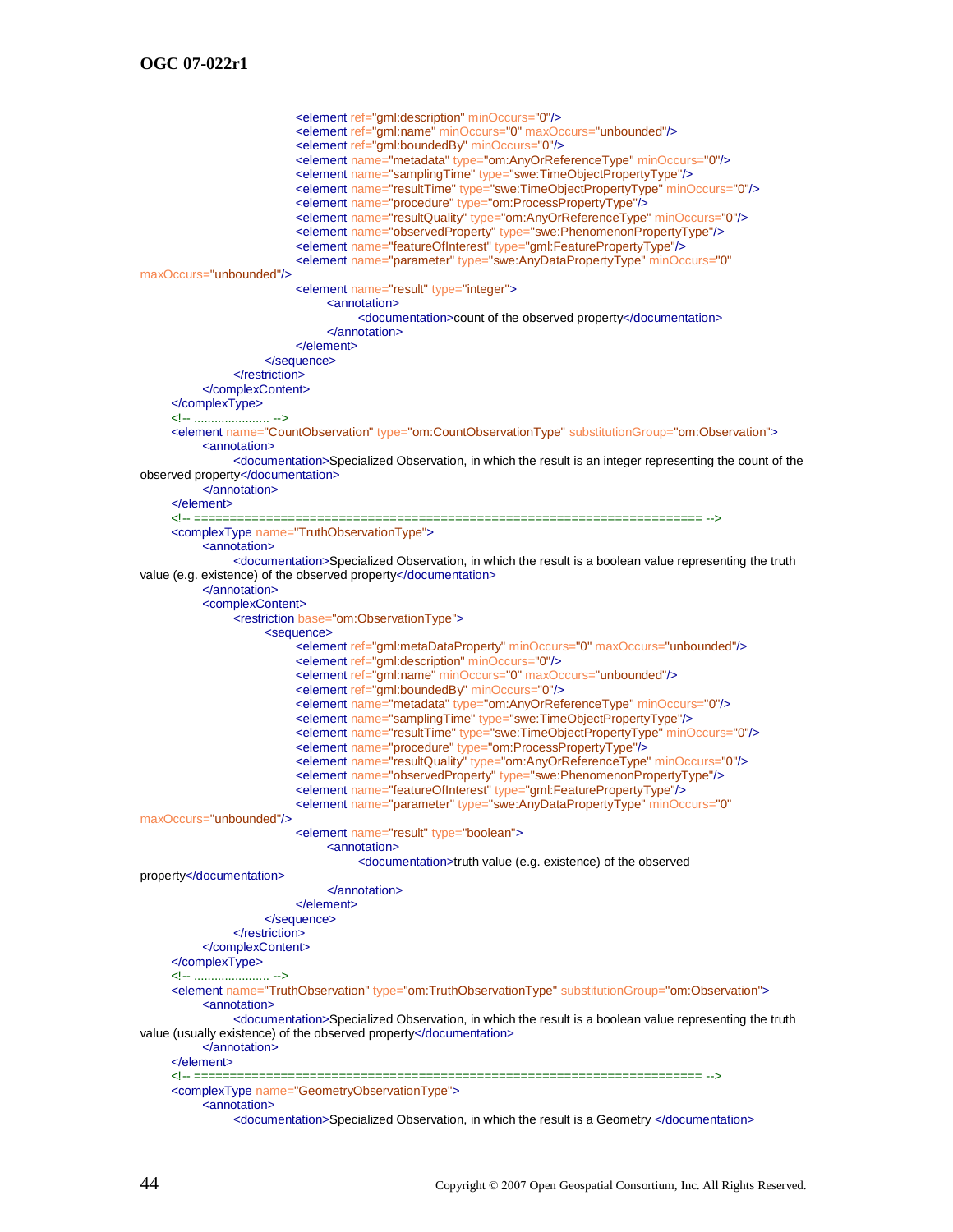```xml
					<element ref="gml:description" minOccurs="0"/>
					<element ref="gml:name" minOccurs="0" maxOccurs="unbounded"/>
					<element ref="gml:boundedBy" minOccurs="0"/>
					<element name="metadata" type="om:AnyOrReferenceType" minOccurs="0"/>
					<element name="samplingTime" type="swe:TimeObjectPropertyType"/>
					<element name="resultTime" type="swe:TimeObjectPropertyType" minOccurs="0"/>
					<element name="procedure" type="om:ProcessPropertyType"/>
					<element name="resultQuality" type="om:AnyOrReferenceType" minOccurs="0"/>
					<element name="observedProperty" type="swe:PhenomenonPropertyType"/>
					<element name="featureOfInterest" type="gml:FeaturePropertyType"/>
					<element name="parameter" type="swe:AnyDataPropertyType" minOccurs="0"
maxOccurs="unbounded"/>
					<element name="result" type="integer">
						<annotation>
							<documentation>count of the observed property</documentation>
						</annotation>
					</element>
				</sequence>
			</restriction>
		</complexContent>
	</complexType>
	<!-- ...................... -->
	<element name="CountObservation" type="om:CountObservationType" substitutionGroup="om:Observation">
		<annotation>
			<documentation>Specialized Observation, in which the result is an integer representing the count of the
observed property</documentation>
		</annotation>
	</element>
	<!-- ====================================================================== -->
	<complexType name="TruthObservationType">
		<annotation>
			<documentation>Specialized Observation, in which the result is a boolean value representing the truth
value (e.g. existence) of the observed property</documentation>
		</annotation>
		<complexContent>
			<restriction base="om:ObservationType">
				<sequence>
					<element ref="gml:metaDataProperty" minOccurs="0" maxOccurs="unbounded"/>
					<element ref="gml:description" minOccurs="0"/>
					<element ref="gml:name" minOccurs="0" maxOccurs="unbounded"/>
					<element ref="gml:boundedBy" minOccurs="0"/>
					<element name="metadata" type="om:AnyOrReferenceType" minOccurs="0"/>
					<element name="samplingTime" type="swe:TimeObjectPropertyType"/>
					<element name="resultTime" type="swe:TimeObjectPropertyType" minOccurs="0"/>
					<element name="procedure" type="om:ProcessPropertyType"/>
					<element name="resultQuality" type="om:AnyOrReferenceType" minOccurs="0"/>
					<element name="observedProperty" type="swe:PhenomenonPropertyType"/>
					<element name="featureOfInterest" type="gml:FeaturePropertyType"/>
					<element name="parameter" type="swe:AnyDataPropertyType" minOccurs="0"
maxOccurs="unbounded"/>
					<element name="result" type="boolean">
						<annotation>
							<documentation>truth value (e.g. existence) of the observed
property</documentation>
						</annotation>
					</element>
				</sequence>
			</restriction>
		</complexContent>
	</complexType>
	<!-- ...................... -->
	<element name="TruthObservation" type="om:TruthObservationType" substitutionGroup="om:Observation">
		<annotation>
			<documentation>Specialized Observation, in which the result is a boolean value representing the truth
value (usually existence) of the observed property</documentation>
		</annotation>
	</element>
	<!-- ====================================================================== -->
	<complexType name="GeometryObservationType">
		<annotation>
			<documentation>Specialized Observation, in which the result is a Geometry </documentation>
```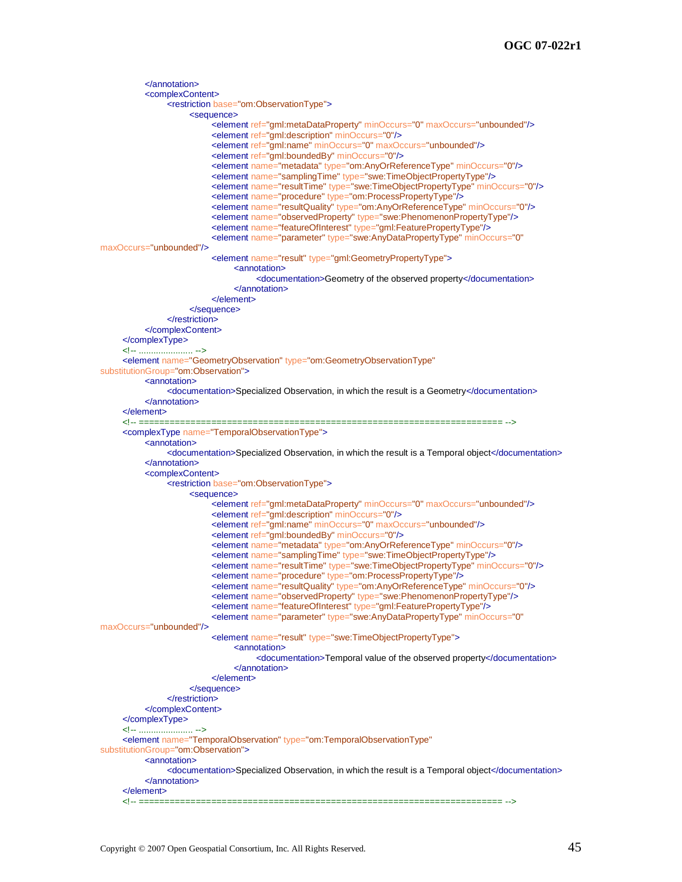```xml
		</annotation>
		<complexContent>
			<restriction base="om:ObservationType">
				<sequence>
					<element ref="gml:metaDataProperty" minOccurs="0" maxOccurs="unbounded"/>
					<element ref="gml:description" minOccurs="0"/>
					<element ref="gml:name" minOccurs="0" maxOccurs="unbounded"/>
					<element ref="gml:boundedBy" minOccurs="0"/>
					<element name="metadata" type="om:AnyOrReferenceType" minOccurs="0"/>
					<element name="samplingTime" type="swe:TimeObjectPropertyType"/>
					<element name="resultTime" type="swe:TimeObjectPropertyType" minOccurs="0"/>
					<element name="procedure" type="om:ProcessPropertyType"/>
					<element name="resultQuality" type="om:AnyOrReferenceType" minOccurs="0"/>
					<element name="observedProperty" type="swe:PhenomenonPropertyType"/>
					<element name="featureOfInterest" type="gml:FeaturePropertyType"/>
					<element name="parameter" type="swe:AnyDataPropertyType" minOccurs="0"
maxOccurs="unbounded"/>
					<element name="result" type="gml:GeometryPropertyType">
						<annotation>
							<documentation>Geometry of the observed property</documentation>
						</annotation>
					</element>
				</sequence>
			</restriction>
		</complexContent>
	</complexType>
	<!-- ...................... -->
	<element name="GeometryObservation" type="om:GeometryObservationType"
substitutionGroup="om:Observation">
		<annotation>
			<documentation>Specialized Observation, in which the result is a Geometry</documentation>
		</annotation>
	</element>
	<!-- ====================================================================== -->
	<complexType name="TemporalObservationType">
		<annotation>
			<documentation>Specialized Observation, in which the result is a Temporal object</documentation>
		</annotation>
		<complexContent>
			<restriction base="om:ObservationType">
				<sequence>
					<element ref="gml:metaDataProperty" minOccurs="0" maxOccurs="unbounded"/>
					<element ref="gml:description" minOccurs="0"/>
					<element ref="gml:name" minOccurs="0" maxOccurs="unbounded"/>
					<element ref="gml:boundedBy" minOccurs="0"/>
					<element name="metadata" type="om:AnyOrReferenceType" minOccurs="0"/>
					<element name="samplingTime" type="swe:TimeObjectPropertyType"/>
					<element name="resultTime" type="swe:TimeObjectPropertyType" minOccurs="0"/>
					<element name="procedure" type="om:ProcessPropertyType"/>
					<element name="resultQuality" type="om:AnyOrReferenceType" minOccurs="0"/>
					<element name="observedProperty" type="swe:PhenomenonPropertyType"/>
					<element name="featureOfInterest" type="gml:FeaturePropertyType"/>
					<element name="parameter" type="swe:AnyDataPropertyType" minOccurs="0"
maxOccurs="unbounded"/>
					<element name="result" type="swe:TimeObjectPropertyType">
						<annotation>
							<documentation>Temporal value of the observed property</documentation>
						</annotation>
					</element>
				</sequence>
			</restriction>
		</complexContent>
	</complexType>
	<!-- ...................... -->
	<element name="TemporalObservation" type="om:TemporalObservationType"
substitutionGroup="om:Observation">
		<annotation>
			<documentation>Specialized Observation, in which the result is a Temporal object</documentation>
		</annotation>
	</element>
	<!-- ====================================================================== -->
```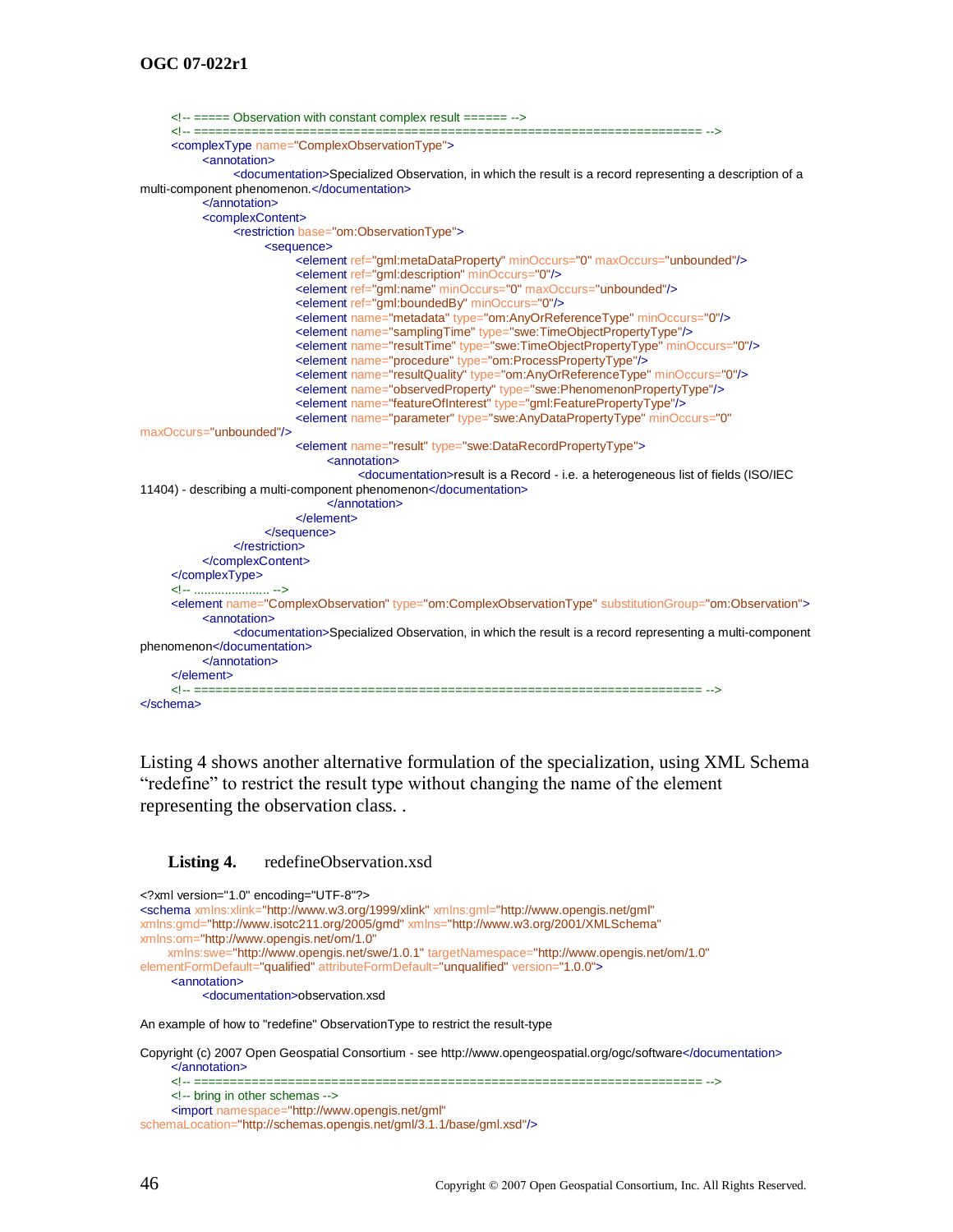```xml
	<!-- ===== Observation with constant complex result ====== -->
	<!-- ====================================================================== -->
	<complexType name="ComplexObservationType">
		<annotation>
			<documentation>Specialized Observation, in which the result is a record representing a description of a multi-component phenomenon.</documentation>
		</annotation>
		<complexContent>
			<restriction base="om:ObservationType">
				<sequence>
					<element ref="gml:metaDataProperty" minOccurs="0" maxOccurs="unbounded"/>
					<element ref="gml:description" minOccurs="0"/>
					<element ref="gml:name" minOccurs="0" maxOccurs="unbounded"/>
					<element ref="gml:boundedBy" minOccurs="0"/>
					<element name="metadata" type="om:AnyOrReferenceType" minOccurs="0"/>
					<element name="samplingTime" type="swe:TimeObjectPropertyType"/>
					<element name="resultTime" type="swe:TimeObjectPropertyType" minOccurs="0"/>
					<element name="procedure" type="om:ProcessPropertyType"/>
					<element name="resultQuality" type="om:AnyOrReferenceType" minOccurs="0"/>
					<element name="observedProperty" type="swe:PhenomenonPropertyType"/>
					<element name="featureOfInterest" type="gml:FeaturePropertyType"/>
					<element name="parameter" type="swe:AnyDataPropertyType" minOccurs="0" maxOccurs="unbounded"/>
					<element name="result" type="swe:DataRecordPropertyType">
						<annotation>
							<documentation>result is a Record - i.e. a heterogeneous list of fields (ISO/IEC 11404) - describing a multi-component phenomenon</documentation>
						</annotation>
					</element>
				</sequence>
			</restriction>
		</complexContent>
	</complexType>
	<!-- ...................... -->
	<element name="ComplexObservation" type="om:ComplexObservationType" substitutionGroup="om:Observation">
		<annotation>
			<documentation>Specialized Observation, in which the result is a record representing a multi-component phenomenon</documentation>
		</annotation>
	</element>
	<!-- ====================================================================== -->
</schema>
```

Listing 4 shows another alternative formulation of the specialization, using XML Schema "redefine" to restrict the result type without changing the name of the element representing the observation class. .

**Listing 4.** redefineObservation.xsd

```xml
<?xml version="1.0" encoding="UTF-8"?>
<schema xmlns:xlink="http://www.w3.org/1999/xlink" xmlns:gml="http://www.opengis.net/gml"
xmlns:gmd="http://www.isotc211.org/2005/gmd" xmlns="http://www.w3.org/2001/XMLSchema"
xmlns:om="http://www.opengis.net/om/1.0"
	xmlns:swe="http://www.opengis.net/swe/1.0.1" targetNamespace="http://www.opengis.net/om/1.0"
elementFormDefault="qualified" attributeFormDefault="unqualified" version="1.0.0">
	<annotation>
		<documentation>observation.xsd

An example of how to "redefine" ObservationType to restrict the result-type

Copyright (c) 2007 Open Geospatial Consortium - see http://www.opengeospatial.org/ogc/software</documentation>
	</annotation>
	<!-- ====================================================================== -->
	<!-- bring in other schemas -->
	<import namespace="http://www.opengis.net/gml"
schemaLocation="http://schemas.opengis.net/gml/3.1.1/base/gml.xsd"/>
```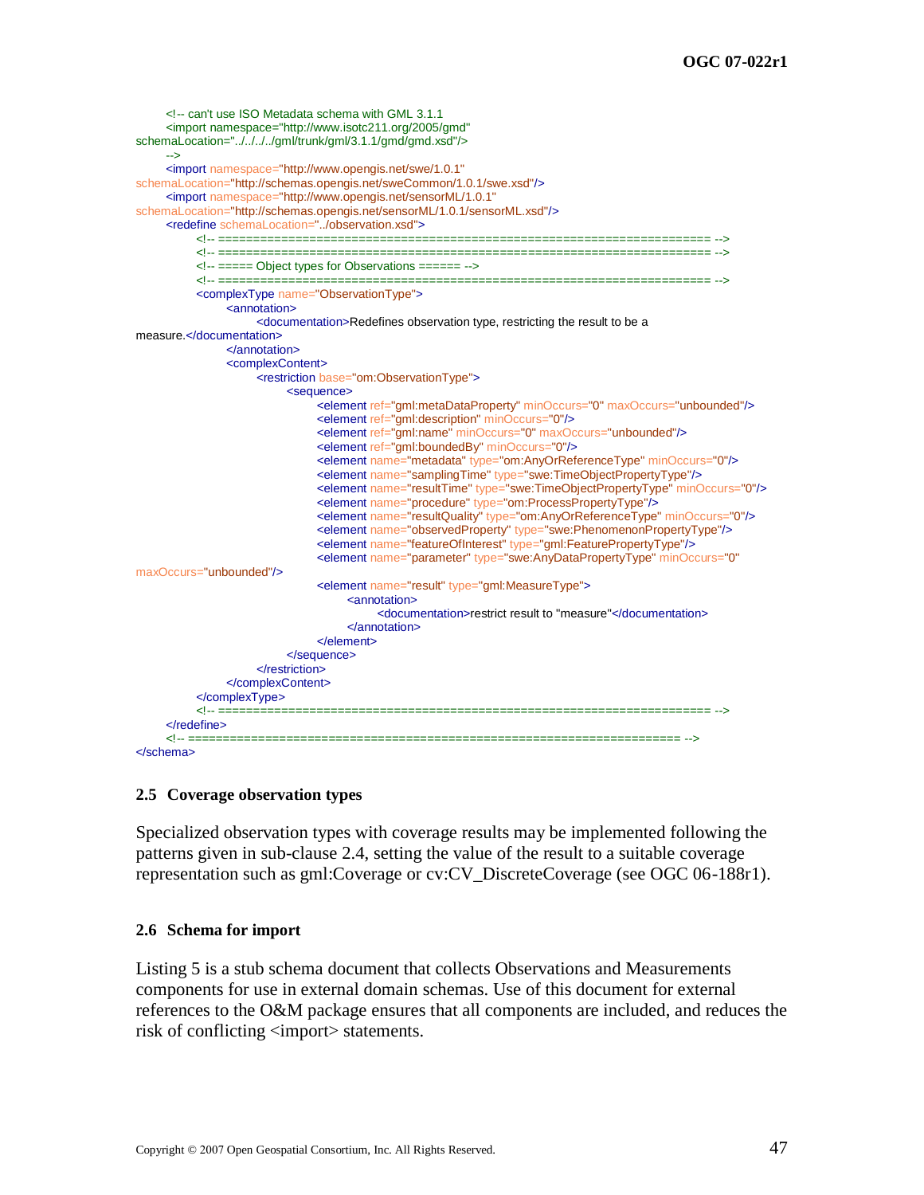```xml
	<!-- can't use ISO Metadata schema with GML 3.1.1
	<import namespace="http://www.isotc211.org/2005/gmd"
schemaLocation="../../../../gml/trunk/gml/3.1.1/gmd/gmd.xsd"/>
	-->
	<import namespace="http://www.opengis.net/swe/1.0.1"
schemaLocation="http://schemas.opengis.net/sweCommon/1.0.1/swe.xsd"/>
	<import namespace="http://www.opengis.net/sensorML/1.0.1"
schemaLocation="http://schemas.opengis.net/sensorML/1.0.1/sensorML.xsd"/>
	<redefine schemaLocation="../observation.xsd">
		<!-- ====================================================================== -->
		<!-- ====================================================================== -->
		<!-- ===== Object types for Observations ====== -->
		<!-- ====================================================================== -->
		<complexType name="ObservationType">
			<annotation>
				<documentation>Redefines observation type, restricting the result to be a
measure.</documentation>
			</annotation>
			<complexContent>
				<restriction base="om:ObservationType">
					<sequence>
						<element ref="gml:metaDataProperty" minOccurs="0" maxOccurs="unbounded"/>
						<element ref="gml:description" minOccurs="0"/>
						<element ref="gml:name" minOccurs="0" maxOccurs="unbounded"/>
						<element ref="gml:boundedBy" minOccurs="0"/>
						<element name="metadata" type="om:AnyOrReferenceType" minOccurs="0"/>
						<element name="samplingTime" type="swe:TimeObjectPropertyType"/>
						<element name="resultTime" type="swe:TimeObjectPropertyType" minOccurs="0"/>
						<element name="procedure" type="om:ProcessPropertyType"/>
						<element name="resultQuality" type="om:AnyOrReferenceType" minOccurs="0"/>
						<element name="observedProperty" type="swe:PhenomenonPropertyType"/>
						<element name="featureOfInterest" type="gml:FeaturePropertyType"/>
						<element name="parameter" type="swe:AnyDataPropertyType" minOccurs="0"
maxOccurs="unbounded"/>
						<element name="result" type="gml:MeasureType">
							<annotation>
								<documentation>restrict result to "measure"</documentation>
							</annotation>
						</element>
					</sequence>
				</restriction>
			</complexContent>
		</complexType>
		<!-- ====================================================================== -->
	</redefine>
	<!-- ====================================================================== -->
</schema>
```

### 2.5 Coverage observation types

Specialized observation types with coverage results may be implemented following the patterns given in sub-clause 2.4, setting the value of the result to a suitable coverage representation such as gml:Coverage or cv:CV_DiscreteCoverage (see OGC 06-188r1).

### 2.6 Schema for import

Listing 5 is a stub schema document that collects Observations and Measurements components for use in external domain schemas. Use of this document for external references to the O&M package ensures that all components are included, and reduces the risk of conflicting <import> statements.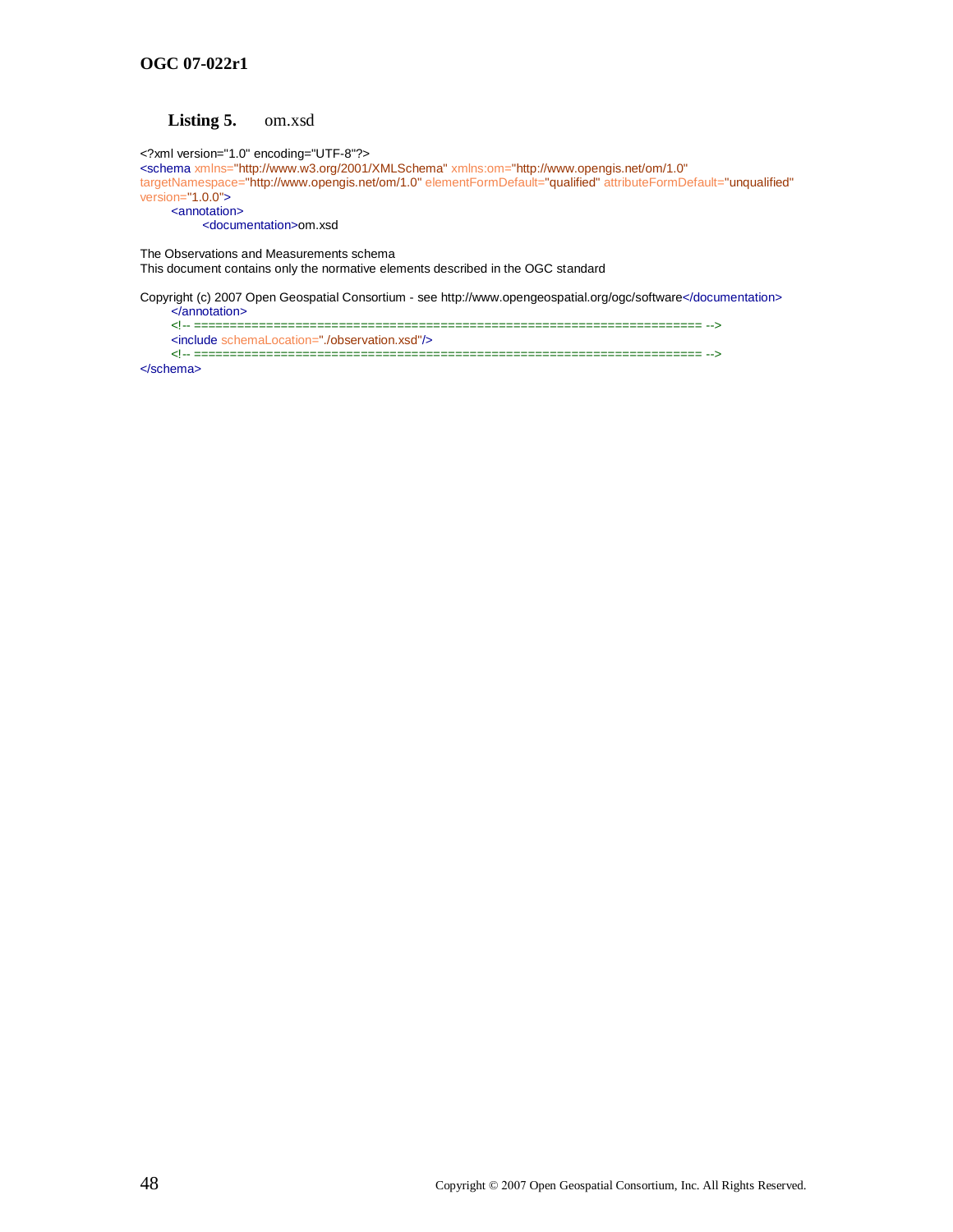**Listing 5.** om.xsd

```
<?xml version="1.0" encoding="UTF-8"?>
<schema xmlns="http://www.w3.org/2001/XMLSchema" xmlns:om="http://www.opengis.net/om/1.0"
targetNamespace="http://www.opengis.net/om/1.0" elementFormDefault="qualified" attributeFormDefault="unqualified"
version="1.0.0">
	<annotation>
		<documentation>om.xsd

The Observations and Measurements schema
This document contains only the normative elements described in the OGC standard

Copyright (c) 2007 Open Geospatial Consortium - see http://www.opengeospatial.org/ogc/software</documentation>
	</annotation>
	<!-- ====================================================================== -->
	<include schemaLocation="./observation.xsd"/>
	<!-- ====================================================================== -->
</schema>
```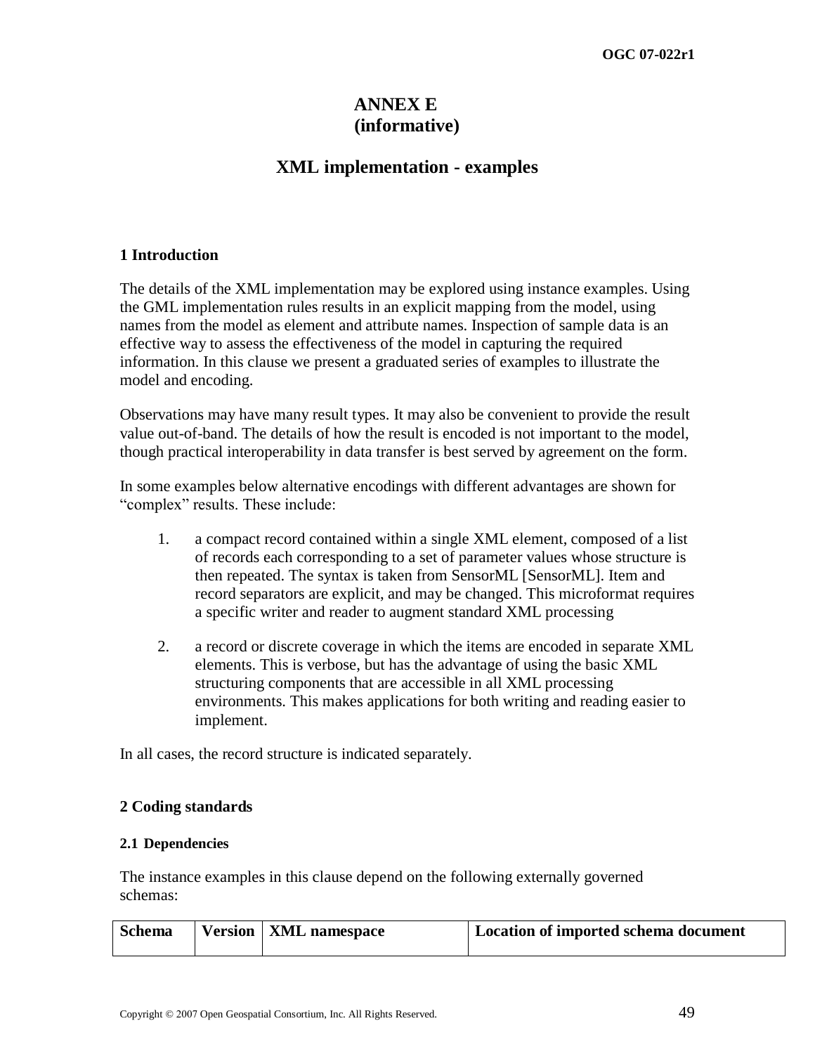# ANNEX E
# (informative)

# XML implementation - examples

## 1 Introduction

The details of the XML implementation may be explored using instance examples. Using the GML implementation rules results in an explicit mapping from the model, using names from the model as element and attribute names. Inspection of sample data is an effective way to assess the effectiveness of the model in capturing the required information. In this clause we present a graduated series of examples to illustrate the model and encoding.

Observations may have many result types. It may also be convenient to provide the result value out-of-band. The details of how the result is encoded is not important to the model, though practical interoperability in data transfer is best served by agreement on the form.

In some examples below alternative encodings with different advantages are shown for "complex" results. These include:

1. a compact record contained within a single XML element, composed of a list of records each corresponding to a set of parameter values whose structure is then repeated. The syntax is taken from SensorML [SensorML]. Item and record separators are explicit, and may be changed. This microformat requires a specific writer and reader to augment standard XML processing

2. a record or discrete coverage in which the items are encoded in separate XML elements. This is verbose, but has the advantage of using the basic XML structuring components that are accessible in all XML processing environments. This makes applications for both writing and reading easier to implement.

In all cases, the record structure is indicated separately.

## 2 Coding standards

### 2.1 Dependencies

The instance examples in this clause depend on the following externally governed schemas:

| Schema | Version | XML namespace | Location of imported schema document |
| --- | --- | --- | --- |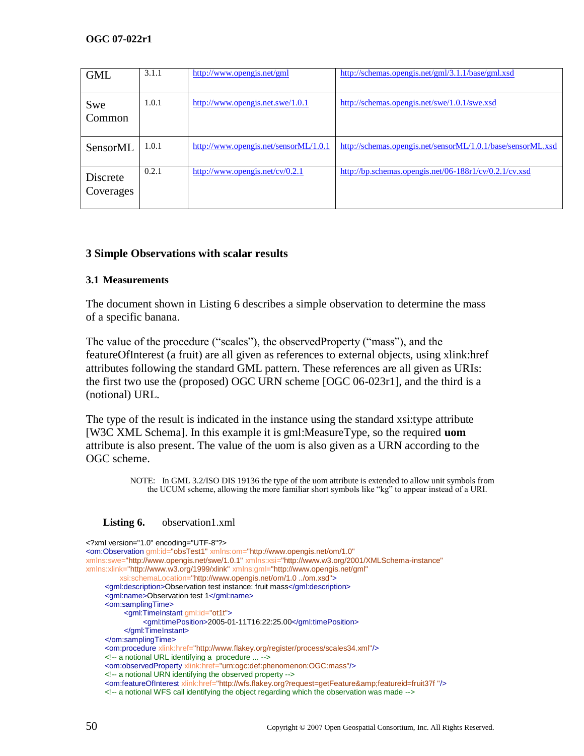| GML | 3.1.1 | http://www.opengis.net/gml | http://schemas.opengis.net/gml/3.1.1/base/gml.xsd |
|---|---|---|---|
| Swe Common | 1.0.1 | http://www.opengis.net.swe/1.0.1 | http://schemas.opengis.net/swe/1.0.1/swe.xsd |
| SensorML | 1.0.1 | http://www.opengis.net/sensorML/1.0.1 | http://schemas.opengis.net/sensorML/1.0.1/base/sensorML.xsd |
| Discrete Coverages | 0.2.1 | http://www.opengis.net/cv/0.2.1 | http://bp.schemas.opengis.net/06-188r1/cv/0.2.1/cv.xsd |

# 3 Simple Observations with scalar results

## 3.1 Measurements

The document shown in Listing 6 describes a simple observation to determine the mass of a specific banana.

The value of the procedure (“scales”), the observedProperty (“mass”), and the featureOfInterest (a fruit) are all given as references to external objects, using xlink:href attributes following the standard GML pattern. These references are all given as URIs: the first two use the (proposed) OGC URN scheme [OGC 06-023r1], and the third is a (notional) URL.

The type of the result is indicated in the instance using the standard xsi:type attribute [W3C XML Schema]. In this example it is gml:MeasureType, so the required **uom** attribute is also present. The value of the uom is also given as a URN according to the OGC scheme.

NOTE: In GML 3.2/ISO DIS 19136 the type of the uom attribute is extended to allow unit symbols from the UCUM scheme, allowing the more familiar short symbols like “kg” to appear instead of a URI.

**Listing 6.** observation1.xml

```
<?xml version="1.0" encoding="UTF-8"?>
<om:Observation gml:id="obsTest1" xmlns:om="http://www.opengis.net/om/1.0"
xmlns:swe="http://www.opengis.net/swe/1.0.1" xmlns:xsi="http://www.w3.org/2001/XMLSchema-instance"
xmlns:xlink="http://www.w3.org/1999/xlink" xmlns:gml="http://www.opengis.net/gml"
        xsi:schemaLocation="http://www.opengis.net/om/1.0 ../om.xsd">
    <gml:description>Observation test instance: fruit mass</gml:description>
    <gml:name>Observation test 1</gml:name>
    <om:samplingTime>
        <gml:TimeInstant gml:id="ot1t">
            <gml:timePosition>2005-01-11T16:22:25.00</gml:timePosition>
        </gml:TimeInstant>
    </om:samplingTime>
    <om:procedure xlink:href="http://www.flakey.org/register/process/scales34.xml"/>
    <!-- a notional URL identifying a  procedure ... -->
    <om:observedProperty xlink:href="urn:ogc:def:phenomenon:OGC:mass"/>
    <!-- a notional URN identifying the observed property -->
    <om:featureOfInterest xlink:href="http://wfs.flakey.org?request=getFeature&amp;featureid=fruit37f "/>
    <!-- a notional WFS call identifying the object regarding which the observation was made -->
```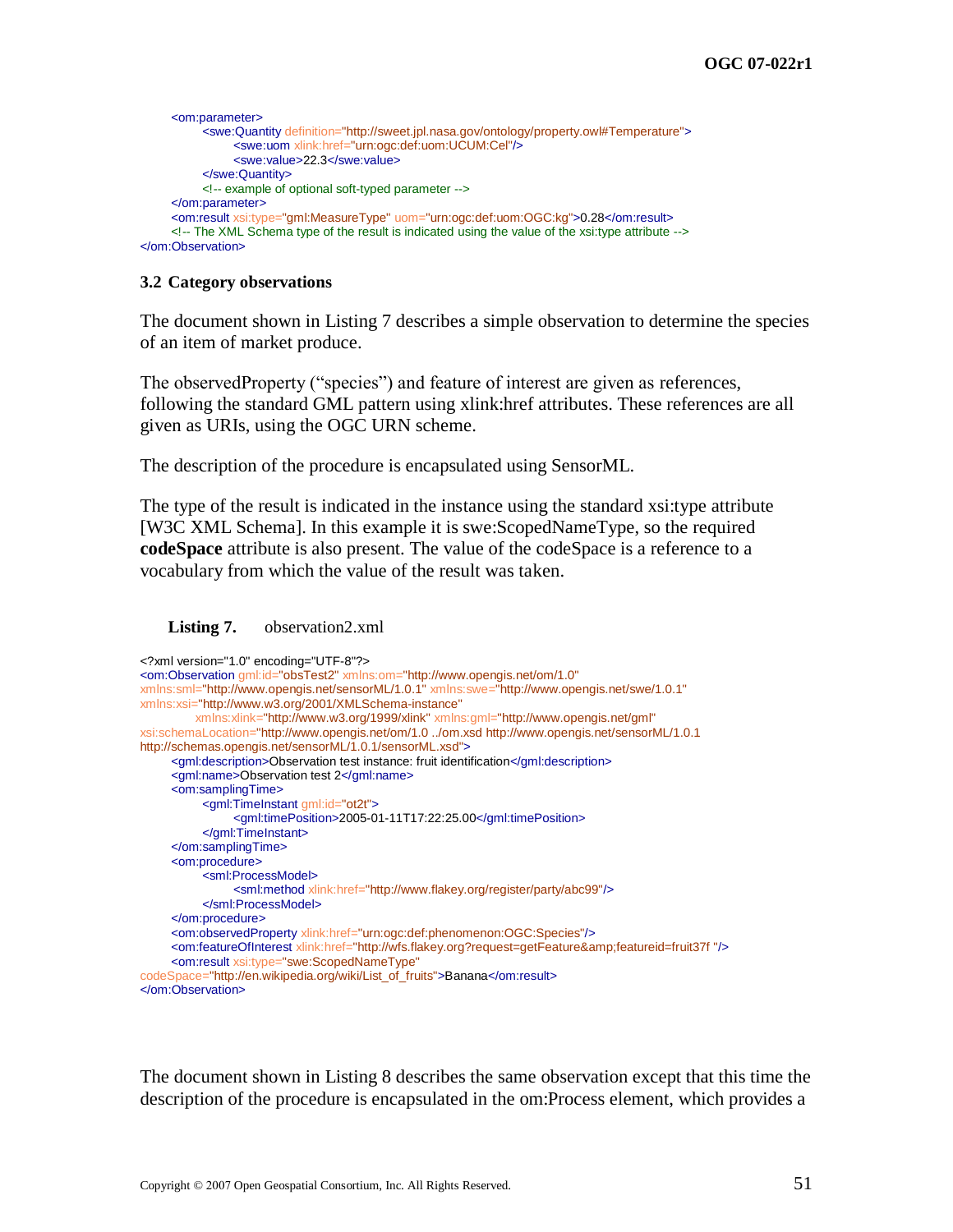```xml
	<om:parameter>
		<swe:Quantity definition="http://sweet.jpl.nasa.gov/ontology/property.owl#Temperature">
			<swe:uom xlink:href="urn:ogc:def:uom:UCUM:Cel"/>
			<swe:value>22.3</swe:value>
		</swe:Quantity>
		<!-- example of optional soft-typed parameter -->
	</om:parameter>
	<om:result xsi:type="gml:MeasureType" uom="urn:ogc:def:uom:OGC:kg">0.28</om:result>
	<!-- The XML Schema type of the result is indicated using the value of the xsi:type attribute -->
</om:Observation>
```

### 3.2 Category observations

The document shown in Listing 7 describes a simple observation to determine the species of an item of market produce.

The observedProperty ("species") and feature of interest are given as references, following the standard GML pattern using xlink:href attributes. These references are all given as URIs, using the OGC URN scheme.

The description of the procedure is encapsulated using SensorML.

The type of the result is indicated in the instance using the standard xsi:type attribute [W3C XML Schema]. In this example it is swe:ScopedNameType, so the required **codeSpace** attribute is also present. The value of the codeSpace is a reference to a vocabulary from which the value of the result was taken.

**Listing 7.** observation2.xml

```xml
<?xml version="1.0" encoding="UTF-8"?>
<om:Observation gml:id="obsTest2" xmlns:om="http://www.opengis.net/om/1.0"
xmlns:sml="http://www.opengis.net/sensorML/1.0.1" xmlns:swe="http://www.opengis.net/swe/1.0.1"
xmlns:xsi="http://www.w3.org/2001/XMLSchema-instance"
	xmlns:xlink="http://www.w3.org/1999/xlink" xmlns:gml="http://www.opengis.net/gml"
xsi:schemaLocation="http://www.opengis.net/om/1.0 ../om.xsd http://www.opengis.net/sensorML/1.0.1
http://schemas.opengis.net/sensorML/1.0.1/sensorML.xsd">
	<gml:description>Observation test instance: fruit identification</gml:description>
	<gml:name>Observation test 2</gml:name>
	<om:samplingTime>
		<gml:TimeInstant gml:id="ot2t">
			<gml:timePosition>2005-01-11T17:22:25.00</gml:timePosition>
		</gml:TimeInstant>
	</om:samplingTime>
	<om:procedure>
		<sml:ProcessModel>
			<sml:method xlink:href="http://www.flakey.org/register/party/abc99"/>
		</sml:ProcessModel>
	</om:procedure>
	<om:observedProperty xlink:href="urn:ogc:def:phenomenon:OGC:Species"/>
	<om:featureOfInterest xlink:href="http://wfs.flakey.org?request=getFeature&amp;featureid=fruit37f "/>
	<om:result xsi:type="swe:ScopedNameType"
codeSpace="http://en.wikipedia.org/wiki/List_of_fruits">Banana</om:result>
</om:Observation>
```

The document shown in Listing 8 describes the same observation except that this time the description of the procedure is encapsulated in the om:Process element, which provides a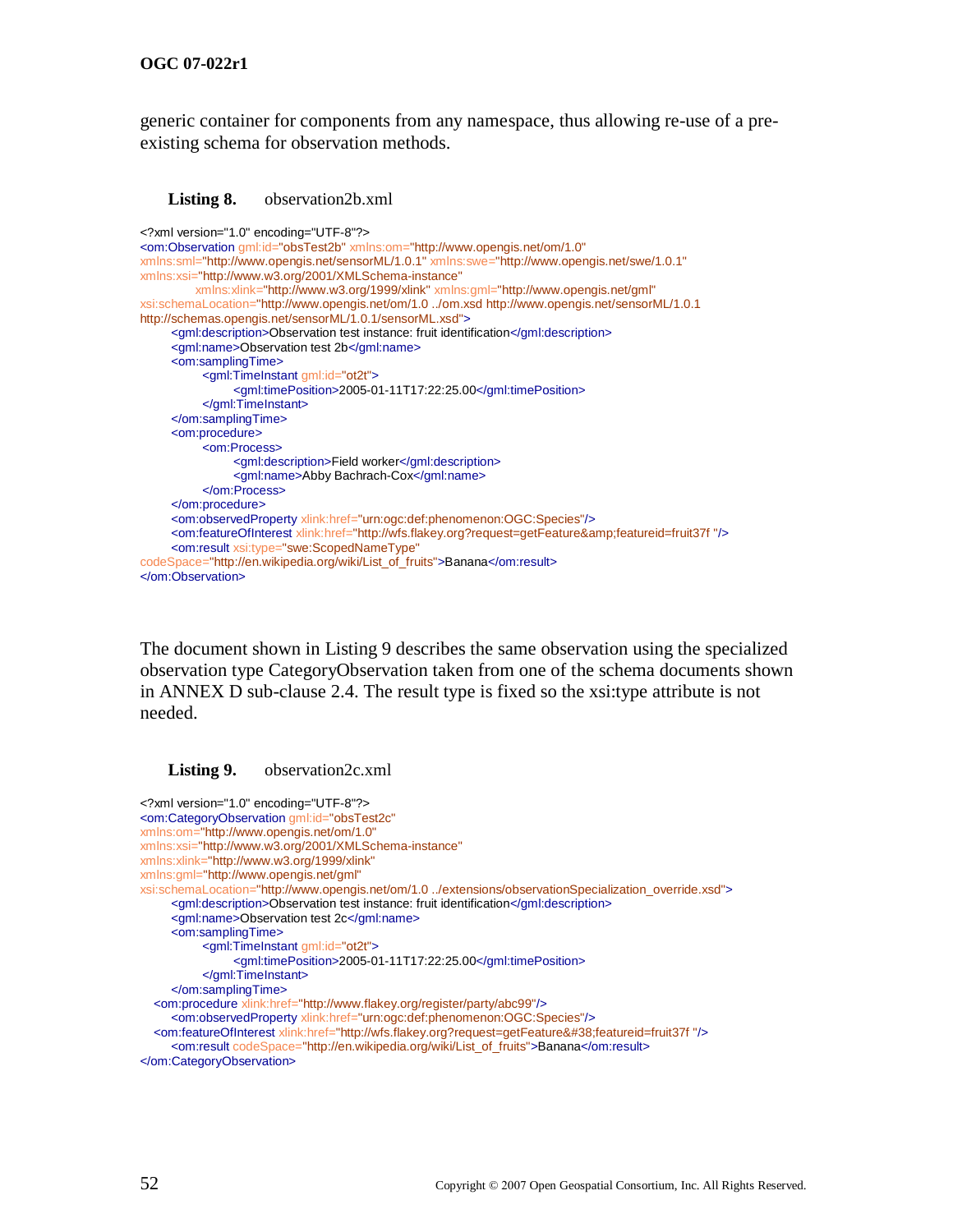generic container for components from any namespace, thus allowing re-use of a pre-existing schema for observation methods.

**Listing 8.** observation2b.xml

```xml
<?xml version="1.0" encoding="UTF-8"?>
<om:Observation gml:id="obsTest2b" xmlns:om="http://www.opengis.net/om/1.0"
xmlns:sml="http://www.opengis.net/sensorML/1.0.1" xmlns:swe="http://www.opengis.net/swe/1.0.1"
xmlns:xsi="http://www.w3.org/2001/XMLSchema-instance"
        xmlns:xlink="http://www.w3.org/1999/xlink" xmlns:gml="http://www.opengis.net/gml"
xsi:schemaLocation="http://www.opengis.net/om/1.0 ../om.xsd http://www.opengis.net/sensorML/1.0.1
http://schemas.opengis.net/sensorML/1.0.1/sensorML.xsd">
	<gml:description>Observation test instance: fruit identification</gml:description>
	<gml:name>Observation test 2b</gml:name>
	<om:samplingTime>
		<gml:TimeInstant gml:id="ot2t">
			<gml:timePosition>2005-01-11T17:22:25.00</gml:timePosition>
		</gml:TimeInstant>
	</om:samplingTime>
	<om:procedure>
		<om:Process>
			<gml:description>Field worker</gml:description>
			<gml:name>Abby Bachrach-Cox</gml:name>
		</om:Process>
	</om:procedure>
	<om:observedProperty xlink:href="urn:ogc:def:phenomenon:OGC:Species"/>
	<om:featureOfInterest xlink:href="http://wfs.flakey.org?request=getFeature&amp;featureid=fruit37f "/>
	<om:result xsi:type="swe:ScopedNameType"
codeSpace="http://en.wikipedia.org/wiki/List_of_fruits">Banana</om:result>
</om:Observation>
```

The document shown in Listing 9 describes the same observation using the specialized observation type CategoryObservation taken from one of the schema documents shown in ANNEX D sub-clause 2.4. The result type is fixed so the xsi:type attribute is not needed.

**Listing 9.** observation2c.xml

```xml
<?xml version="1.0" encoding="UTF-8"?>
<om:CategoryObservation gml:id="obsTest2c"
xmlns:om="http://www.opengis.net/om/1.0"
xmlns:xsi="http://www.w3.org/2001/XMLSchema-instance"
xmlns:xlink="http://www.w3.org/1999/xlink"
xmlns:gml="http://www.opengis.net/gml"
xsi:schemaLocation="http://www.opengis.net/om/1.0 ../extensions/observationSpecialization_override.xsd">
	<gml:description>Observation test instance: fruit identification</gml:description>
	<gml:name>Observation test 2c</gml:name>
	<om:samplingTime>
		<gml:TimeInstant gml:id="ot2t">
			<gml:timePosition>2005-01-11T17:22:25.00</gml:timePosition>
		</gml:TimeInstant>
	</om:samplingTime>
   <om:procedure xlink:href="http://www.flakey.org/register/party/abc99"/>
	<om:observedProperty xlink:href="urn:ogc:def:phenomenon:OGC:Species"/>
   <om:featureOfInterest xlink:href="http://wfs.flakey.org?request=getFeature&#38;featureid=fruit37f "/>
	<om:result codeSpace="http://en.wikipedia.org/wiki/List_of_fruits">Banana</om:result>
</om:CategoryObservation>
```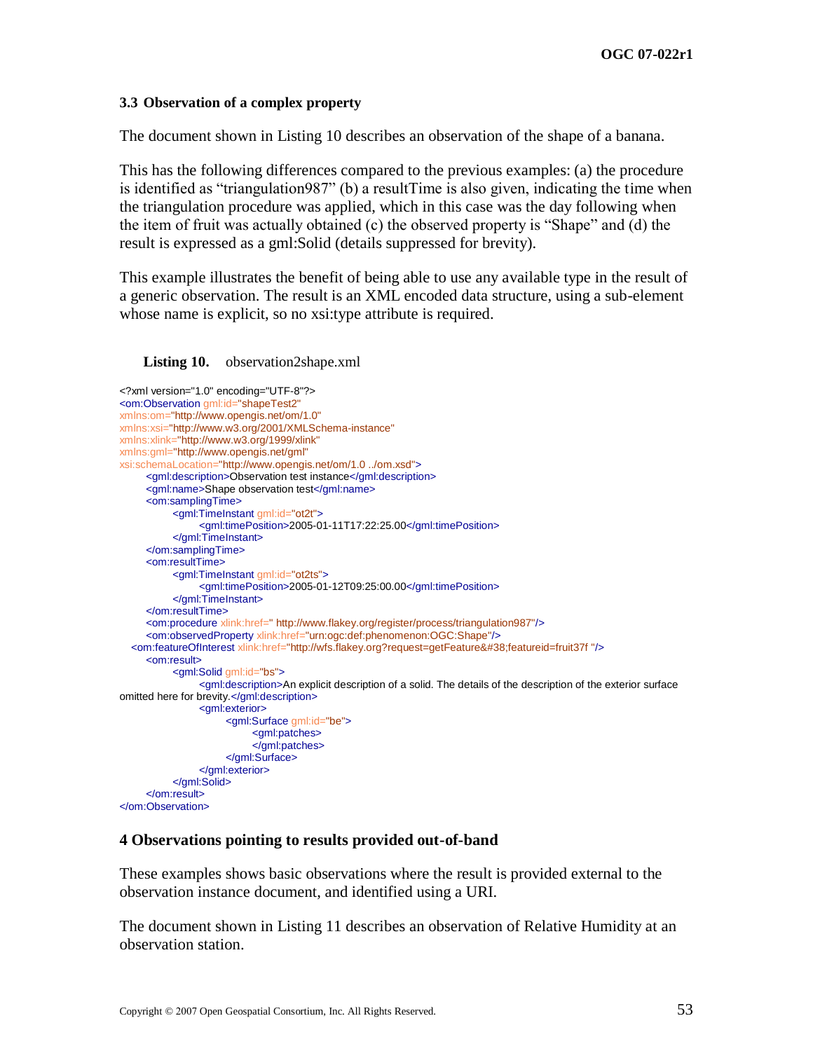### 3.3 Observation of a complex property

The document shown in Listing 10 describes an observation of the shape of a banana.

This has the following differences compared to the previous examples: (a) the procedure is identified as “triangulation987” (b) a resultTime is also given, indicating the time when the triangulation procedure was applied, which in this case was the day following when the item of fruit was actually obtained (c) the observed property is “Shape” and (d) the result is expressed as a gml:Solid (details suppressed for brevity).

This example illustrates the benefit of being able to use any available type in the result of a generic observation. The result is an XML encoded data structure, using a sub-element whose name is explicit, so no xsi:type attribute is required.

**Listing 10.** observation2shape.xml

```xml
<?xml version="1.0" encoding="UTF-8"?>
<om:Observation gml:id="shapeTest2"
xmlns:om="http://www.opengis.net/om/1.0"
xmlns:xsi="http://www.w3.org/2001/XMLSchema-instance"
xmlns:xlink="http://www.w3.org/1999/xlink"
xmlns:gml="http://www.opengis.net/gml"
xsi:schemaLocation="http://www.opengis.net/om/1.0 ../om.xsd">
	<gml:description>Observation test instance</gml:description>
	<gml:name>Shape observation test</gml:name>
	<om:samplingTime>
		<gml:TimeInstant gml:id="ot2t">
			<gml:timePosition>2005-01-11T17:22:25.00</gml:timePosition>
		</gml:TimeInstant>
	</om:samplingTime>
	<om:resultTime>
		<gml:TimeInstant gml:id="ot2ts">
			<gml:timePosition>2005-01-12T09:25:00.00</gml:timePosition>
		</gml:TimeInstant>
	</om:resultTime>
	<om:procedure xlink:href=" http://www.flakey.org/register/process/triangulation987"/>
	<om:observedProperty xlink:href="urn:ogc:def:phenomenon:OGC:Shape"/>
   <om:featureOfInterest xlink:href="http://wfs.flakey.org?request=getFeature&#38;featureid=fruit37f "/>
	<om:result>
		<gml:Solid gml:id="bs">
			<gml:description>An explicit description of a solid. The details of the description of the exterior surface
omitted here for brevity.</gml:description>
			<gml:exterior>
				<gml:Surface gml:id="be">
					<gml:patches>
					</gml:patches>
				</gml:Surface>
			</gml:exterior>
		</gml:Solid>
	</om:result>
</om:Observation>
```

## 4 Observations pointing to results provided out-of-band

These examples shows basic observations where the result is provided external to the observation instance document, and identified using a URI.

The document shown in Listing 11 describes an observation of Relative Humidity at an observation station.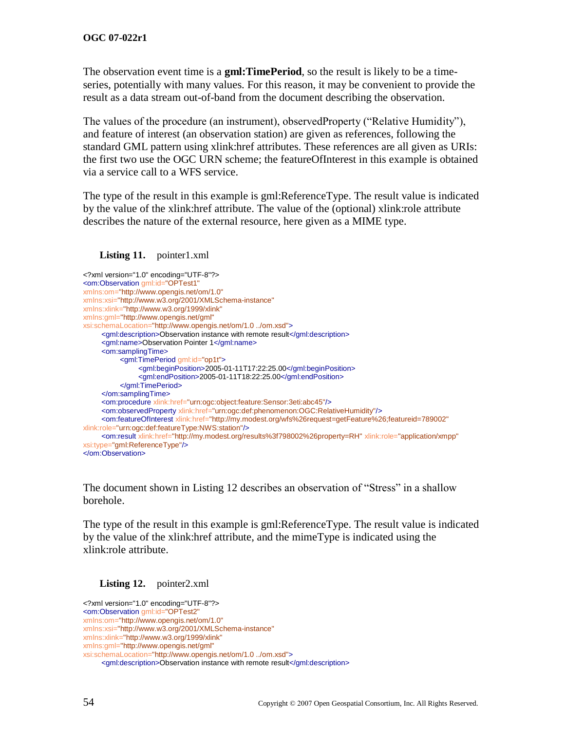The observation event time is a **gml:TimePeriod**, so the result is likely to be a time-series, potentially with many values. For this reason, it may be convenient to provide the result as a data stream out-of-band from the document describing the observation.

The values of the procedure (an instrument), observedProperty ("Relative Humidity"), and feature of interest (an observation station) are given as references, following the standard GML pattern using xlink:href attributes. These references are all given as URIs: the first two use the OGC URN scheme; the featureOfInterest in this example is obtained via a service call to a WFS service.

The type of the result in this example is gml:ReferenceType. The result value is indicated by the value of the xlink:href attribute. The value of the (optional) xlink:role attribute describes the nature of the external resource, here given as a MIME type.

**Listing 11.** pointer1.xml

```
<?xml version="1.0" encoding="UTF-8"?>
<om:Observation gml:id="OPTest1"
xmlns:om="http://www.opengis.net/om/1.0"
xmlns:xsi="http://www.w3.org/2001/XMLSchema-instance"
xmlns:xlink="http://www.w3.org/1999/xlink"
xmlns:gml="http://www.opengis.net/gml"
xsi:schemaLocation="http://www.opengis.net/om/1.0 ../om.xsd">
	<gml:description>Observation instance with remote result</gml:description>
	<gml:name>Observation Pointer 1</gml:name>
	<om:samplingTime>
		<gml:TimePeriod gml:id="op1t">
			<gml:beginPosition>2005-01-11T17:22:25.00</gml:beginPosition>
			<gml:endPosition>2005-01-11T18:22:25.00</gml:endPosition>
		</gml:TimePeriod>
	</om:samplingTime>
	<om:procedure xlink:href="urn:ogc:object:feature:Sensor:3eti:abc45"/>
	<om:observedProperty xlink:href="urn:ogc:def:phenomenon:OGC:RelativeHumidity"/>
	<om:featureOfInterest xlink:href="http://my.modest.org/wfs%26request=getFeature%26;featureid=789002"
xlink:role="urn:ogc:def:featureType:NWS:station"/>
	<om:result xlink:href="http://my.modest.org/results%3f798002%26property=RH" xlink:role="application/xmpp"
xsi:type="gml:ReferenceType"/>
</om:Observation>
```

The document shown in Listing 12 describes an observation of "Stress" in a shallow borehole.

The type of the result in this example is gml:ReferenceType. The result value is indicated by the value of the xlink:href attribute, and the mimeType is indicated using the xlink:role attribute.

**Listing 12.** pointer2.xml

```
<?xml version="1.0" encoding="UTF-8"?>
<om:Observation gml:id="OPTest2"
xmlns:om="http://www.opengis.net/om/1.0"
xmlns:xsi="http://www.w3.org/2001/XMLSchema-instance"
xmlns:xlink="http://www.w3.org/1999/xlink"
xmlns:gml="http://www.opengis.net/gml"
xsi:schemaLocation="http://www.opengis.net/om/1.0 ../om.xsd">
	<gml:description>Observation instance with remote result</gml:description>
```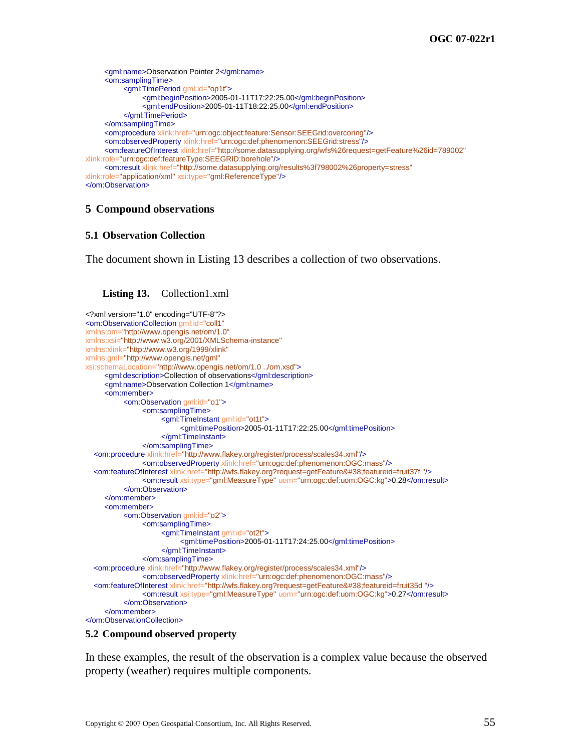```
	<gml:name>Observation Pointer 2</gml:name>
	<om:samplingTime>
		<gml:TimePeriod gml:id="op1t">
			<gml:beginPosition>2005-01-11T17:22:25.00</gml:beginPosition>
			<gml:endPosition>2005-01-11T18:22:25.00</gml:endPosition>
		</gml:TimePeriod>
	</om:samplingTime>
	<om:procedure xlink:href="urn:ogc:object:feature:Sensor:SEEGrid:overcoring"/>
	<om:observedProperty xlink:href="urn:ogc:def:phenomenon:SEEGrid:stress"/>
	<om:featureOfInterest xlink:href="http://some.datasupplying.org/wfs%26request=getFeature%26id=789002"
xlink:role="urn:ogc:def:featureType:SEEGRID:borehole"/>
	<om:result xlink:href="http://some.datasupplying.org/results%3f798002%26property=stress"
xlink:role="application/xml" xsi:type="gml:ReferenceType"/>
</om:Observation>
```

# 5 Compound observations

## 5.1 Observation Collection

The document shown in Listing 13 describes a collection of two observations.

**Listing 13.** Collection1.xml

```
<?xml version="1.0" encoding="UTF-8"?>
<om:ObservationCollection gml:id="coll1"
xmlns:om="http://www.opengis.net/om/1.0"
xmlns:xsi="http://www.w3.org/2001/XMLSchema-instance"
xmlns:xlink="http://www.w3.org/1999/xlink"
xmlns:gml="http://www.opengis.net/gml"
xsi:schemaLocation="http://www.opengis.net/om/1.0 ../om.xsd">
	<gml:description>Collection of observations</gml:description>
	<gml:name>Observation Collection 1</gml:name>
	<om:member>
		<om:Observation gml:id="o1">
			<om:samplingTime>
				<gml:TimeInstant gml:id="ot1t">
					<gml:timePosition>2005-01-11T17:22:25.00</gml:timePosition>
				</gml:TimeInstant>
			</om:samplingTime>
   <om:procedure xlink:href="http://www.flakey.org/register/process/scales34.xml"/>
			<om:observedProperty xlink:href="urn:ogc:def:phenomenon:OGC:mass"/>
   <om:featureOfInterest xlink:href="http://wfs.flakey.org?request=getFeature&#38;featureid=fruit37f "/>
			<om:result xsi:type="gml:MeasureType" uom="urn:ogc:def:uom:OGC:kg">0.28</om:result>
		</om:Observation>
	</om:member>
	<om:member>
		<om:Observation gml:id="o2">
			<om:samplingTime>
				<gml:TimeInstant gml:id="ot2t">
					<gml:timePosition>2005-01-11T17:24:25.00</gml:timePosition>
				</gml:TimeInstant>
			</om:samplingTime>
   <om:procedure xlink:href="http://www.flakey.org/register/process/scales34.xml"/>
			<om:observedProperty xlink:href="urn:ogc:def:phenomenon:OGC:mass"/>
   <om:featureOfInterest xlink:href="http://wfs.flakey.org?request=getFeature&#38;featureid=fruit35d "/>
			<om:result xsi:type="gml:MeasureType" uom="urn:ogc:def:uom:OGC:kg">0.27</om:result>
		</om:Observation>
	</om:member>
</om:ObservationCollection>
```

## 5.2 Compound observed property

In these examples, the result of the observation is a complex value because the observed property (weather) requires multiple components.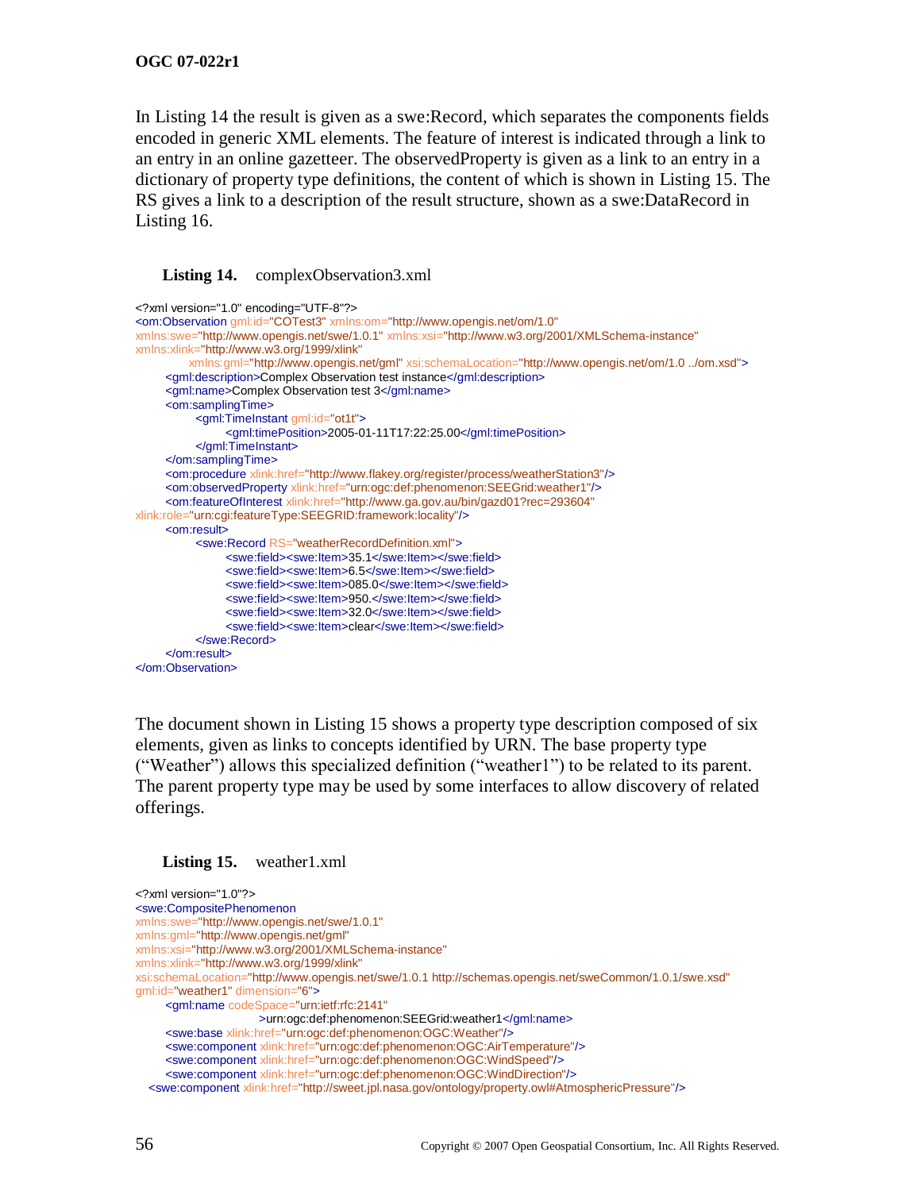In Listing 14 the result is given as a swe:Record, which separates the components fields encoded in generic XML elements. The feature of interest is indicated through a link to an entry in an online gazetteer. The observedProperty is given as a link to an entry in a dictionary of property type definitions, the content of which is shown in Listing 15. The RS gives a link to a description of the result structure, shown as a swe:DataRecord in Listing 16.

**Listing 14.** complexObservation3.xml

```
<?xml version="1.0" encoding="UTF-8"?>
<om:Observation gml:id="COTest3" xmlns:om="http://www.opengis.net/om/1.0"
xmlns:swe="http://www.opengis.net/swe/1.0.1" xmlns:xsi="http://www.w3.org/2001/XMLSchema-instance"
xmlns:xlink="http://www.w3.org/1999/xlink"
        xmlns:gml="http://www.opengis.net/gml" xsi:schemaLocation="http://www.opengis.net/om/1.0 ../om.xsd">
    <gml:description>Complex Observation test instance</gml:description>
    <gml:name>Complex Observation test 3</gml:name>
    <om:samplingTime>
        <gml:TimeInstant gml:id="ot1t">
            <gml:timePosition>2005-01-11T17:22:25.00</gml:timePosition>
        </gml:TimeInstant>
    </om:samplingTime>
    <om:procedure xlink:href="http://www.flakey.org/register/process/weatherStation3"/>
    <om:observedProperty xlink:href="urn:ogc:def:phenomenon:SEEGrid:weather1"/>
    <om:featureOfInterest xlink:href="http://www.ga.gov.au/bin/gazd01?rec=293604"
xlink:role="urn:cgi:featureType:SEEGRID:framework:locality"/>
    <om:result>
        <swe:Record RS="weatherRecordDefinition.xml">
            <swe:field><swe:Item>35.1</swe:Item></swe:field>
            <swe:field><swe:Item>6.5</swe:Item></swe:field>
            <swe:field><swe:Item>085.0</swe:Item></swe:field>
            <swe:field><swe:Item>950.</swe:Item></swe:field>
            <swe:field><swe:Item>32.0</swe:Item></swe:field>
            <swe:field><swe:Item>clear</swe:Item></swe:field>
        </swe:Record>
    </om:result>
</om:Observation>
```

The document shown in Listing 15 shows a property type description composed of six elements, given as links to concepts identified by URN. The base property type ("Weather") allows this specialized definition ("weather1") to be related to its parent. The parent property type may be used by some interfaces to allow discovery of related offerings.

**Listing 15.** weather1.xml

```
<?xml version="1.0"?>
<swe:CompositePhenomenon
xmlns:swe="http://www.opengis.net/swe/1.0.1"
xmlns:gml="http://www.opengis.net/gml"
xmlns:xsi="http://www.w3.org/2001/XMLSchema-instance"
xmlns:xlink="http://www.w3.org/1999/xlink"
xsi:schemaLocation="http://www.opengis.net/swe/1.0.1 http://schemas.opengis.net/sweCommon/1.0.1/swe.xsd"
gml:id="weather1" dimension="6">
    <gml:name codeSpace="urn:ietf:rfc:2141"
                >urn:ogc:def:phenomenon:SEEGrid:weather1</gml:name>
    <swe:base xlink:href="urn:ogc:def:phenomenon:OGC:Weather"/>
    <swe:component xlink:href="urn:ogc:def:phenomenon:OGC:AirTemperature"/>
    <swe:component xlink:href="urn:ogc:def:phenomenon:OGC:WindSpeed"/>
    <swe:component xlink:href="urn:ogc:def:phenomenon:OGC:WindDirection"/>
  <swe:component xlink:href="http://sweet.jpl.nasa.gov/ontology/property.owl#AtmosphericPressure"/>
```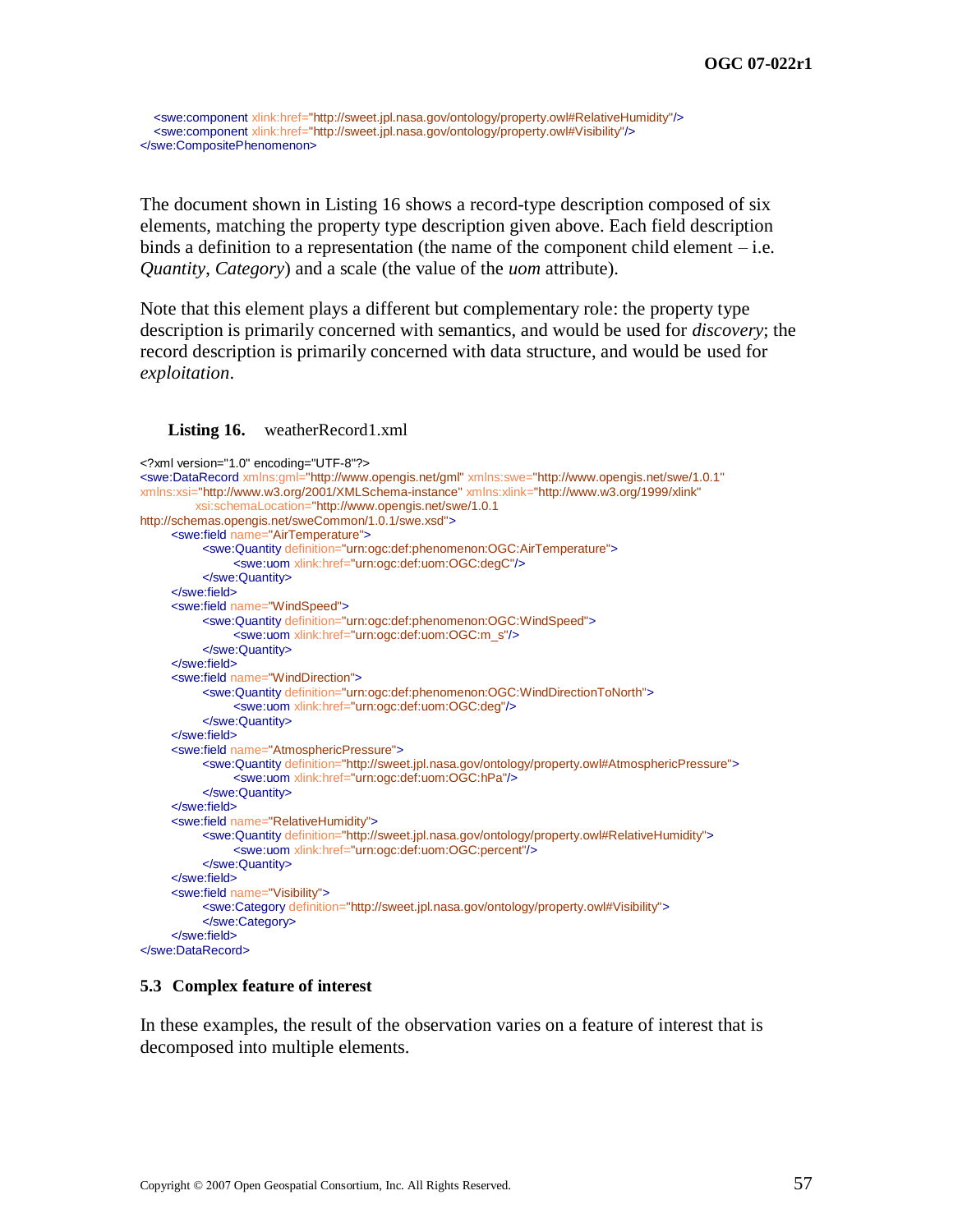```xml
   <swe:component xlink:href="http://sweet.jpl.nasa.gov/ontology/property.owl#RelativeHumidity"/>
   <swe:component xlink:href="http://sweet.jpl.nasa.gov/ontology/property.owl#Visibility"/>
</swe:CompositePhenomenon>
```

The document shown in Listing 16 shows a record-type description composed of six elements, matching the property type description given above. Each field description binds a definition to a representation (the name of the component child element – i.e. *Quantity*, *Category*) and a scale (the value of the *uom* attribute).

Note that this element plays a different but complementary role: the property type description is primarily concerned with semantics, and would be used for *discovery*; the record description is primarily concerned with data structure, and would be used for *exploitation*.

**Listing 16.** weatherRecord1.xml

```xml
<?xml version="1.0" encoding="UTF-8"?>
<swe:DataRecord xmlns:gml="http://www.opengis.net/gml" xmlns:swe="http://www.opengis.net/swe/1.0.1"
xmlns:xsi="http://www.w3.org/2001/XMLSchema-instance" xmlns:xlink="http://www.w3.org/1999/xlink"
        xsi:schemaLocation="http://www.opengis.net/swe/1.0.1
http://schemas.opengis.net/sweCommon/1.0.1/swe.xsd">
	<swe:field name="AirTemperature">
		<swe:Quantity definition="urn:ogc:def:phenomenon:OGC:AirTemperature">
			<swe:uom xlink:href="urn:ogc:def:uom:OGC:degC"/>
		</swe:Quantity>
	</swe:field>
	<swe:field name="WindSpeed">
		<swe:Quantity definition="urn:ogc:def:phenomenon:OGC:WindSpeed">
			<swe:uom xlink:href="urn:ogc:def:uom:OGC:m_s"/>
		</swe:Quantity>
	</swe:field>
	<swe:field name="WindDirection">
		<swe:Quantity definition="urn:ogc:def:phenomenon:OGC:WindDirectionToNorth">
			<swe:uom xlink:href="urn:ogc:def:uom:OGC:deg"/>
		</swe:Quantity>
	</swe:field>
	<swe:field name="AtmosphericPressure">
		<swe:Quantity definition="http://sweet.jpl.nasa.gov/ontology/property.owl#AtmosphericPressure">
			<swe:uom xlink:href="urn:ogc:def:uom:OGC:hPa"/>
		</swe:Quantity>
	</swe:field>
	<swe:field name="RelativeHumidity">
		<swe:Quantity definition="http://sweet.jpl.nasa.gov/ontology/property.owl#RelativeHumidity">
			<swe:uom xlink:href="urn:ogc:def:uom:OGC:percent"/>
		</swe:Quantity>
	</swe:field>
	<swe:field name="Visibility">
		<swe:Category definition="http://sweet.jpl.nasa.gov/ontology/property.owl#Visibility">
		</swe:Category>
	</swe:field>
</swe:DataRecord>
```

### 5.3 Complex feature of interest

In these examples, the result of the observation varies on a feature of interest that is decomposed into multiple elements.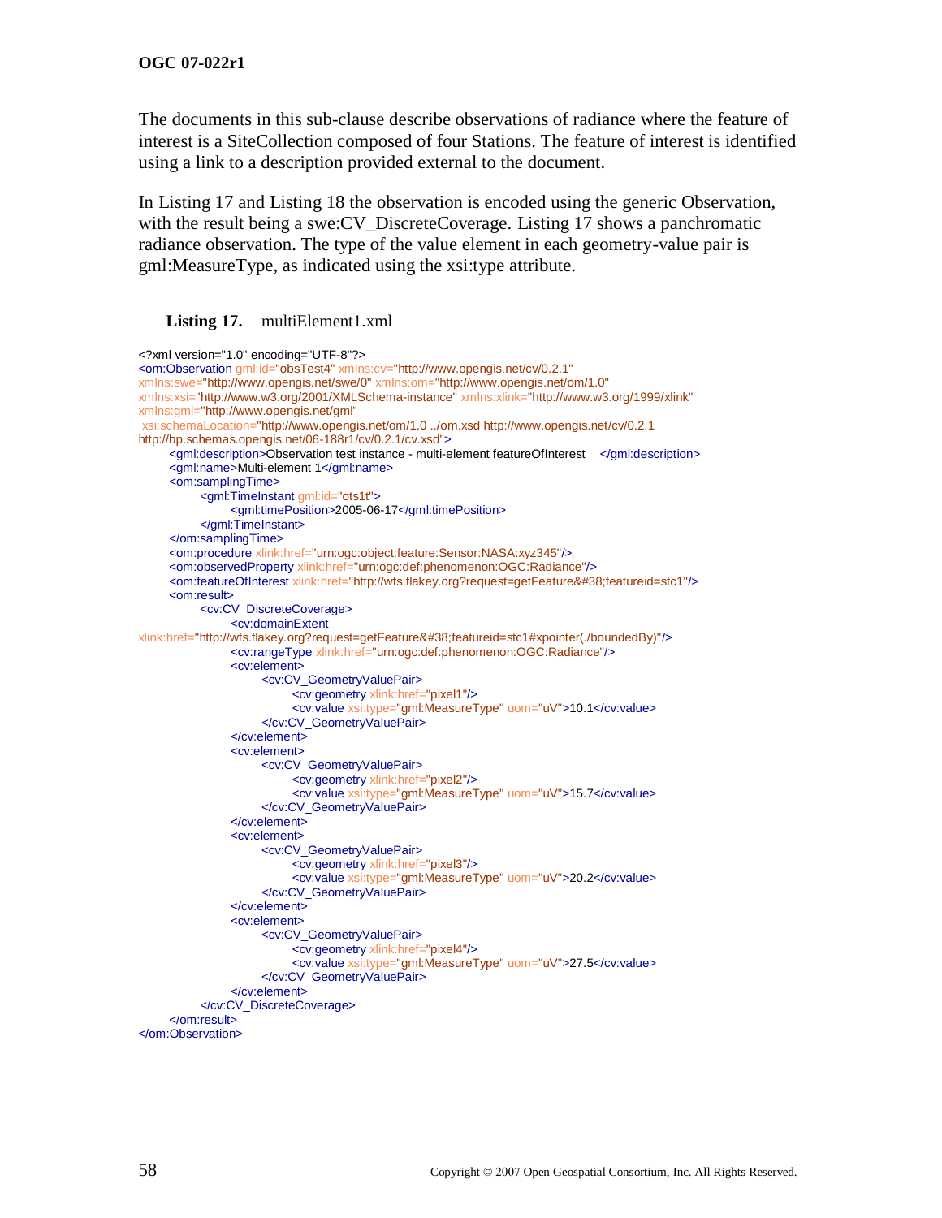The documents in this sub-clause describe observations of radiance where the feature of interest is a SiteCollection composed of four Stations. The feature of interest is identified using a link to a description provided external to the document.

In Listing 17 and Listing 18 the observation is encoded using the generic Observation, with the result being a swe:CV_DiscreteCoverage. Listing 17 shows a panchromatic radiance observation. The type of the value element in each geometry-value pair is gml:MeasureType, as indicated using the xsi:type attribute.

**Listing 17.** multiElement1.xml

```xml
<?xml version="1.0" encoding="UTF-8"?>
<om:Observation gml:id="obsTest4" xmlns:cv="http://www.opengis.net/cv/0.2.1"
xmlns:swe="http://www.opengis.net/swe/0" xmlns:om="http://www.opengis.net/om/1.0"
xmlns:xsi="http://www.w3.org/2001/XMLSchema-instance" xmlns:xlink="http://www.w3.org/1999/xlink"
xmlns:gml="http://www.opengis.net/gml"
 xsi:schemaLocation="http://www.opengis.net/om/1.0 ../om.xsd http://www.opengis.net/cv/0.2.1
http://bp.schemas.opengis.net/06-188r1/cv/0.2.1/cv.xsd">
	<gml:description>Observation test instance - multi-element featureOfInterest	</gml:description>
	<gml:name>Multi-element 1</gml:name>
	<om:samplingTime>
		<gml:TimeInstant gml:id="ots1t">
			<gml:timePosition>2005-06-17</gml:timePosition>
		</gml:TimeInstant>
	</om:samplingTime>
	<om:procedure xlink:href="urn:ogc:object:feature:Sensor:NASA:xyz345"/>
	<om:observedProperty xlink:href="urn:ogc:def:phenomenon:OGC:Radiance"/>
	<om:featureOfInterest xlink:href="http://wfs.flakey.org?request=getFeature&#38;featureid=stc1"/>
	<om:result>
		<cv:CV_DiscreteCoverage>
			<cv:domainExtent
xlink:href="http://wfs.flakey.org?request=getFeature&#38;featureid=stc1#xpointer(./boundedBy)"/>
			<cv:rangeType xlink:href="urn:ogc:def:phenomenon:OGC:Radiance"/>
			<cv:element>
				<cv:CV_GeometryValuePair>
					<cv:geometry xlink:href="pixel1"/>
					<cv:value xsi:type="gml:MeasureType" uom="uV">10.1</cv:value>
				</cv:CV_GeometryValuePair>
			</cv:element>
			<cv:element>
				<cv:CV_GeometryValuePair>
					<cv:geometry xlink:href="pixel2"/>
					<cv:value xsi:type="gml:MeasureType" uom="uV">15.7</cv:value>
				</cv:CV_GeometryValuePair>
			</cv:element>
			<cv:element>
				<cv:CV_GeometryValuePair>
					<cv:geometry xlink:href="pixel3"/>
					<cv:value xsi:type="gml:MeasureType" uom="uV">20.2</cv:value>
				</cv:CV_GeometryValuePair>
			</cv:element>
			<cv:element>
				<cv:CV_GeometryValuePair>
					<cv:geometry xlink:href="pixel4"/>
					<cv:value xsi:type="gml:MeasureType" uom="uV">27.5</cv:value>
				</cv:CV_GeometryValuePair>
			</cv:element>
		</cv:CV_DiscreteCoverage>
	</om:result>
</om:Observation>
```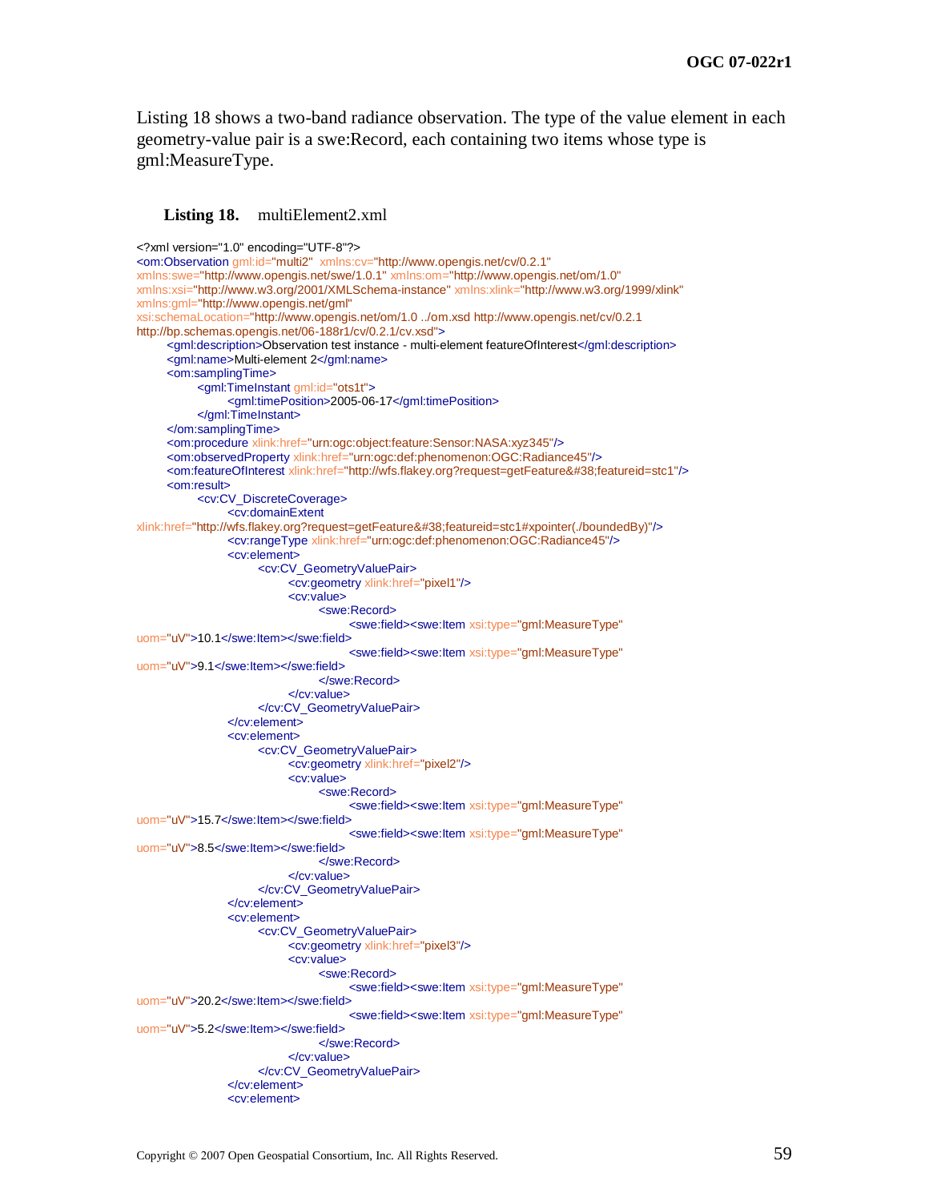Listing 18 shows a two-band radiance observation. The type of the value element in each geometry-value pair is a swe:Record, each containing two items whose type is gml:MeasureType.

**Listing 18.** multiElement2.xml

```
<?xml version="1.0" encoding="UTF-8"?>
<om:Observation gml:id="multi2"  xmlns:cv="http://www.opengis.net/cv/0.2.1"
xmlns:swe="http://www.opengis.net/swe/1.0.1" xmlns:om="http://www.opengis.net/om/1.0"
xmlns:xsi="http://www.w3.org/2001/XMLSchema-instance" xmlns:xlink="http://www.w3.org/1999/xlink"
xmlns:gml="http://www.opengis.net/gml"
xsi:schemaLocation="http://www.opengis.net/om/1.0 ../om.xsd http://www.opengis.net/cv/0.2.1
http://bp.schemas.opengis.net/06-188r1/cv/0.2.1/cv.xsd">
	<gml:description>Observation test instance - multi-element featureOfInterest</gml:description>
	<gml:name>Multi-element 2</gml:name>
	<om:samplingTime>
		<gml:TimeInstant gml:id="ots1t">
			<gml:timePosition>2005-06-17</gml:timePosition>
		</gml:TimeInstant>
	</om:samplingTime>
	<om:procedure xlink:href="urn:ogc:object:feature:Sensor:NASA:xyz345"/>
	<om:observedProperty xlink:href="urn:ogc:def:phenomenon:OGC:Radiance45"/>
	<om:featureOfInterest xlink:href="http://wfs.flakey.org?request=getFeature&#38;featureid=stc1"/>
	<om:result>
		<cv:CV_DiscreteCoverage>
			<cv:domainExtent
xlink:href="http://wfs.flakey.org?request=getFeature&#38;featureid=stc1#xpointer(./boundedBy)"/>
			<cv:rangeType xlink:href="urn:ogc:def:phenomenon:OGC:Radiance45"/>
			<cv:element>
				<cv:CV_GeometryValuePair>
					<cv:geometry xlink:href="pixel1"/>
					<cv:value>
						<swe:Record>
							<swe:field><swe:Item xsi:type="gml:MeasureType"
uom="uV">10.1</swe:Item></swe:field>
							<swe:field><swe:Item xsi:type="gml:MeasureType"
uom="uV">9.1</swe:Item></swe:field>
						</swe:Record>
					</cv:value>
				</cv:CV_GeometryValuePair>
			</cv:element>
			<cv:element>
				<cv:CV_GeometryValuePair>
					<cv:geometry xlink:href="pixel2"/>
					<cv:value>
						<swe:Record>
							<swe:field><swe:Item xsi:type="gml:MeasureType"
uom="uV">15.7</swe:Item></swe:field>
							<swe:field><swe:Item xsi:type="gml:MeasureType"
uom="uV">8.5</swe:Item></swe:field>
						</swe:Record>
					</cv:value>
				</cv:CV_GeometryValuePair>
			</cv:element>
			<cv:element>
				<cv:CV_GeometryValuePair>
					<cv:geometry xlink:href="pixel3"/>
					<cv:value>
						<swe:Record>
							<swe:field><swe:Item xsi:type="gml:MeasureType"
uom="uV">20.2</swe:Item></swe:field>
							<swe:field><swe:Item xsi:type="gml:MeasureType"
uom="uV">5.2</swe:Item></swe:field>
						</swe:Record>
					</cv:value>
				</cv:CV_GeometryValuePair>
			</cv:element>
			<cv:element>
```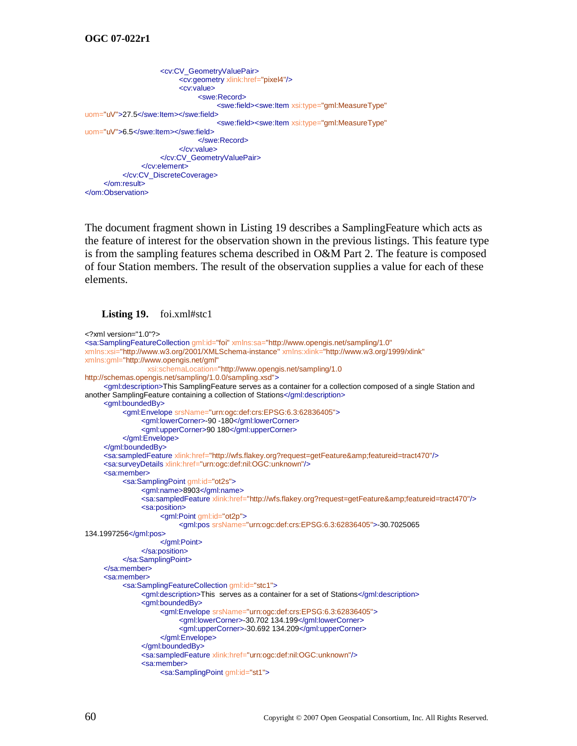```xml
				<cv:CV_GeometryValuePair>
					<cv:geometry xlink:href="pixel4"/>
					<cv:value>
						<swe:Record>
							<swe:field><swe:Item xsi:type="gml:MeasureType"
uom="uV">27.5</swe:Item></swe:field>
							<swe:field><swe:Item xsi:type="gml:MeasureType"
uom="uV">6.5</swe:Item></swe:field>
						</swe:Record>
					</cv:value>
				</cv:CV_GeometryValuePair>
			</cv:element>
		</cv:CV_DiscreteCoverage>
	</om:result>
</om:Observation>
```

The document fragment shown in Listing 19 describes a SamplingFeature which acts as the feature of interest for the observation shown in the previous listings. This feature type is from the sampling features schema described in O&M Part 2. The feature is composed of four Station members. The result of the observation supplies a value for each of these elements.

**Listing 19.** foi.xml#stc1

```xml
<?xml version="1.0"?>
<sa:SamplingFeatureCollection gml:id="foi" xmlns:sa="http://www.opengis.net/sampling/1.0"
xmlns:xsi="http://www.w3.org/2001/XMLSchema-instance" xmlns:xlink="http://www.w3.org/1999/xlink"
xmlns:gml="http://www.opengis.net/gml"
			xsi:schemaLocation="http://www.opengis.net/sampling/1.0
http://schemas.opengis.net/sampling/1.0.0/sampling.xsd">
	<gml:description>This SamplingFeature serves as a container for a collection composed of a single Station and
another SamplingFeature containing a collection of Stations</gml:description>
	<gml:boundedBy>
		<gml:Envelope srsName="urn:ogc:def:crs:EPSG:6.3:62836405">
			<gml:lowerCorner>-90 -180</gml:lowerCorner>
			<gml:upperCorner>90 180</gml:upperCorner>
		</gml:Envelope>
	</gml:boundedBy>
	<sa:sampledFeature xlink:href="http://wfs.flakey.org?request=getFeature&amp;featureid=tract470"/>
	<sa:surveyDetails xlink:href="urn:ogc:def:nil:OGC:unknown"/>
	<sa:member>
		<sa:SamplingPoint gml:id="ot2s">
			<gml:name>8903</gml:name>
			<sa:sampledFeature xlink:href="http://wfs.flakey.org?request=getFeature&amp;featureid=tract470"/>
			<sa:position>
				<gml:Point gml:id="ot2p">
					<gml:pos srsName="urn:ogc:def:crs:EPSG:6.3:62836405">-30.7025065
134.1997256</gml:pos>
				</gml:Point>
			</sa:position>
		</sa:SamplingPoint>
	</sa:member>
	<sa:member>
		<sa:SamplingFeatureCollection gml:id="stc1">
			<gml:description>This  serves as a container for a set of Stations</gml:description>
			<gml:boundedBy>
				<gml:Envelope srsName="urn:ogc:def:crs:EPSG:6.3:62836405">
					<gml:lowerCorner>-30.702 134.199</gml:lowerCorner>
					<gml:upperCorner>-30.692 134.209</gml:upperCorner>
				</gml:Envelope>
			</gml:boundedBy>
			<sa:sampledFeature xlink:href="urn:ogc:def:nil:OGC:unknown"/>
			<sa:member>
				<sa:SamplingPoint gml:id="st1">
```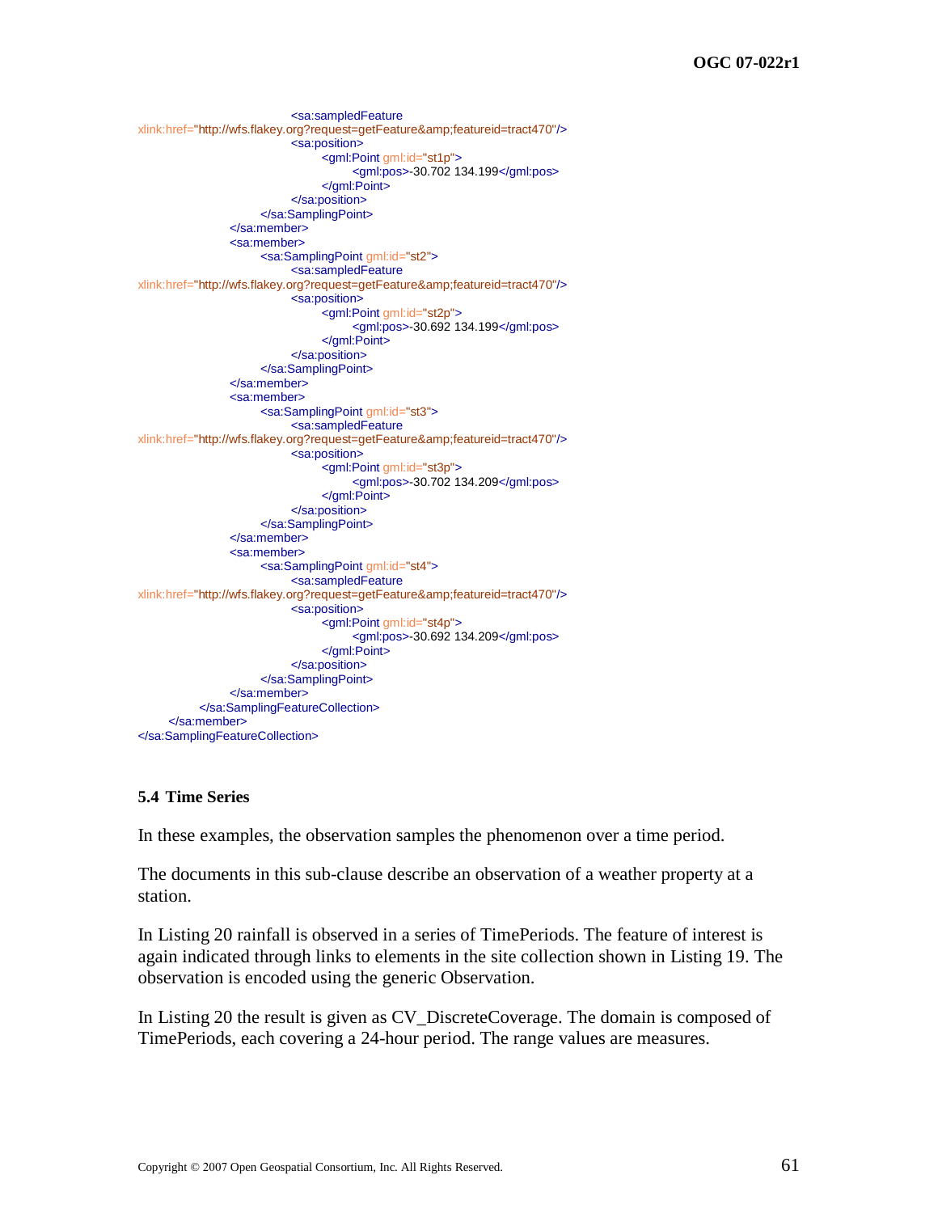```
                                <sa:sampledFeature
xlink:href="http://wfs.flakey.org?request=getFeature&amp;featureid=tract470"/>
                                <sa:position>
                                        <gml:Point gml:id="st1p">
                                                <gml:pos>-30.702 134.199</gml:pos>
                                        </gml:Point>
                                </sa:position>
                        </sa:SamplingPoint>
                </sa:member>
                <sa:member>
                        <sa:SamplingPoint gml:id="st2">
                                <sa:sampledFeature
xlink:href="http://wfs.flakey.org?request=getFeature&amp;featureid=tract470"/>
                                <sa:position>
                                        <gml:Point gml:id="st2p">
                                                <gml:pos>-30.692 134.199</gml:pos>
                                        </gml:Point>
                                </sa:position>
                        </sa:SamplingPoint>
                </sa:member>
                <sa:member>
                        <sa:SamplingPoint gml:id="st3">
                                <sa:sampledFeature
xlink:href="http://wfs.flakey.org?request=getFeature&amp;featureid=tract470"/>
                                <sa:position>
                                        <gml:Point gml:id="st3p">
                                                <gml:pos>-30.702 134.209</gml:pos>
                                        </gml:Point>
                                </sa:position>
                        </sa:SamplingPoint>
                </sa:member>
                <sa:member>
                        <sa:SamplingPoint gml:id="st4">
                                <sa:sampledFeature
xlink:href="http://wfs.flakey.org?request=getFeature&amp;featureid=tract470"/>
                                <sa:position>
                                        <gml:Point gml:id="st4p">
                                                <gml:pos>-30.692 134.209</gml:pos>
                                        </gml:Point>
                                </sa:position>
                        </sa:SamplingPoint>
                </sa:member>
        </sa:SamplingFeatureCollection>
    </sa:member>
</sa:SamplingFeatureCollection>
```

### 5.4 Time Series

In these examples, the observation samples the phenomenon over a time period.

The documents in this sub-clause describe an observation of a weather property at a station.

In Listing 20 rainfall is observed in a series of TimePeriods. The feature of interest is again indicated through links to elements in the site collection shown in Listing 19. The observation is encoded using the generic Observation.

In Listing 20 the result is given as CV_DiscreteCoverage. The domain is composed of TimePeriods, each covering a 24-hour period. The range values are measures.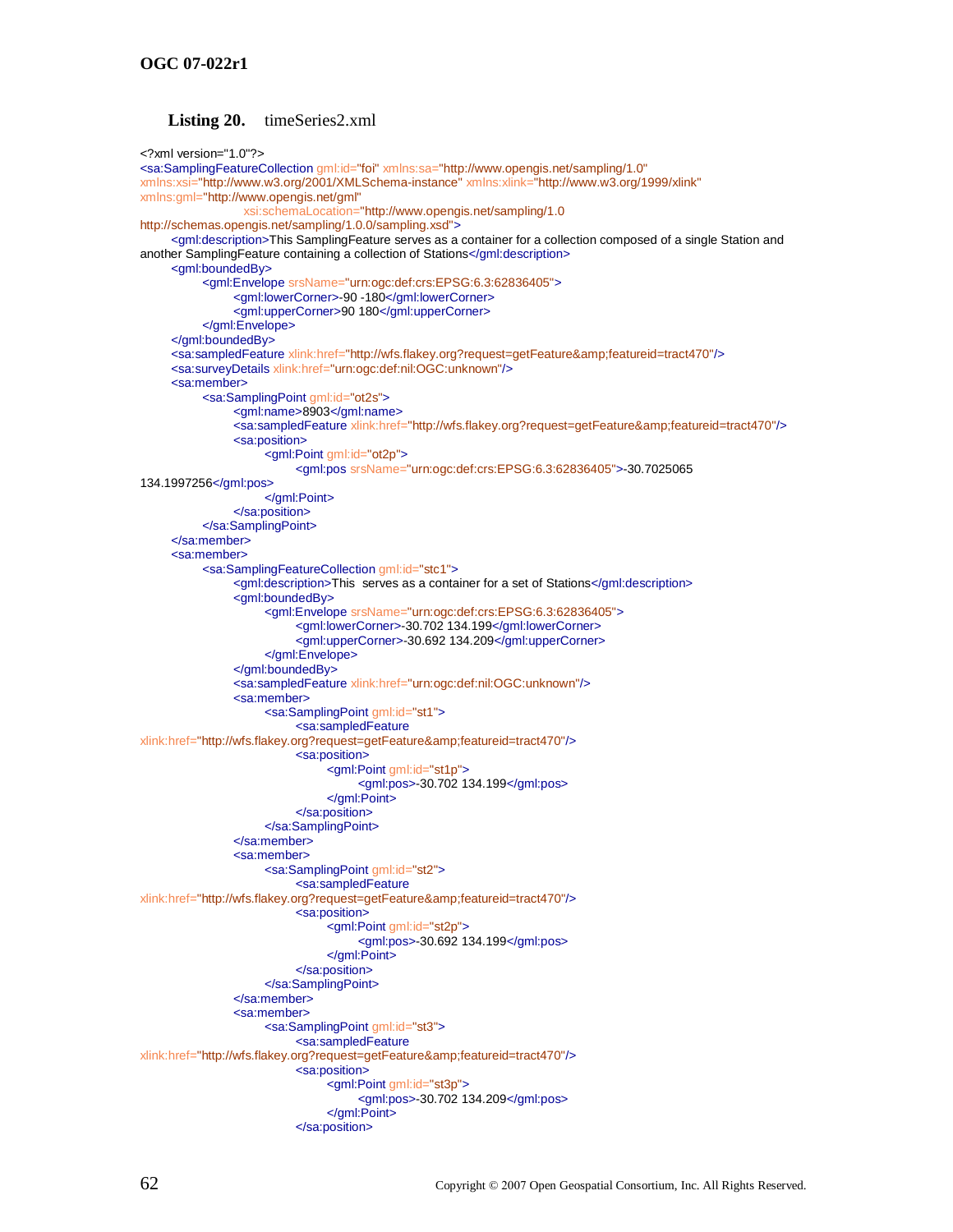**Listing 20.** timeSeries2.xml

```
<?xml version="1.0"?>
<sa:SamplingFeatureCollection gml:id="foi" xmlns:sa="http://www.opengis.net/sampling/1.0"
xmlns:xsi="http://www.w3.org/2001/XMLSchema-instance" xmlns:xlink="http://www.w3.org/1999/xlink"
xmlns:gml="http://www.opengis.net/gml"
                              xsi:schemaLocation="http://www.opengis.net/sampling/1.0
http://schemas.opengis.net/sampling/1.0.0/sampling.xsd">
        <gml:description>This SamplingFeature serves as a container for a collection composed of a single Station and
another SamplingFeature containing a collection of Stations</gml:description>
        <gml:boundedBy>
                <gml:Envelope srsName="urn:ogc:def:crs:EPSG:6.3:62836405">
                        <gml:lowerCorner>-90 -180</gml:lowerCorner>
                        <gml:upperCorner>90 180</gml:upperCorner>
                </gml:Envelope>
        </gml:boundedBy>
        <sa:sampledFeature xlink:href="http://wfs.flakey.org?request=getFeature&amp;featureid=tract470"/>
        <sa:surveyDetails xlink:href="urn:ogc:def:nil:OGC:unknown"/>
        <sa:member>
                <sa:SamplingPoint gml:id="ot2s">
                        <gml:name>8903</gml:name>
                        <sa:sampledFeature xlink:href="http://wfs.flakey.org?request=getFeature&amp;featureid=tract470"/>
                        <sa:position>
                                <gml:Point gml:id="ot2p">
                                        <gml:pos srsName="urn:ogc:def:crs:EPSG:6.3:62836405">-30.7025065
134.1997256</gml:pos>
                                </gml:Point>
                        </sa:position>
                </sa:SamplingPoint>
        </sa:member>
        <sa:member>
                <sa:SamplingFeatureCollection gml:id="stc1">
                        <gml:description>This  serves as a container for a set of Stations</gml:description>
                        <gml:boundedBy>
                                <gml:Envelope srsName="urn:ogc:def:crs:EPSG:6.3:62836405">
                                        <gml:lowerCorner>-30.702 134.199</gml:lowerCorner>
                                        <gml:upperCorner>-30.692 134.209</gml:upperCorner>
                                </gml:Envelope>
                        </gml:boundedBy>
                        <sa:sampledFeature xlink:href="urn:ogc:def:nil:OGC:unknown"/>
                        <sa:member>
                                <sa:SamplingPoint gml:id="st1">
                                        <sa:sampledFeature
xlink:href="http://wfs.flakey.org?request=getFeature&amp;featureid=tract470"/>
                                        <sa:position>
                                                <gml:Point gml:id="st1p">
                                                        <gml:pos>-30.702 134.199</gml:pos>
                                                </gml:Point>
                                        </sa:position>
                                </sa:SamplingPoint>
                        </sa:member>
                        <sa:member>
                                <sa:SamplingPoint gml:id="st2">
                                        <sa:sampledFeature
xlink:href="http://wfs.flakey.org?request=getFeature&amp;featureid=tract470"/>
                                        <sa:position>
                                                <gml:Point gml:id="st2p">
                                                        <gml:pos>-30.692 134.199</gml:pos>
                                                </gml:Point>
                                        </sa:position>
                                </sa:SamplingPoint>
                        </sa:member>
                        <sa:member>
                                <sa:SamplingPoint gml:id="st3">
                                        <sa:sampledFeature
xlink:href="http://wfs.flakey.org?request=getFeature&amp;featureid=tract470"/>
                                        <sa:position>
                                                <gml:Point gml:id="st3p">
                                                        <gml:pos>-30.702 134.209</gml:pos>
                                                </gml:Point>
                                        </sa:position>
```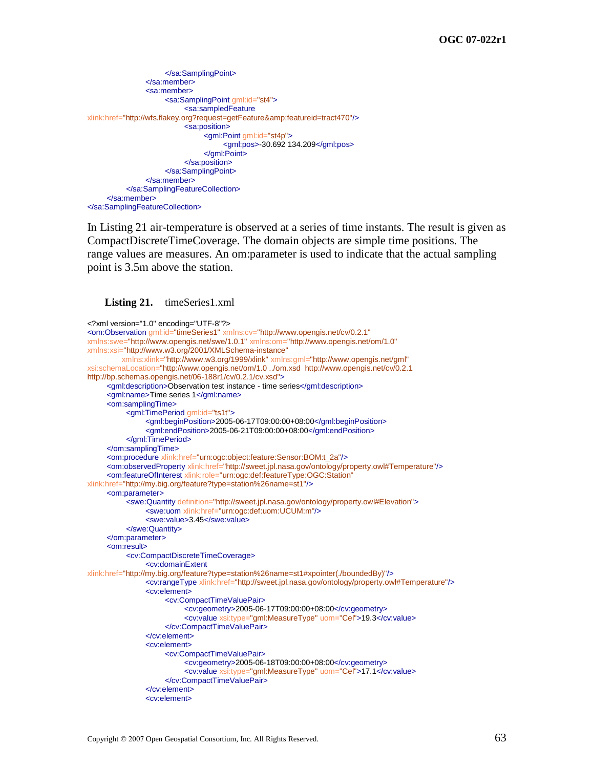```
				</sa:SamplingPoint>
			</sa:member>
			<sa:member>
				<sa:SamplingPoint gml:id="st4">
					<sa:sampledFeature
xlink:href="http://wfs.flakey.org?request=getFeature&amp;featureid=tract470"/>
					<sa:position>
						<gml:Point gml:id="st4p">
							<gml:pos>-30.692 134.209</gml:pos>
						</gml:Point>
					</sa:position>
				</sa:SamplingPoint>
			</sa:member>
		</sa:SamplingFeatureCollection>
	</sa:member>
</sa:SamplingFeatureCollection>
```

In Listing 21 air-temperature is observed at a series of time instants. The result is given as CompactDiscreteTimeCoverage. The domain objects are simple time positions. The range values are measures. An om:parameter is used to indicate that the actual sampling point is 3.5m above the station.

**Listing 21.** timeSeries1.xml

```
<?xml version="1.0" encoding="UTF-8"?>
<om:Observation gml:id="timeSeries1" xmlns:cv="http://www.opengis.net/cv/0.2.1"
xmlns:swe="http://www.opengis.net/swe/1.0.1" xmlns:om="http://www.opengis.net/om/1.0"
xmlns:xsi="http://www.w3.org/2001/XMLSchema-instance"
		xmlns:xlink="http://www.w3.org/1999/xlink" xmlns:gml="http://www.opengis.net/gml"
xsi:schemaLocation="http://www.opengis.net/om/1.0 ../om.xsd  http://www.opengis.net/cv/0.2.1
http://bp.schemas.opengis.net/06-188r1/cv/0.2.1/cv.xsd">
	<gml:description>Observation test instance - time series</gml:description>
	<gml:name>Time series 1</gml:name>
	<om:samplingTime>
		<gml:TimePeriod gml:id="ts1t">
			<gml:beginPosition>2005-06-17T09:00:00+08:00</gml:beginPosition>
			<gml:endPosition>2005-06-21T09:00:00+08:00</gml:endPosition>
		</gml:TimePeriod>
	</om:samplingTime>
	<om:procedure xlink:href="urn:ogc:object:feature:Sensor:BOM:t_2a"/>
	<om:observedProperty xlink:href="http://sweet.jpl.nasa.gov/ontology/property.owl#Temperature"/>
	<om:featureOfInterest xlink:role="urn:ogc:def:featureType:OGC:Station"
xlink:href="http://my.big.org/feature?type=station%26name=st1"/>
	<om:parameter>
		<swe:Quantity definition="http://sweet.jpl.nasa.gov/ontology/property.owl#Elevation">
			<swe:uom xlink:href="urn:ogc:def:uom:UCUM:m"/>
			<swe:value>3.45</swe:value>
		</swe:Quantity>
	</om:parameter>
	<om:result>
		<cv:CompactDiscreteTimeCoverage>
			<cv:domainExtent
xlink:href="http://my.big.org/feature?type=station%26name=st1#xpointer(./boundedBy)"/>
			<cv:rangeType xlink:href="http://sweet.jpl.nasa.gov/ontology/property.owl#Temperature"/>
			<cv:element>
				<cv:CompactTimeValuePair>
					<cv:geometry>2005-06-17T09:00:00+08:00</cv:geometry>
					<cv:value xsi:type="gml:MeasureType" uom="Cel">19.3</cv:value>
				</cv:CompactTimeValuePair>
			</cv:element>
			<cv:element>
				<cv:CompactTimeValuePair>
					<cv:geometry>2005-06-18T09:00:00+08:00</cv:geometry>
					<cv:value xsi:type="gml:MeasureType" uom="Cel">17.1</cv:value>
				</cv:CompactTimeValuePair>
			</cv:element>
			<cv:element>
```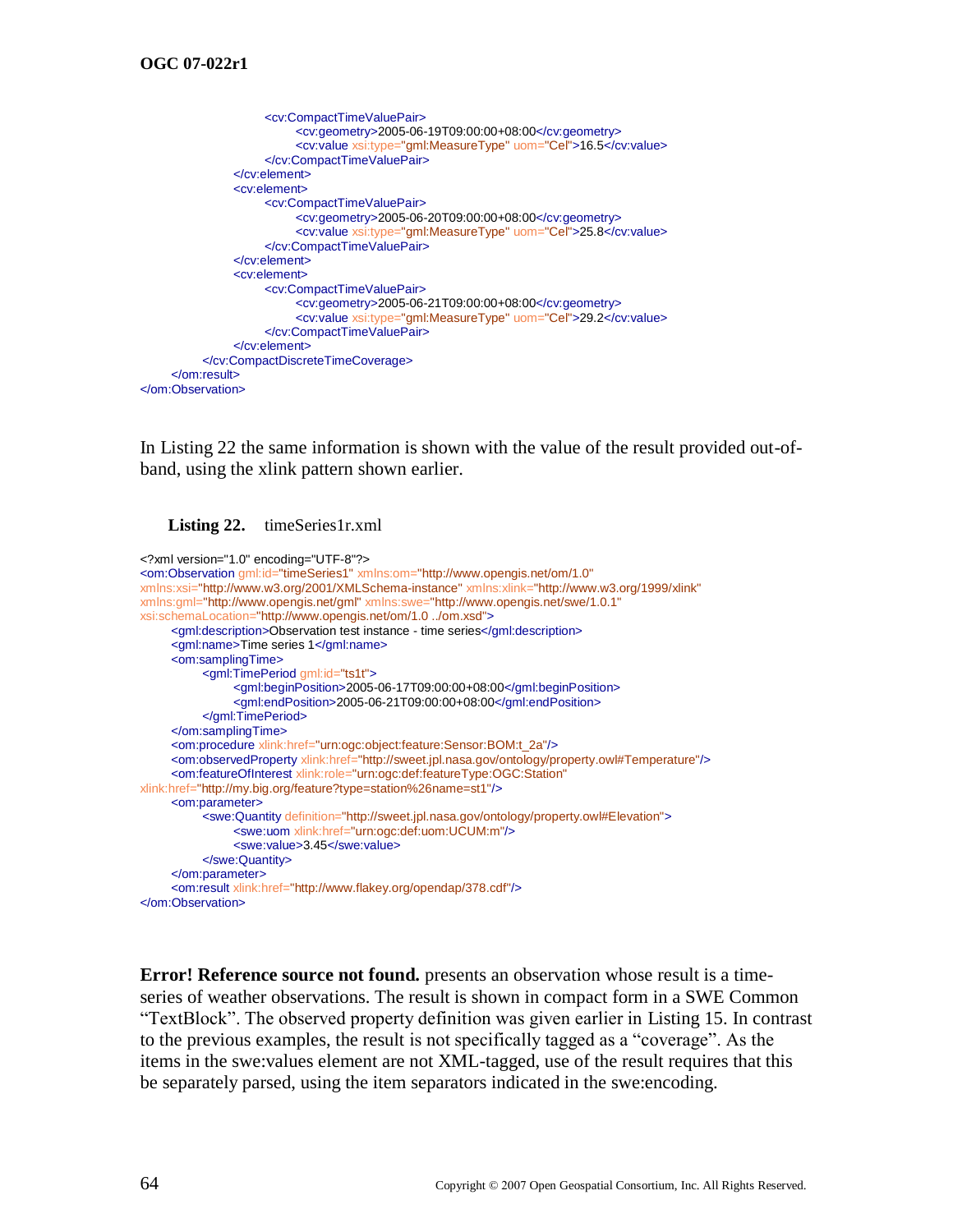```xml
                <cv:CompactTimeValuePair>
                    <cv:geometry>2005-06-19T09:00:00+08:00</cv:geometry>
                    <cv:value xsi:type="gml:MeasureType" uom="Cel">16.5</cv:value>
                </cv:CompactTimeValuePair>
            </cv:element>
            <cv:element>
                <cv:CompactTimeValuePair>
                    <cv:geometry>2005-06-20T09:00:00+08:00</cv:geometry>
                    <cv:value xsi:type="gml:MeasureType" uom="Cel">25.8</cv:value>
                </cv:CompactTimeValuePair>
            </cv:element>
            <cv:element>
                <cv:CompactTimeValuePair>
                    <cv:geometry>2005-06-21T09:00:00+08:00</cv:geometry>
                    <cv:value xsi:type="gml:MeasureType" uom="Cel">29.2</cv:value>
                </cv:CompactTimeValuePair>
            </cv:element>
        </cv:CompactDiscreteTimeCoverage>
    </om:result>
</om:Observation>
```

In Listing 22 the same information is shown with the value of the result provided out-of-band, using the xlink pattern shown earlier.

**Listing 22.** timeSeries1r.xml

```xml
<?xml version="1.0" encoding="UTF-8"?>
<om:Observation gml:id="timeSeries1" xmlns:om="http://www.opengis.net/om/1.0"
xmlns:xsi="http://www.w3.org/2001/XMLSchema-instance" xmlns:xlink="http://www.w3.org/1999/xlink"
xmlns:gml="http://www.opengis.net/gml" xmlns:swe="http://www.opengis.net/swe/1.0.1"
xsi:schemaLocation="http://www.opengis.net/om/1.0 ../om.xsd">
    <gml:description>Observation test instance - time series</gml:description>
    <gml:name>Time series 1</gml:name>
    <om:samplingTime>
        <gml:TimePeriod gml:id="ts1t">
            <gml:beginPosition>2005-06-17T09:00:00+08:00</gml:beginPosition>
            <gml:endPosition>2005-06-21T09:00:00+08:00</gml:endPosition>
        </gml:TimePeriod>
    </om:samplingTime>
    <om:procedure xlink:href="urn:ogc:object:feature:Sensor:BOM:t_2a"/>
    <om:observedProperty xlink:href="http://sweet.jpl.nasa.gov/ontology/property.owl#Temperature"/>
    <om:featureOfInterest xlink:role="urn:ogc:def:featureType:OGC:Station"
xlink:href="http://my.big.org/feature?type=station%26name=st1"/>
    <om:parameter>
        <swe:Quantity definition="http://sweet.jpl.nasa.gov/ontology/property.owl#Elevation">
            <swe:uom xlink:href="urn:ogc:def:uom:UCUM:m"/>
            <swe:value>3.45</swe:value>
        </swe:Quantity>
    </om:parameter>
    <om:result xlink:href="http://www.flakey.org/opendap/378.cdf"/>
</om:Observation>
```

**Error! Reference source not found.** presents an observation whose result is a time-series of weather observations. The result is shown in compact form in a SWE Common "TextBlock". The observed property definition was given earlier in Listing 15. In contrast to the previous examples, the result is not specifically tagged as a "coverage". As the items in the swe:values element are not XML-tagged, use of the result requires that this be separately parsed, using the item separators indicated in the swe:encoding.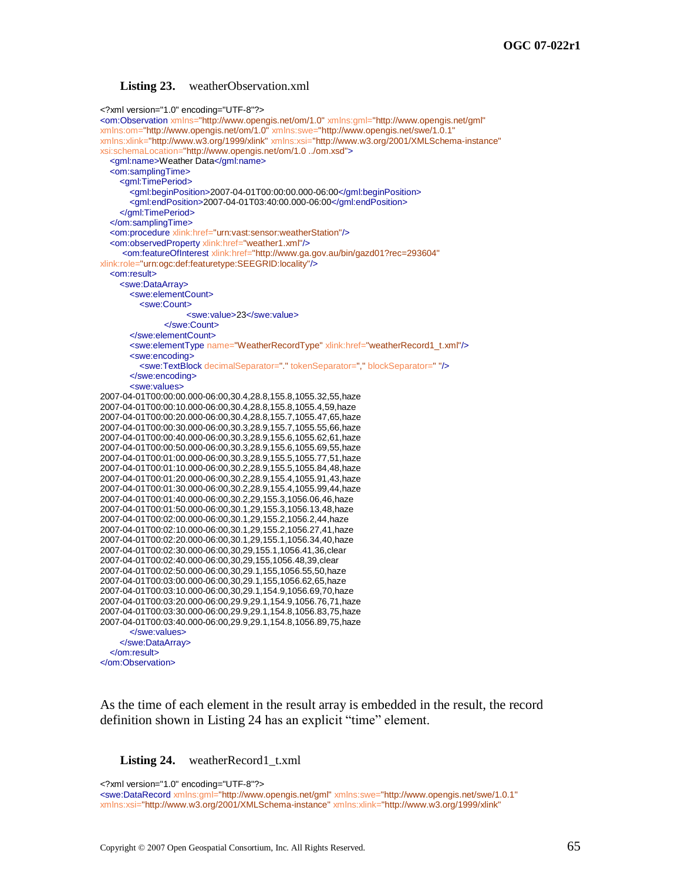**Listing 23.** weatherObservation.xml

```
<?xml version="1.0" encoding="UTF-8"?>
<om:Observation xmlns="http://www.opengis.net/om/1.0" xmlns:gml="http://www.opengis.net/gml"
xmlns:om="http://www.opengis.net/om/1.0" xmlns:swe="http://www.opengis.net/swe/1.0.1"
xmlns:xlink="http://www.w3.org/1999/xlink" xmlns:xsi="http://www.w3.org/2001/XMLSchema-instance"
xsi:schemaLocation="http://www.opengis.net/om/1.0 ../om.xsd">
   <gml:name>Weather Data</gml:name>
   <om:samplingTime>
      <gml:TimePeriod>
         <gml:beginPosition>2007-04-01T00:00:00.000-06:00</gml:beginPosition>
         <gml:endPosition>2007-04-01T03:40:00.000-06:00</gml:endPosition>
      </gml:TimePeriod>
   </om:samplingTime>
   <om:procedure xlink:href="urn:vast:sensor:weatherStation"/>
   <om:observedProperty xlink:href="weather1.xml"/>
       <om:featureOfInterest xlink:href="http://www.ga.gov.au/bin/gazd01?rec=293604"
xlink:role="urn:ogc:def:featuretype:SEEGRID:locality"/>
   <om:result>
      <swe:DataArray>
         <swe:elementCount>
            <swe:Count>
                           <swe:value>23</swe:value>
                  </swe:Count>
         </swe:elementCount>
         <swe:elementType name="WeatherRecordType" xlink:href="weatherRecord1_t.xml"/>
         <swe:encoding>
            <swe:TextBlock decimalSeparator="." tokenSeparator="," blockSeparator=" "/>
         </swe:encoding>
         <swe:values>
2007-04-01T00:00:00.000-06:00,30.4,28.8,155.8,1055.32,55,haze
2007-04-01T00:00:10.000-06:00,30.4,28.8,155.8,1055.4,59,haze
2007-04-01T00:00:20.000-06:00,30.4,28.8,155.7,1055.47,65,haze
2007-04-01T00:00:30.000-06:00,30.3,28.9,155.7,1055.55,66,haze
2007-04-01T00:00:40.000-06:00,30.3,28.9,155.6,1055.62,61,haze
2007-04-01T00:00:50.000-06:00,30.3,28.9,155.6,1055.69,55,haze
2007-04-01T00:01:00.000-06:00,30.3,28.9,155.5,1055.77,51,haze
2007-04-01T00:01:10.000-06:00,30.2,28.9,155.5,1055.84,48,haze
2007-04-01T00:01:20.000-06:00,30.2,28.9,155.4,1055.91,43,haze
2007-04-01T00:01:30.000-06:00,30.2,28.9,155.4,1055.99,44,haze
2007-04-01T00:01:40.000-06:00,30.2,29,155.3,1056.06,46,haze
2007-04-01T00:01:50.000-06:00,30.1,29,155.3,1056.13,48,haze
2007-04-01T00:02:00.000-06:00,30.1,29,155.2,1056.2,44,haze
2007-04-01T00:02:10.000-06:00,30.1,29,155.2,1056.27,41,haze
2007-04-01T00:02:20.000-06:00,30.1,29,155.1,1056.34,40,haze
2007-04-01T00:02:30.000-06:00,30,29,155.1,1056.41,36,clear
2007-04-01T00:02:40.000-06:00,30,29,155,1056.48,39,clear
2007-04-01T00:02:50.000-06:00,30,29.1,155,1056.55,50,haze
2007-04-01T00:03:00.000-06:00,30,29.1,155,1056.62,65,haze
2007-04-01T00:03:10.000-06:00,30,29.1,154.9,1056.69,70,haze
2007-04-01T00:03:20.000-06:00,29.9,29.1,154.9,1056.76,71,haze
2007-04-01T00:03:30.000-06:00,29.9,29.1,154.8,1056.83,75,haze
2007-04-01T00:03:40.000-06:00,29.9,29.1,154.8,1056.89,75,haze
         </swe:values>
      </swe:DataArray>
   </om:result>
</om:Observation>
```

As the time of each element in the result array is embedded in the result, the record definition shown in Listing 24 has an explicit "time" element.

**Listing 24.** weatherRecord1_t.xml

```
<?xml version="1.0" encoding="UTF-8"?>
<swe:DataRecord xmlns:gml="http://www.opengis.net/gml" xmlns:swe="http://www.opengis.net/swe/1.0.1"
xmlns:xsi="http://www.w3.org/2001/XMLSchema-instance" xmlns:xlink="http://www.w3.org/1999/xlink"
```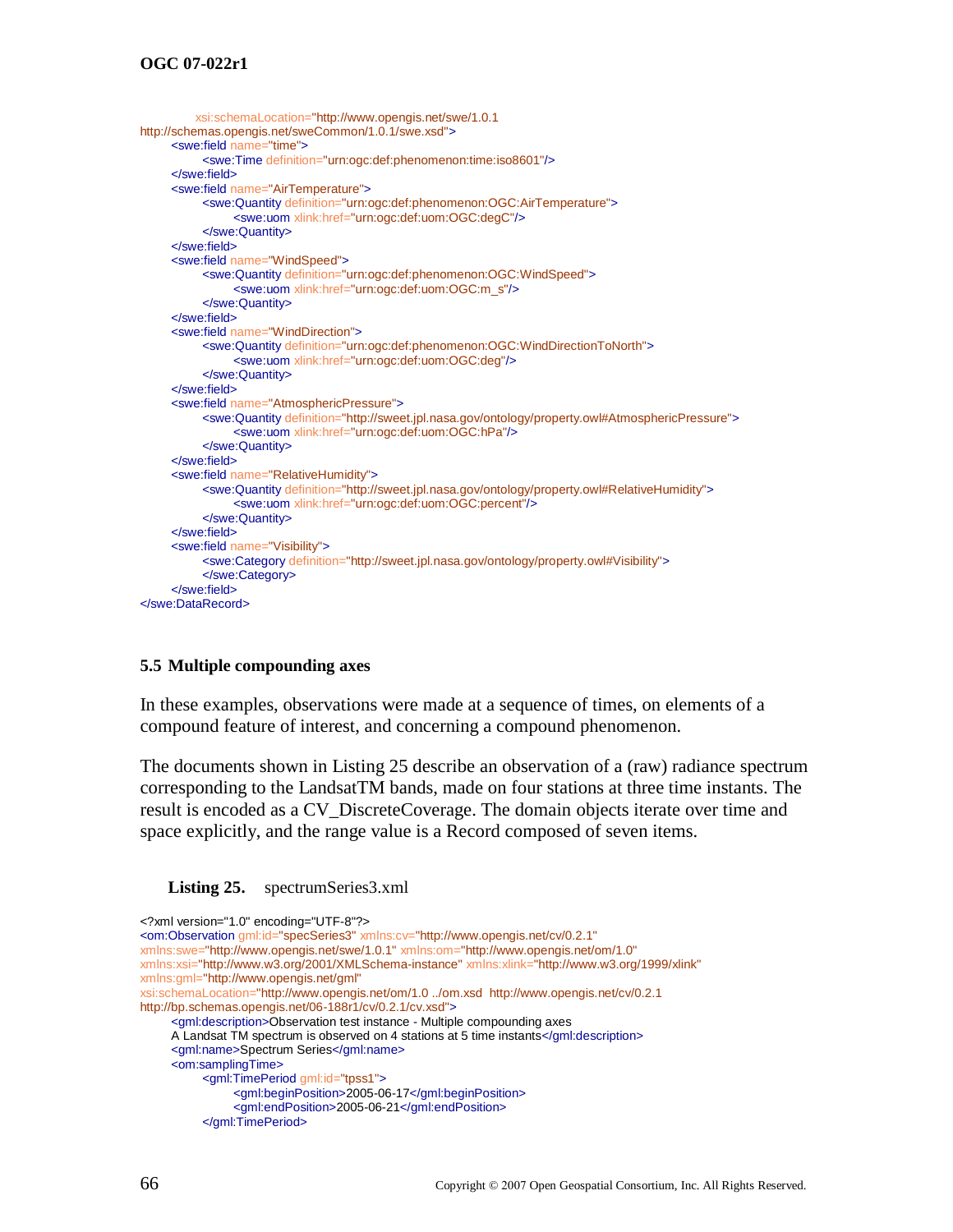```xml
              xsi:schemaLocation="http://www.opengis.net/swe/1.0.1
http://schemas.opengis.net/sweCommon/1.0.1/swe.xsd">
        <swe:field name="time">
                <swe:Time definition="urn:ogc:def:phenomenon:time:iso8601"/>
        </swe:field>
        <swe:field name="AirTemperature">
                <swe:Quantity definition="urn:ogc:def:phenomenon:OGC:AirTemperature">
                        <swe:uom xlink:href="urn:ogc:def:uom:OGC:degC"/>
                </swe:Quantity>
        </swe:field>
        <swe:field name="WindSpeed">
                <swe:Quantity definition="urn:ogc:def:phenomenon:OGC:WindSpeed">
                        <swe:uom xlink:href="urn:ogc:def:uom:OGC:m_s"/>
                </swe:Quantity>
        </swe:field>
        <swe:field name="WindDirection">
                <swe:Quantity definition="urn:ogc:def:phenomenon:OGC:WindDirectionToNorth">
                        <swe:uom xlink:href="urn:ogc:def:uom:OGC:deg"/>
                </swe:Quantity>
        </swe:field>
        <swe:field name="AtmosphericPressure">
                <swe:Quantity definition="http://sweet.jpl.nasa.gov/ontology/property.owl#AtmosphericPressure">
                        <swe:uom xlink:href="urn:ogc:def:uom:OGC:hPa"/>
                </swe:Quantity>
        </swe:field>
        <swe:field name="RelativeHumidity">
                <swe:Quantity definition="http://sweet.jpl.nasa.gov/ontology/property.owl#RelativeHumidity">
                        <swe:uom xlink:href="urn:ogc:def:uom:OGC:percent"/>
                </swe:Quantity>
        </swe:field>
        <swe:field name="Visibility">
                <swe:Category definition="http://sweet.jpl.nasa.gov/ontology/property.owl#Visibility">
                </swe:Category>
        </swe:field>
</swe:DataRecord>
```

## 5.5 Multiple compounding axes

In these examples, observations were made at a sequence of times, on elements of a compound feature of interest, and concerning a compound phenomenon.

The documents shown in Listing 25 describe an observation of a (raw) radiance spectrum corresponding to the LandsatTM bands, made on four stations at three time instants. The result is encoded as a CV_DiscreteCoverage. The domain objects iterate over time and space explicitly, and the range value is a Record composed of seven items.

**Listing 25.** spectrumSeries3.xml

```xml
<?xml version="1.0" encoding="UTF-8"?>
<om:Observation gml:id="specSeries3" xmlns:cv="http://www.opengis.net/cv/0.2.1"
xmlns:swe="http://www.opengis.net/swe/1.0.1" xmlns:om="http://www.opengis.net/om/1.0"
xmlns:xsi="http://www.w3.org/2001/XMLSchema-instance" xmlns:xlink="http://www.w3.org/1999/xlink"
xmlns:gml="http://www.opengis.net/gml"
xsi:schemaLocation="http://www.opengis.net/om/1.0 ../om.xsd  http://www.opengis.net/cv/0.2.1
http://bp.schemas.opengis.net/06-188r1/cv/0.2.1/cv.xsd">
        <gml:description>Observation test instance - Multiple compounding axes
        A Landsat TM spectrum is observed on 4 stations at 5 time instants</gml:description>
        <gml:name>Spectrum Series</gml:name>
        <om:samplingTime>
                <gml:TimePeriod gml:id="tpss1">
                        <gml:beginPosition>2005-06-17</gml:beginPosition>
                        <gml:endPosition>2005-06-21</gml:endPosition>
                </gml:TimePeriod>
```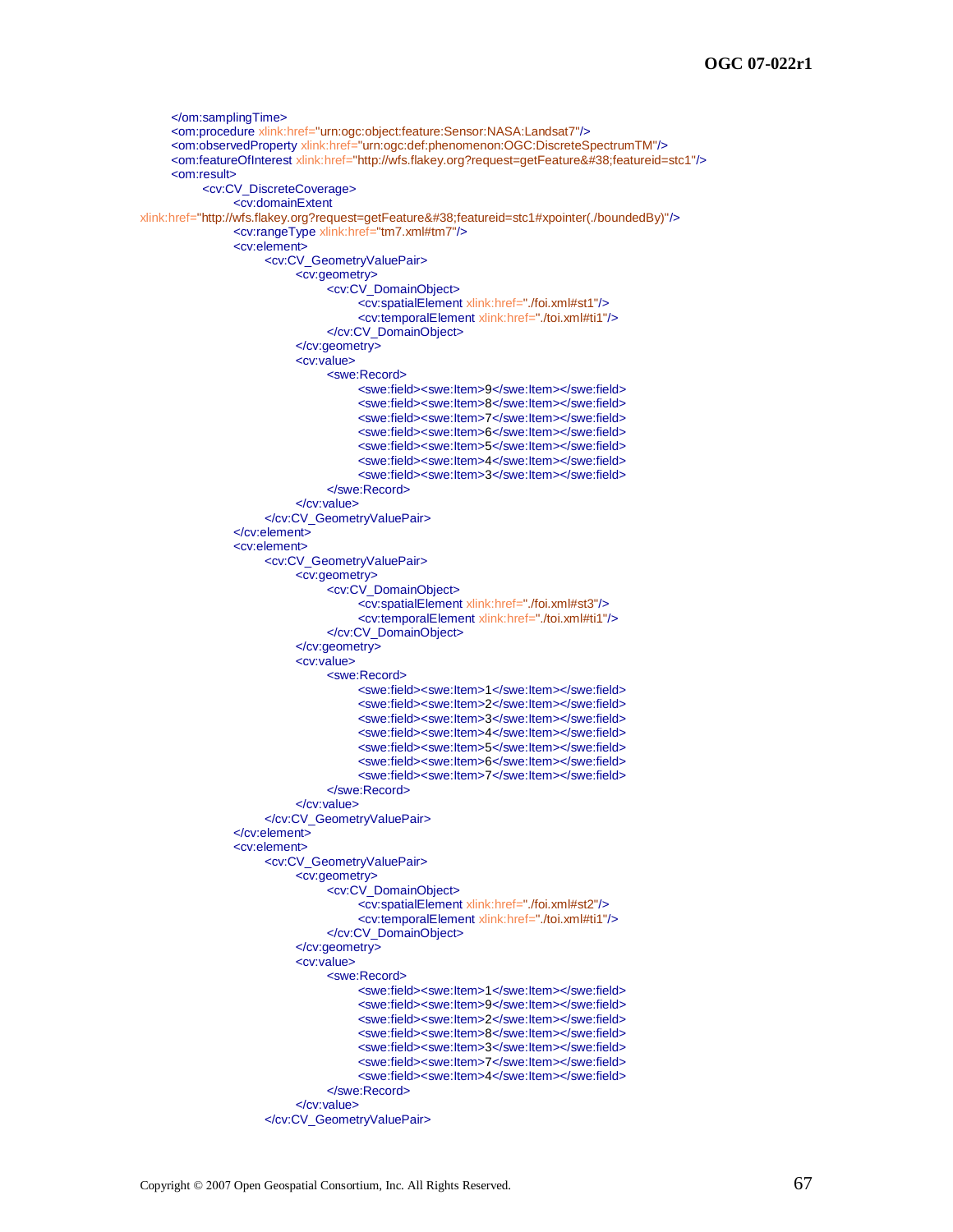```xml
	</om:samplingTime>
	<om:procedure xlink:href="urn:ogc:object:feature:Sensor:NASA:Landsat7"/>
	<om:observedProperty xlink:href="urn:ogc:def:phenomenon:OGC:DiscreteSpectrumTM"/>
	<om:featureOfInterest xlink:href="http://wfs.flakey.org?request=getFeature&#38;featureid=stc1"/>
	<om:result>
		<cv:CV_DiscreteCoverage>
			<cv:domainExtent
xlink:href="http://wfs.flakey.org?request=getFeature&#38;featureid=stc1#xpointer(./boundedBy)"/>
			<cv:rangeType xlink:href="tm7.xml#tm7"/>
			<cv:element>
				<cv:CV_GeometryValuePair>
					<cv:geometry>
						<cv:CV_DomainObject>
							<cv:spatialElement xlink:href="./foi.xml#st1"/>
							<cv:temporalElement xlink:href="./toi.xml#ti1"/>
						</cv:CV_DomainObject>
					</cv:geometry>
					<cv:value>
						<swe:Record>
							<swe:field><swe:Item>9</swe:Item></swe:field>
							<swe:field><swe:Item>8</swe:Item></swe:field>
							<swe:field><swe:Item>7</swe:Item></swe:field>
							<swe:field><swe:Item>6</swe:Item></swe:field>
							<swe:field><swe:Item>5</swe:Item></swe:field>
							<swe:field><swe:Item>4</swe:Item></swe:field>
							<swe:field><swe:Item>3</swe:Item></swe:field>
						</swe:Record>
					</cv:value>
				</cv:CV_GeometryValuePair>
			</cv:element>
			<cv:element>
				<cv:CV_GeometryValuePair>
					<cv:geometry>
						<cv:CV_DomainObject>
							<cv:spatialElement xlink:href="./foi.xml#st3"/>
							<cv:temporalElement xlink:href="./toi.xml#ti1"/>
						</cv:CV_DomainObject>
					</cv:geometry>
					<cv:value>
						<swe:Record>
							<swe:field><swe:Item>1</swe:Item></swe:field>
							<swe:field><swe:Item>2</swe:Item></swe:field>
							<swe:field><swe:Item>3</swe:Item></swe:field>
							<swe:field><swe:Item>4</swe:Item></swe:field>
							<swe:field><swe:Item>5</swe:Item></swe:field>
							<swe:field><swe:Item>6</swe:Item></swe:field>
							<swe:field><swe:Item>7</swe:Item></swe:field>
						</swe:Record>
					</cv:value>
				</cv:CV_GeometryValuePair>
			</cv:element>
			<cv:element>
				<cv:CV_GeometryValuePair>
					<cv:geometry>
						<cv:CV_DomainObject>
							<cv:spatialElement xlink:href="./foi.xml#st2"/>
							<cv:temporalElement xlink:href="./toi.xml#ti1"/>
						</cv:CV_DomainObject>
					</cv:geometry>
					<cv:value>
						<swe:Record>
							<swe:field><swe:Item>1</swe:Item></swe:field>
							<swe:field><swe:Item>9</swe:Item></swe:field>
							<swe:field><swe:Item>2</swe:Item></swe:field>
							<swe:field><swe:Item>8</swe:Item></swe:field>
							<swe:field><swe:Item>3</swe:Item></swe:field>
							<swe:field><swe:Item>7</swe:Item></swe:field>
							<swe:field><swe:Item>4</swe:Item></swe:field>
						</swe:Record>
					</cv:value>
				</cv:CV_GeometryValuePair>
```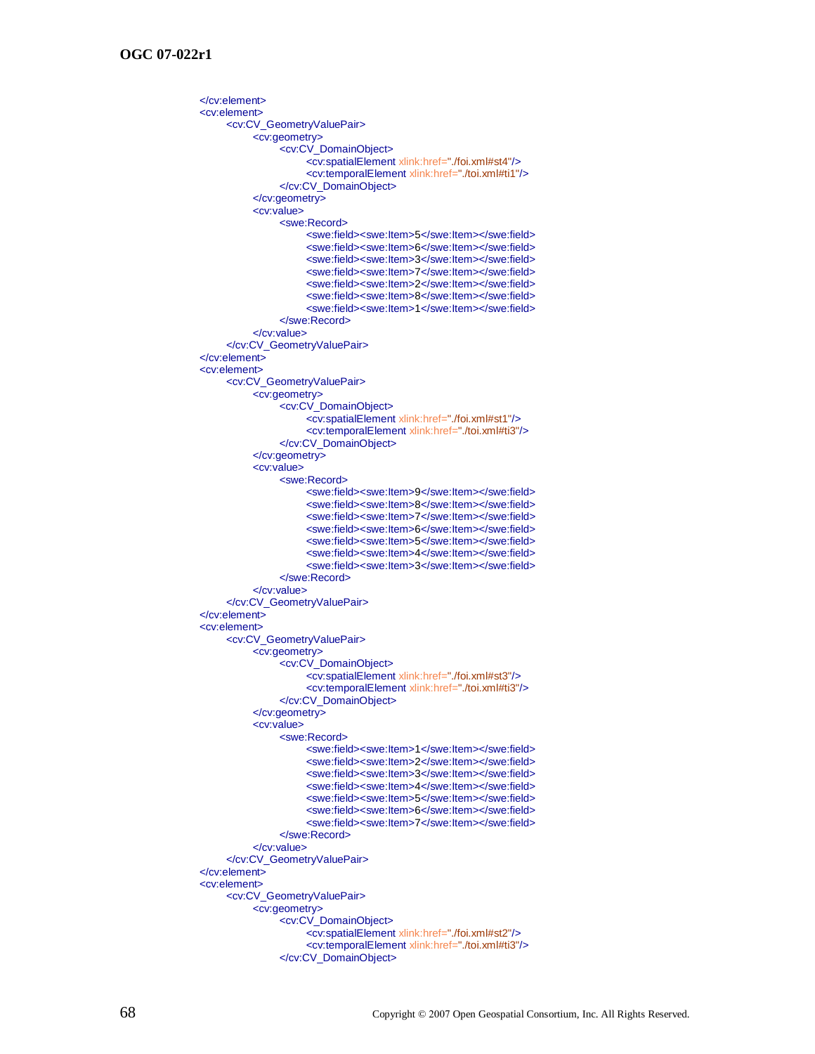```
</cv:element>
<cv:element>
	<cv:CV_GeometryValuePair>
		<cv:geometry>
			<cv:CV_DomainObject>
				<cv:spatialElement xlink:href="./foi.xml#st4"/>
				<cv:temporalElement xlink:href="./toi.xml#ti1"/>
			</cv:CV_DomainObject>
		</cv:geometry>
		<cv:value>
			<swe:Record>
				<swe:field><swe:Item>5</swe:Item></swe:field>
				<swe:field><swe:Item>6</swe:Item></swe:field>
				<swe:field><swe:Item>3</swe:Item></swe:field>
				<swe:field><swe:Item>7</swe:Item></swe:field>
				<swe:field><swe:Item>2</swe:Item></swe:field>
				<swe:field><swe:Item>8</swe:Item></swe:field>
				<swe:field><swe:Item>1</swe:Item></swe:field>
			</swe:Record>
		</cv:value>
	</cv:CV_GeometryValuePair>
</cv:element>
<cv:element>
	<cv:CV_GeometryValuePair>
		<cv:geometry>
			<cv:CV_DomainObject>
				<cv:spatialElement xlink:href="./foi.xml#st1"/>
				<cv:temporalElement xlink:href="./toi.xml#ti3"/>
			</cv:CV_DomainObject>
		</cv:geometry>
		<cv:value>
			<swe:Record>
				<swe:field><swe:Item>9</swe:Item></swe:field>
				<swe:field><swe:Item>8</swe:Item></swe:field>
				<swe:field><swe:Item>7</swe:Item></swe:field>
				<swe:field><swe:Item>6</swe:Item></swe:field>
				<swe:field><swe:Item>5</swe:Item></swe:field>
				<swe:field><swe:Item>4</swe:Item></swe:field>
				<swe:field><swe:Item>3</swe:Item></swe:field>
			</swe:Record>
		</cv:value>
	</cv:CV_GeometryValuePair>
</cv:element>
<cv:element>
	<cv:CV_GeometryValuePair>
		<cv:geometry>
			<cv:CV_DomainObject>
				<cv:spatialElement xlink:href="./foi.xml#st3"/>
				<cv:temporalElement xlink:href="./toi.xml#ti3"/>
			</cv:CV_DomainObject>
		</cv:geometry>
		<cv:value>
			<swe:Record>
				<swe:field><swe:Item>1</swe:Item></swe:field>
				<swe:field><swe:Item>2</swe:Item></swe:field>
				<swe:field><swe:Item>3</swe:Item></swe:field>
				<swe:field><swe:Item>4</swe:Item></swe:field>
				<swe:field><swe:Item>5</swe:Item></swe:field>
				<swe:field><swe:Item>6</swe:Item></swe:field>
				<swe:field><swe:Item>7</swe:Item></swe:field>
			</swe:Record>
		</cv:value>
	</cv:CV_GeometryValuePair>
</cv:element>
<cv:element>
	<cv:CV_GeometryValuePair>
		<cv:geometry>
			<cv:CV_DomainObject>
				<cv:spatialElement xlink:href="./foi.xml#st2"/>
				<cv:temporalElement xlink:href="./toi.xml#ti3"/>
			</cv:CV_DomainObject>
```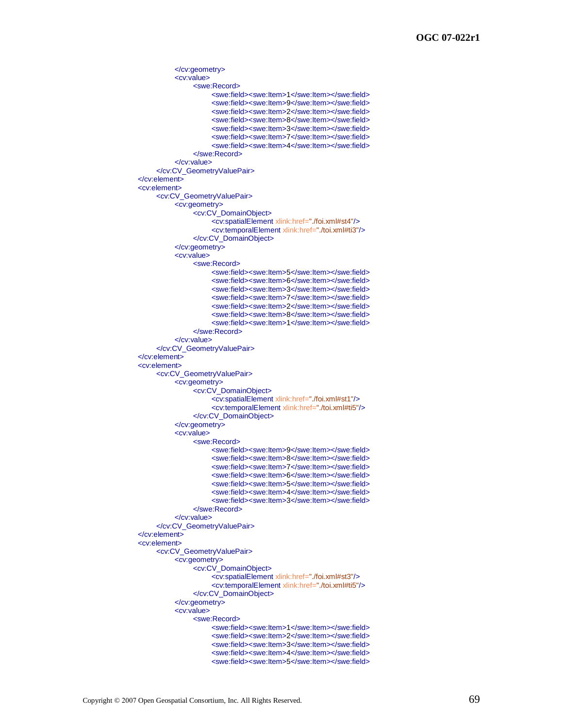```xml
					</cv:geometry>
					<cv:value>
						<swe:Record>
							<swe:field><swe:Item>1</swe:Item></swe:field>
							<swe:field><swe:Item>9</swe:Item></swe:field>
							<swe:field><swe:Item>2</swe:Item></swe:field>
							<swe:field><swe:Item>8</swe:Item></swe:field>
							<swe:field><swe:Item>3</swe:Item></swe:field>
							<swe:field><swe:Item>7</swe:Item></swe:field>
							<swe:field><swe:Item>4</swe:Item></swe:field>
						</swe:Record>
					</cv:value>
				</cv:CV_GeometryValuePair>
			</cv:element>
			<cv:element>
				<cv:CV_GeometryValuePair>
					<cv:geometry>
						<cv:CV_DomainObject>
							<cv:spatialElement xlink:href="./foi.xml#st4"/>
							<cv:temporalElement xlink:href="./toi.xml#ti3"/>
						</cv:CV_DomainObject>
					</cv:geometry>
					<cv:value>
						<swe:Record>
							<swe:field><swe:Item>5</swe:Item></swe:field>
							<swe:field><swe:Item>6</swe:Item></swe:field>
							<swe:field><swe:Item>3</swe:Item></swe:field>
							<swe:field><swe:Item>7</swe:Item></swe:field>
							<swe:field><swe:Item>2</swe:Item></swe:field>
							<swe:field><swe:Item>8</swe:Item></swe:field>
							<swe:field><swe:Item>1</swe:Item></swe:field>
						</swe:Record>
					</cv:value>
				</cv:CV_GeometryValuePair>
			</cv:element>
			<cv:element>
				<cv:CV_GeometryValuePair>
					<cv:geometry>
						<cv:CV_DomainObject>
							<cv:spatialElement xlink:href="./foi.xml#st1"/>
							<cv:temporalElement xlink:href="./toi.xml#ti5"/>
						</cv:CV_DomainObject>
					</cv:geometry>
					<cv:value>
						<swe:Record>
							<swe:field><swe:Item>9</swe:Item></swe:field>
							<swe:field><swe:Item>8</swe:Item></swe:field>
							<swe:field><swe:Item>7</swe:Item></swe:field>
							<swe:field><swe:Item>6</swe:Item></swe:field>
							<swe:field><swe:Item>5</swe:Item></swe:field>
							<swe:field><swe:Item>4</swe:Item></swe:field>
							<swe:field><swe:Item>3</swe:Item></swe:field>
						</swe:Record>
					</cv:value>
				</cv:CV_GeometryValuePair>
			</cv:element>
			<cv:element>
				<cv:CV_GeometryValuePair>
					<cv:geometry>
						<cv:CV_DomainObject>
							<cv:spatialElement xlink:href="./foi.xml#st3"/>
							<cv:temporalElement xlink:href="./toi.xml#ti5"/>
						</cv:CV_DomainObject>
					</cv:geometry>
					<cv:value>
						<swe:Record>
							<swe:field><swe:Item>1</swe:Item></swe:field>
							<swe:field><swe:Item>2</swe:Item></swe:field>
							<swe:field><swe:Item>3</swe:Item></swe:field>
							<swe:field><swe:Item>4</swe:Item></swe:field>
							<swe:field><swe:Item>5</swe:Item></swe:field>
```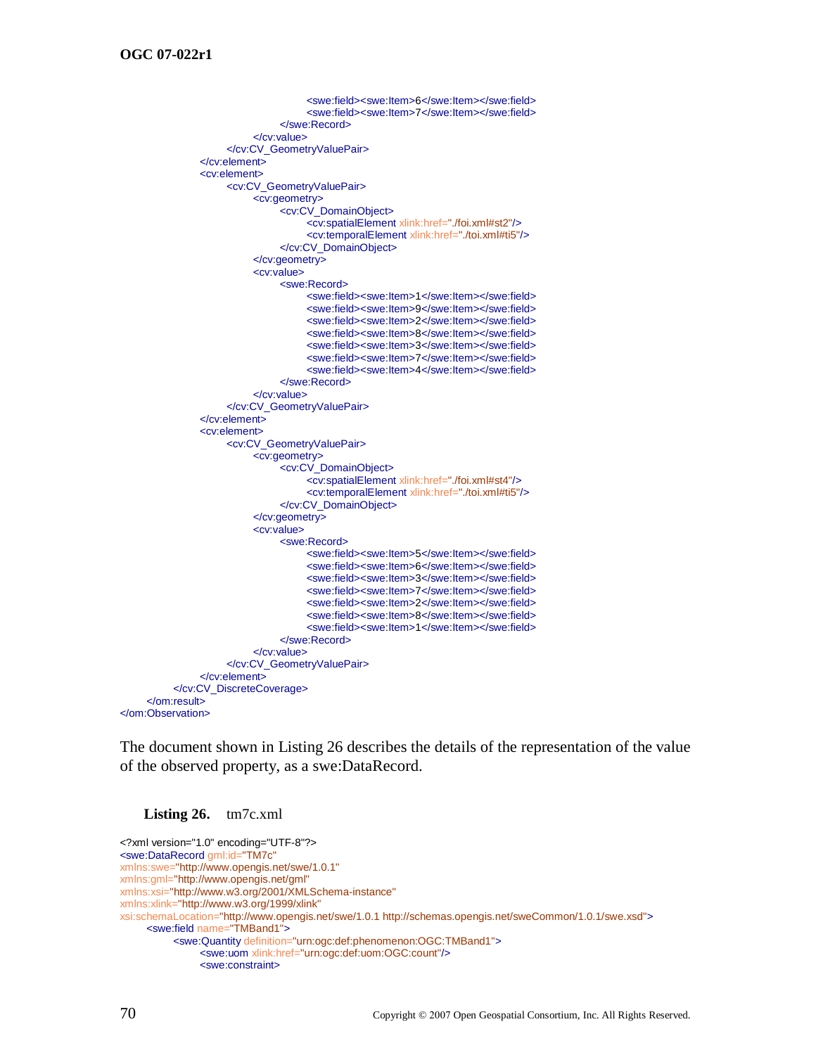```
                        <swe:field><swe:Item>6</swe:Item></swe:field>
                        <swe:field><swe:Item>7</swe:Item></swe:field>
                    </swe:Record>
                </cv:value>
            </cv:CV_GeometryValuePair>
        </cv:element>
        <cv:element>
            <cv:CV_GeometryValuePair>
                <cv:geometry>
                    <cv:CV_DomainObject>
                        <cv:spatialElement xlink:href="./foi.xml#st2"/>
                        <cv:temporalElement xlink:href="./toi.xml#ti5"/>
                    </cv:CV_DomainObject>
                </cv:geometry>
                <cv:value>
                    <swe:Record>
                        <swe:field><swe:Item>1</swe:Item></swe:field>
                        <swe:field><swe:Item>9</swe:Item></swe:field>
                        <swe:field><swe:Item>2</swe:Item></swe:field>
                        <swe:field><swe:Item>8</swe:Item></swe:field>
                        <swe:field><swe:Item>3</swe:Item></swe:field>
                        <swe:field><swe:Item>7</swe:Item></swe:field>
                        <swe:field><swe:Item>4</swe:Item></swe:field>
                    </swe:Record>
                </cv:value>
            </cv:CV_GeometryValuePair>
        </cv:element>
        <cv:element>
            <cv:CV_GeometryValuePair>
                <cv:geometry>
                    <cv:CV_DomainObject>
                        <cv:spatialElement xlink:href="./foi.xml#st4"/>
                        <cv:temporalElement xlink:href="./toi.xml#ti5"/>
                    </cv:CV_DomainObject>
                </cv:geometry>
                <cv:value>
                    <swe:Record>
                        <swe:field><swe:Item>5</swe:Item></swe:field>
                        <swe:field><swe:Item>6</swe:Item></swe:field>
                        <swe:field><swe:Item>3</swe:Item></swe:field>
                        <swe:field><swe:Item>7</swe:Item></swe:field>
                        <swe:field><swe:Item>2</swe:Item></swe:field>
                        <swe:field><swe:Item>8</swe:Item></swe:field>
                        <swe:field><swe:Item>1</swe:Item></swe:field>
                    </swe:Record>
                </cv:value>
            </cv:CV_GeometryValuePair>
        </cv:element>
    </cv:CV_DiscreteCoverage>
  </om:result>
</om:Observation>
```

The document shown in Listing 26 describes the details of the representation of the value of the observed property, as a swe:DataRecord.

**Listing 26.** tm7c.xml

```
<?xml version="1.0" encoding="UTF-8"?>
<swe:DataRecord gml:id="TM7c"
xmlns:swe="http://www.opengis.net/swe/1.0.1"
xmlns:gml="http://www.opengis.net/gml"
xmlns:xsi="http://www.w3.org/2001/XMLSchema-instance"
xmlns:xlink="http://www.w3.org/1999/xlink"
xsi:schemaLocation="http://www.opengis.net/swe/1.0.1 http://schemas.opengis.net/sweCommon/1.0.1/swe.xsd">
    <swe:field name="TMBand1">
        <swe:Quantity definition="urn:ogc:def:phenomenon:OGC:TMBand1">
            <swe:uom xlink:href="urn:ogc:def:uom:OGC:count"/>
            <swe:constraint>
```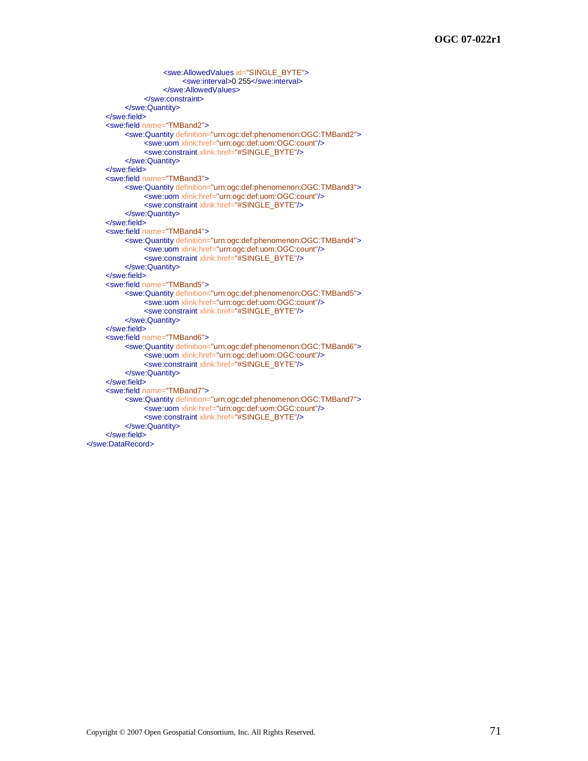```xml
                        <swe:AllowedValues id="SINGLE_BYTE">
                            <swe:interval>0 255</swe:interval>
                        </swe:AllowedValues>
                    </swe:constraint>
                </swe:Quantity>
            </swe:field>
            <swe:field name="TMBand2">
                <swe:Quantity definition="urn:ogc:def:phenomenon:OGC:TMBand2">
                    <swe:uom xlink:href="urn:ogc:def:uom:OGC:count"/>
                    <swe:constraint xlink:href="#SINGLE_BYTE"/>
                </swe:Quantity>
            </swe:field>
            <swe:field name="TMBand3">
                <swe:Quantity definition="urn:ogc:def:phenomenon:OGC:TMBand3">
                    <swe:uom xlink:href="urn:ogc:def:uom:OGC:count"/>
                    <swe:constraint xlink:href="#SINGLE_BYTE"/>
                </swe:Quantity>
            </swe:field>
            <swe:field name="TMBand4">
                <swe:Quantity definition="urn:ogc:def:phenomenon:OGC:TMBand4">
                    <swe:uom xlink:href="urn:ogc:def:uom:OGC:count"/>
                    <swe:constraint xlink:href="#SINGLE_BYTE"/>
                </swe:Quantity>
            </swe:field>
            <swe:field name="TMBand5">
                <swe:Quantity definition="urn:ogc:def:phenomenon:OGC:TMBand5">
                    <swe:uom xlink:href="urn:ogc:def:uom:OGC:count"/>
                    <swe:constraint xlink:href="#SINGLE_BYTE"/>
                </swe:Quantity>
            </swe:field>
            <swe:field name="TMBand6">
                <swe:Quantity definition="urn:ogc:def:phenomenon:OGC:TMBand6">
                    <swe:uom xlink:href="urn:ogc:def:uom:OGC:count"/>
                    <swe:constraint xlink:href="#SINGLE_BYTE"/>
                </swe:Quantity>
            </swe:field>
            <swe:field name="TMBand7">
                <swe:Quantity definition="urn:ogc:def:phenomenon:OGC:TMBand7">
                    <swe:uom xlink:href="urn:ogc:def:uom:OGC:count"/>
                    <swe:constraint xlink:href="#SINGLE_BYTE"/>
                </swe:Quantity>
            </swe:field>
</swe:DataRecord>
```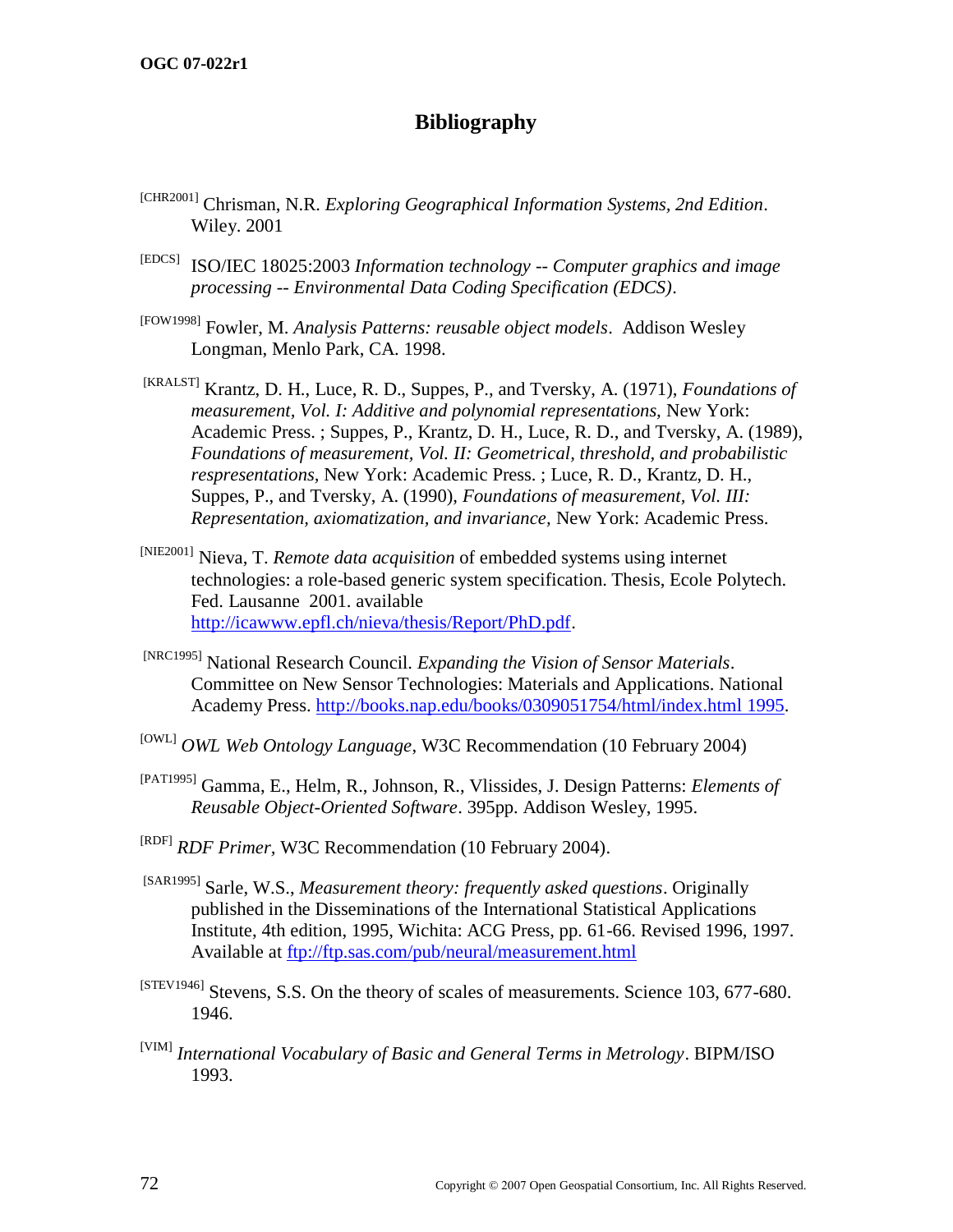# Bibliography

[CHR2001] Chrisman, N.R. *Exploring Geographical Information Systems, 2nd Edition*. Wiley. 2001

[EDCS] ISO/IEC 18025:2003 *Information technology -- Computer graphics and image processing -- Environmental Data Coding Specification (EDCS)*.

[FOW1998] Fowler, M. *Analysis Patterns: reusable object models*. Addison Wesley Longman, Menlo Park, CA. 1998.

[KRALST] Krantz, D. H., Luce, R. D., Suppes, P., and Tversky, A. (1971), *Foundations of measurement, Vol. I: Additive and polynomial representations,* New York: Academic Press. ; Suppes, P., Krantz, D. H., Luce, R. D., and Tversky, A. (1989), *Foundations of measurement, Vol. II: Geometrical, threshold, and probabilistic respresentations*, New York: Academic Press. ; Luce, R. D., Krantz, D. H., Suppes, P., and Tversky, A. (1990), *Foundations of measurement, Vol. III: Representation, axiomatization, and invariance,* New York: Academic Press.

[NIE2001] Nieva, T. *Remote data acquisition* of embedded systems using internet technologies: a role-based generic system specification. Thesis, Ecole Polytech. Fed. Lausanne 2001. available http://icawww.epfl.ch/nieva/thesis/Report/PhD.pdf.

[NRC1995] National Research Council. *Expanding the Vision of Sensor Materials*. Committee on New Sensor Technologies: Materials and Applications. National Academy Press. http://books.nap.edu/books/0309051754/html/index.html 1995.

[OWL] *OWL Web Ontology Language,* W3C Recommendation (10 February 2004)

[PAT1995] Gamma, E., Helm, R., Johnson, R., Vlissides, J. Design Patterns: *Elements of Reusable Object-Oriented Software*. 395pp. Addison Wesley, 1995.

[RDF] *RDF Primer,* W3C Recommendation (10 February 2004).

[SAR1995] Sarle, W.S., *Measurement theory: frequently asked questions*. Originally published in the Disseminations of the International Statistical Applications Institute, 4th edition, 1995, Wichita: ACG Press, pp. 61-66. Revised 1996, 1997. Available at ftp://ftp.sas.com/pub/neural/measurement.html

[STEV1946] Stevens, S.S. On the theory of scales of measurements. Science 103, 677-680. 1946.

[VIM] *International Vocabulary of Basic and General Terms in Metrology*. BIPM/ISO 1993.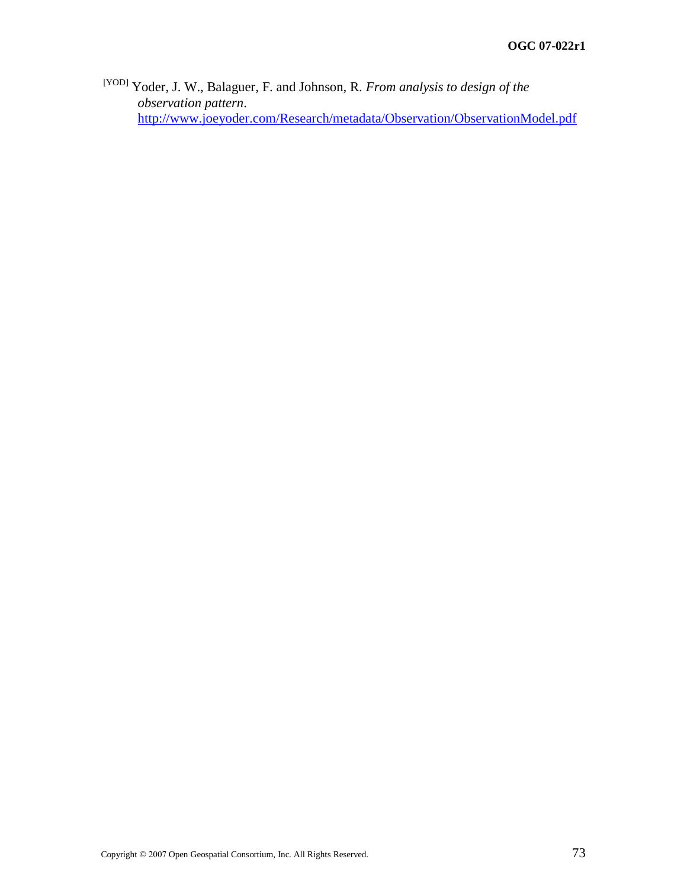[YOD] Yoder, J. W., Balaguer, F. and Johnson, R. *From analysis to design of the observation pattern*. http://www.joeyoder.com/Research/metadata/Observation/ObservationModel.pdf